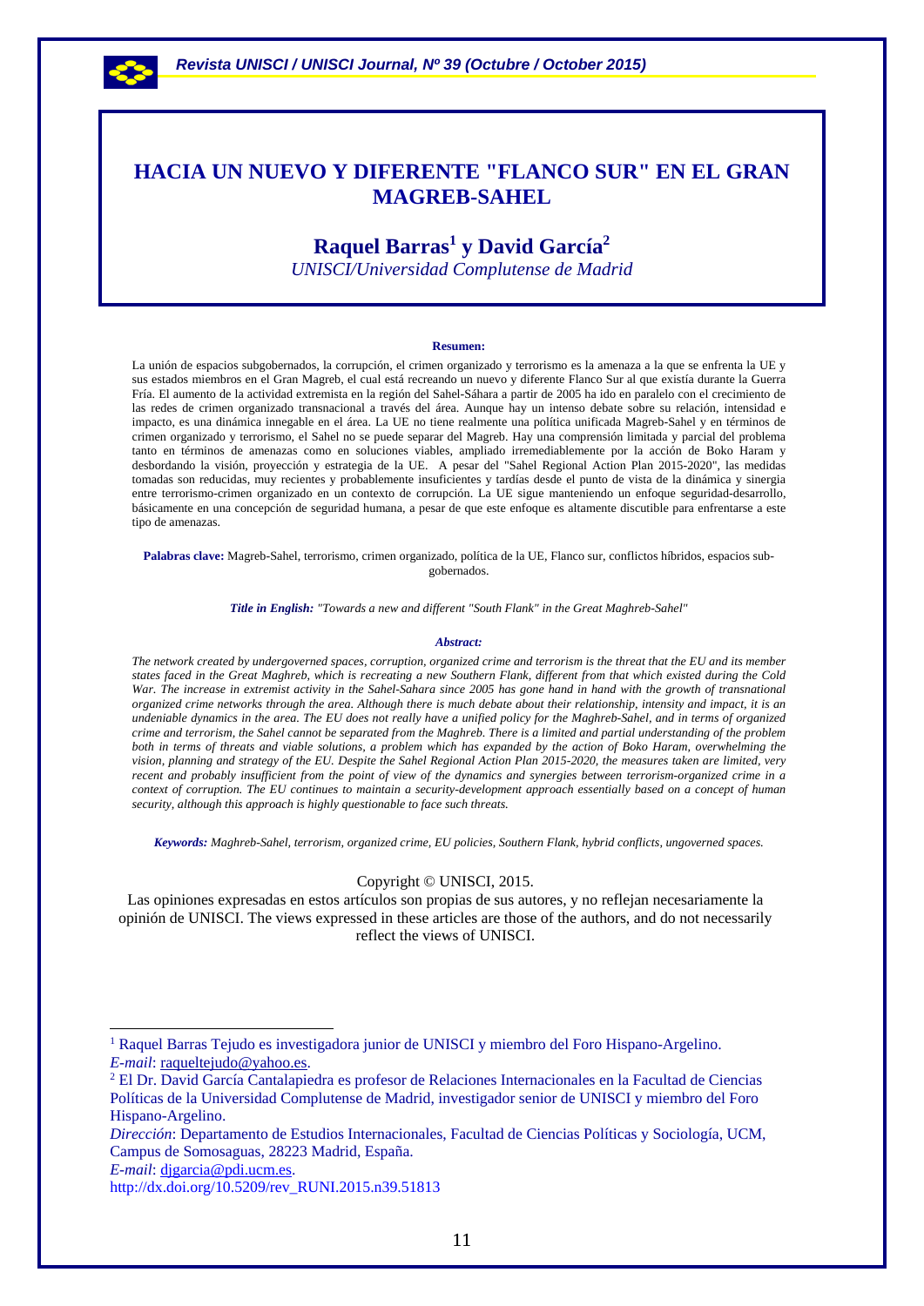# HACIA UN NUEVO Y DIFERENTE "FLANCO SUR" EN EL GRAN MAGREB-SAHEL

## Raquel Barras[1] y David García[2]

*UNISCI/Universidad Complutense de Madrid*

**Resumen:**

La unión de espacios subgobernados, la corrupción, el crimen organizado y terrorismo es la amenaza a la que se enfrenta la UE y sus estados miembros en el Gran Magreb, el cual está recreando un nuevo y diferente Flanco Sur al que existía durante la Guerra Fría. El aumento de la actividad extremista en la región del Sahel-Sáhara a partir de 2005 ha ido en paralelo con el crecimiento de las redes de crimen organizado transnacional a través del área. Aunque hay un intenso debate sobre su relación, intensidad e impacto, es una dinámica innegable en el área. La UE no tiene realmente una política unificada Magreb-Sahel y en términos de crimen organizado y terrorismo, el Sahel no se puede separar del Magreb. Hay una comprensión limitada y parcial del problema tanto en términos de amenazas como en soluciones viables, ampliado irremediablemente por la acción de Boko Haram y desbordando la visión, proyección y estrategia de la UE. A pesar del "Sahel Regional Action Plan 2015-2020", las medidas tomadas son reducidas, muy recientes y probablemente insuficientes y tardías desde el punto de vista de la dinámica y sinergia entre terrorismo-crimen organizado en un contexto de corrupción. La UE sigue manteniendo un enfoque seguridad-desarrollo, básicamente en una concepción de seguridad humana, a pesar de que este enfoque es altamente discutible para enfrentarse a este tipo de amenazas.

**Palabras clave:** Magreb-Sahel, terrorismo, crimen organizado, política de la UE, Flanco sur, conflictos híbridos, espacios sub-gobernados.

***Title in English:*** *"Towards a new and different "South Flank" in the Great Maghreb-Sahel"*

***Abstract:***

*The network created by undergoverned spaces, corruption, organized crime and terrorism is the threat that the EU and its member states faced in the Great Maghreb, which is recreating a new Southern Flank, different from that which existed during the Cold War. The increase in extremist activity in the Sahel-Sahara since 2005 has gone hand in hand with the growth of transnational organized crime networks through the area. Although there is much debate about their relationship, intensity and impact, it is an undeniable dynamics in the area. The EU does not really have a unified policy for the Maghreb-Sahel, and in terms of organized crime and terrorism, the Sahel cannot be separated from the Maghreb. There is a limited and partial understanding of the problem both in terms of threats and viable solutions, a problem which has expanded by the action of Boko Haram, overwhelming the vision, planning and strategy of the EU. Despite the Sahel Regional Action Plan 2015-2020, the measures taken are limited, very recent and probably insufficient from the point of view of the dynamics and synergies between terrorism-organized crime in a context of corruption. The EU continues to maintain a security-development approach essentially based on a concept of human security, although this approach is highly questionable to face such threats.*

***Keywords:*** *Maghreb-Sahel, terrorism, organized crime, EU policies, Southern Flank, hybrid conflicts, ungoverned spaces.*

Copyright © UNISCI, 2015.

Las opiniones expresadas en estos artículos son propias de sus autores, y no reflejan necesariamente la opinión de UNISCI. The views expressed in these articles are those of the authors, and do not necessarily reflect the views of UNISCI.

---

[1] Raquel Barras Tejudo es investigadora junior de UNISCI y miembro del Foro Hispano-Argelino. *E-mail*: raqueltejudo@yahoo.es.

[2] El Dr. David García Cantalapiedra es profesor de Relaciones Internacionales en la Facultad de Ciencias Políticas de la Universidad Complutense de Madrid, investigador senior de UNISCI y miembro del Foro Hispano-Argelino.

*Dirección*: Departamento de Estudios Internacionales, Facultad de Ciencias Políticas y Sociología, UCM, Campus de Somosaguas, 28223 Madrid, España.

*E-mail*: djgarcia@pdi.ucm.es.

http://dx.doi.org/10.5209/rev_RUNI.2015.n39.51813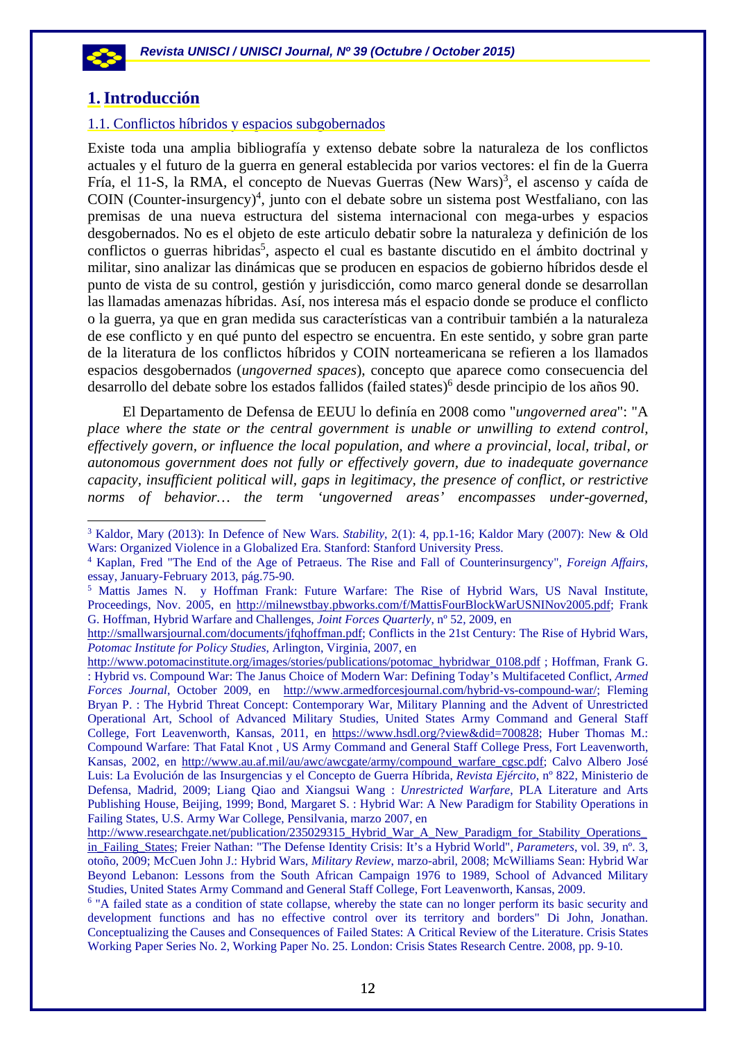# 1. Introducción

## 1.1. Conflictos híbridos y espacios subgobernados

Existe toda una amplia bibliografía y extenso debate sobre la naturaleza de los conflictos actuales y el futuro de la guerra en general establecida por varios vectores: el fin de la Guerra Fría, el 11-S, la RMA, el concepto de Nuevas Guerras (New Wars)[3], el ascenso y caída de COIN (Counter-insurgency)[4], junto con el debate sobre un sistema post Westfaliano, con las premisas de una nueva estructura del sistema internacional con mega-urbes y espacios desgobernados. No es el objeto de este articulo debatir sobre la naturaleza y definición de los conflictos o guerras hibridas[5], aspecto el cual es bastante discutido en el ámbito doctrinal y militar, sino analizar las dinámicas que se producen en espacios de gobierno híbridos desde el punto de vista de su control, gestión y jurisdicción, como marco general donde se desarrollan las llamadas amenazas híbridas. Así, nos interesa más el espacio donde se produce el conflicto o la guerra, ya que en gran medida sus características van a contribuir también a la naturaleza de ese conflicto y en qué punto del espectro se encuentra. En este sentido, y sobre gran parte de la literatura de los conflictos híbridos y COIN norteamericana se refieren a los llamados espacios desgobernados (*ungoverned spaces*), concepto que aparece como consecuencia del desarrollo del debate sobre los estados fallidos (failed states)[6] desde principio de los años 90.

El Departamento de Defensa de EEUU lo definía en 2008 como "*ungoverned area*": "*A place where the state or the central government is unable or unwilling to extend control, effectively govern, or influence the local population, and where a provincial, local, tribal, or autonomous government does not fully or effectively govern, due to inadequate governance capacity, insufficient political will, gaps in legitimacy, the presence of conflict, or restrictive norms of behavior… the term 'ungoverned areas' encompasses under-governed,*

---

[3] Kaldor, Mary (2013): In Defence of New Wars. *Stability*, 2(1): 4, pp.1-16; Kaldor Mary (2007): New & Old Wars: Organized Violence in a Globalized Era. Stanford: Stanford University Press.

[4] Kaplan, Fred "The End of the Age of Petraeus. The Rise and Fall of Counterinsurgency", *Foreign Affairs*, essay, January-February 2013, pág.75-90.

[5] Mattis James N. y Hoffman Frank: Future Warfare: The Rise of Hybrid Wars, US Naval Institute, Proceedings, Nov. 2005, en http://milnewstbay.pbworks.com/f/MattisFourBlockWarUSNINov2005.pdf; Frank G. Hoffman, Hybrid Warfare and Challenges, *Joint Forces Quarterly*, nº 52, 2009, en http://smallwarsjournal.com/documents/jfqhoffman.pdf; Conflicts in the 21st Century: The Rise of Hybrid Wars, *Potomac Institute for Policy Studies*, Arlington, Virginia, 2007, en http://www.potomacinstitute.org/images/stories/publications/potomac_hybridwar_0108.pdf ; Hoffman, Frank G. : Hybrid vs. Compound War: The Janus Choice of Modern War: Defining Today's Multifaceted Conflict, *Armed Forces Journal*, October 2009, en http://www.armedforcesjournal.com/hybrid-vs-compound-war/; Fleming Bryan P. : The Hybrid Threat Concept: Contemporary War, Military Planning and the Advent of Unrestricted Operational Art, School of Advanced Military Studies, United States Army Command and General Staff College, Fort Leavenworth, Kansas, 2011, en https://www.hsdl.org/?view&did=700828; Huber Thomas M.: Compound Warfare: That Fatal Knot , US Army Command and General Staff College Press, Fort Leavenworth, Kansas, 2002, en http://www.au.af.mil/au/awc/awcgate/army/compound_warfare_cgsc.pdf; Calvo Albero José Luis: La Evolución de las Insurgencias y el Concepto de Guerra Híbrida, *Revista Ejército*, nº 822, Ministerio de Defensa, Madrid, 2009; Liang Qiao and Xiangsui Wang : *Unrestricted Warfare*, PLA Literature and Arts Publishing House, Beijing, 1999; Bond, Margaret S. : Hybrid War: A New Paradigm for Stability Operations in Failing States, U.S. Army War College, Pensilvania, marzo 2007, en http://www.researchgate.net/publication/235029315_Hybrid_War_A_New_Paradigm_for_Stability_Operations_in_Failing_States; Freier Nathan: "The Defense Identity Crisis: It's a Hybrid World", *Parameters*, vol. 39, nº. 3, otoño, 2009; McCuen John J.: Hybrid Wars, *Military Review*, marzo-abril, 2008; McWilliams Sean: Hybrid War Beyond Lebanon: Lessons from the South African Campaign 1976 to 1989, School of Advanced Military Studies, United States Army Command and General Staff College, Fort Leavenworth, Kansas, 2009.

[6] "A failed state as a condition of state collapse, whereby the state can no longer perform its basic security and development functions and has no effective control over its territory and borders" Di John, Jonathan. Conceptualizing the Causes and Consequences of Failed States: A Critical Review of the Literature. Crisis States Working Paper Series No. 2, Working Paper No. 25. London: Crisis States Research Centre. 2008, pp. 9-10.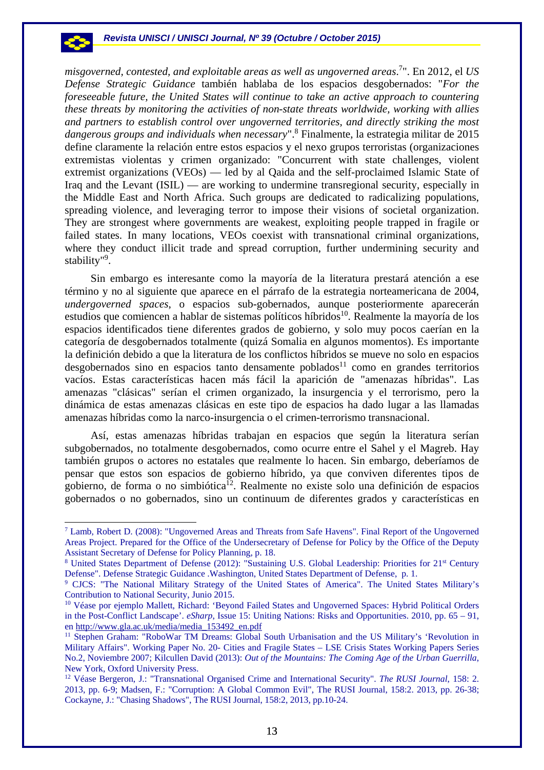*misgoverned, contested, and exploitable areas as well as ungoverned areas.*[7]". En 2012, el *US Defense Strategic Guidance* también hablaba de los espacios desgobernados: "*For the foreseeable future, the United States will continue to take an active approach to countering these threats by monitoring the activities of non-state threats worldwide, working with allies and partners to establish control over ungoverned territories, and directly striking the most dangerous groups and individuals when necessary*".[8] Finalmente, la estrategia militar de 2015 define claramente la relación entre estos espacios y el nexo grupos terroristas (organizaciones extremistas violentas y crimen organizado: "Concurrent with state challenges, violent extremist organizations (VEOs) — led by al Qaida and the self-proclaimed Islamic State of Iraq and the Levant (ISIL) — are working to undermine transregional security, especially in the Middle East and North Africa. Such groups are dedicated to radicalizing populations, spreading violence, and leveraging terror to impose their visions of societal organization. They are strongest where governments are weakest, exploiting people trapped in fragile or failed states. In many locations, VEOs coexist with transnational criminal organizations, where they conduct illicit trade and spread corruption, further undermining security and stability"[9].

Sin embargo es interesante como la mayoría de la literatura prestará atención a ese término y no al siguiente que aparece en el párrafo de la estrategia norteamericana de 2004, *undergoverned spaces*, o espacios sub-gobernados, aunque posteriormente aparecerán estudios que comiencen a hablar de sistemas políticos híbridos[10]. Realmente la mayoría de los espacios identificados tiene diferentes grados de gobierno, y solo muy pocos caerían en la categoría de desgobernados totalmente (quizá Somalia en algunos momentos). Es importante la definición debido a que la literatura de los conflictos híbridos se mueve no solo en espacios desgobernados sino en espacios tanto densamente poblados[11] como en grandes territorios vacíos. Estas características hacen más fácil la aparición de "amenazas híbridas". Las amenazas "clásicas" serían el crimen organizado, la insurgencia y el terrorismo, pero la dinámica de estas amenazas clásicas en este tipo de espacios ha dado lugar a las llamadas amenazas híbridas como la narco-insurgencia o el crimen-terrorismo transnacional.

Así, estas amenazas híbridas trabajan en espacios que según la literatura serían subgobernados, no totalmente desgobernados, como ocurre entre el Sahel y el Magreb. Hay también grupos o actores no estatales que realmente lo hacen. Sin embargo, deberíamos de pensar que estos son espacios de gobierno híbrido, ya que conviven diferentes tipos de gobierno, de forma o no simbiótica[12]. Realmente no existe solo una definición de espacios gobernados o no gobernados, sino un continuum de diferentes grados y características en

---

[7] Lamb, Robert D. (2008): "Ungoverned Areas and Threats from Safe Havens". Final Report of the Ungoverned Areas Project. Prepared for the Office of the Undersecretary of Defense for Policy by the Office of the Deputy Assistant Secretary of Defense for Policy Planning, p. 18.

[8] United States Department of Defense (2012): "Sustaining U.S. Global Leadership: Priorities for 21st Century Defense". Defense Strategic Guidance .Washington, United States Department of Defense, p. 1.

[9] CJCS: "The National Military Strategy of the United States of America". The United States Military's Contribution to National Security, Junio 2015.

[10] Véase por ejemplo Mallett, Richard: 'Beyond Failed States and Ungoverned Spaces: Hybrid Political Orders in the Post-Conflict Landscape'. *eSharp*, Issue 15: Uniting Nations: Risks and Opportunities. 2010, pp. 65 – 91, en http://www.gla.ac.uk/media/media_153492_en.pdf

[11] Stephen Graham: "RoboWar TM Dreams: Global South Urbanisation and the US Military's 'Revolution in Military Affairs". Working Paper No. 20- Cities and Fragile States – LSE Crisis States Working Papers Series No.2, Noviembre 2007; Kilcullen David (2013): *Out of the Mountains: The Coming Age of the Urban Guerrilla*, New York, Oxford University Press.

[12] Véase Bergeron, J.: "Transnational Organised Crime and International Security". *The RUSI Journal*, 158: 2. 2013, pp. 6-9; Madsen, F.: "Corruption: A Global Common Evil", The RUSI Journal, 158:2. 2013, pp. 26-38; Cockayne, J.: "Chasing Shadows", The RUSI Journal, 158:2, 2013, pp.10-24.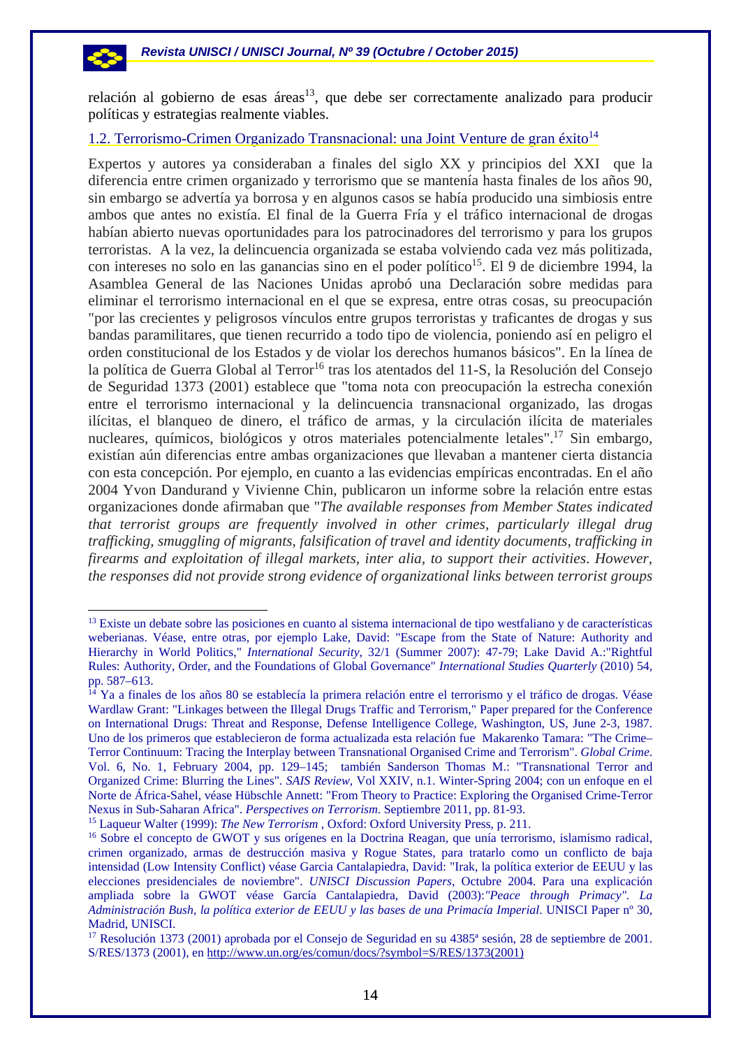relación al gobierno de esas áreas[13], que debe ser correctamente analizado para producir políticas y estrategias realmente viables.

### 1.2. Terrorismo-Crimen Organizado Transnacional: una Joint Venture de gran éxito[14]

Expertos y autores ya consideraban a finales del siglo XX y principios del XXI que la diferencia entre crimen organizado y terrorismo que se mantenía hasta finales de los años 90, sin embargo se advertía ya borrosa y en algunos casos se había producido una simbiosis entre ambos que antes no existía. El final de la Guerra Fría y el tráfico internacional de drogas habían abierto nuevas oportunidades para los patrocinadores del terrorismo y para los grupos terroristas. A la vez, la delincuencia organizada se estaba volviendo cada vez más politizada, con intereses no solo en las ganancias sino en el poder político[15]. El 9 de diciembre 1994, la Asamblea General de las Naciones Unidas aprobó una Declaración sobre medidas para eliminar el terrorismo internacional en el que se expresa, entre otras cosas, su preocupación "por las crecientes y peligrosos vínculos entre grupos terroristas y traficantes de drogas y sus bandas paramilitares, que tienen recurrido a todo tipo de violencia, poniendo así en peligro el orden constitucional de los Estados y de violar los derechos humanos básicos". En la línea de la política de Guerra Global al Terror[16] tras los atentados del 11-S, la Resolución del Consejo de Seguridad 1373 (2001) establece que "toma nota con preocupación la estrecha conexión entre el terrorismo internacional y la delincuencia transnacional organizado, las drogas ilícitas, el blanqueo de dinero, el tráfico de armas, y la circulación ilícita de materiales nucleares, químicos, biológicos y otros materiales potencialmente letales".[17] Sin embargo, existían aún diferencias entre ambas organizaciones que llevaban a mantener cierta distancia con esta concepción. Por ejemplo, en cuanto a las evidencias empíricas encontradas. En el año 2004 Yvon Dandurand y Vivienne Chin, publicaron un informe sobre la relación entre estas organizaciones donde afirmaban que "*The available responses from Member States indicated that terrorist groups are frequently involved in other crimes, particularly illegal drug trafficking, smuggling of migrants, falsification of travel and identity documents, trafficking in firearms and exploitation of illegal markets, inter alia, to support their activities. However, the responses did not provide strong evidence of organizational links between terrorist groups*

---

[13] Existe un debate sobre las posiciones en cuanto al sistema internacional de tipo westfaliano y de características weberianas. Véase, entre otras, por ejemplo Lake, David: "Escape from the State of Nature: Authority and Hierarchy in World Politics," *International Security*, 32/1 (Summer 2007): 47-79; Lake David A.:"Rightful Rules: Authority, Order, and the Foundations of Global Governance" *International Studies Quarterly* (2010) 54, pp. 587–613.

[14] Ya a finales de los años 80 se establecía la primera relación entre el terrorismo y el tráfico de drogas. Véase Wardlaw Grant: "Linkages between the Illegal Drugs Traffic and Terrorism," Paper prepared for the Conference on International Drugs: Threat and Response, Defense Intelligence College, Washington, US, June 2-3, 1987. Uno de los primeros que establecieron de forma actualizada esta relación fue Makarenko Tamara: "The Crime–Terror Continuum: Tracing the Interplay between Transnational Organised Crime and Terrorism". *Global Crime*. Vol. 6, No. 1, February 2004, pp. 129–145; también Sanderson Thomas M.: "Transnational Terror and Organized Crime: Blurring the Lines". *SAIS Review*, Vol XXIV, n.1. Winter-Spring 2004; con un enfoque en el Norte de África-Sahel, véase Hübschle Annett: "From Theory to Practice: Exploring the Organised Crime-Terror Nexus in Sub-Saharan Africa". *Perspectives on Terrorism*. Septiembre 2011, pp. 81-93.

[15] Laqueur Walter (1999): *The New Terrorism* , Oxford: Oxford University Press, p. 211.

[16] Sobre el concepto de GWOT y sus orígenes en la Doctrina Reagan, que unía terrorismo, islamismo radical, crimen organizado, armas de destrucción masiva y Rogue States, para tratarlo como un conflicto de baja intensidad (Low Intensity Conflict) véase Garcia Cantalapiedra, David: "Irak, la política exterior de EEUU y las elecciones presidenciales de noviembre". *UNISCI Discussion Papers*, Octubre 2004. Para una explicación ampliada sobre la GWOT véase García Cantalapiedra, David (2003):*"Peace through Primacy". La Administración Bush, la política exterior de EEUU y las bases de una Primacía Imperial*. UNISCI Paper nº 30, Madrid, UNISCI.

[17] Resolución 1373 (2001) aprobada por el Consejo de Seguridad en su 4385ª sesión, 28 de septiembre de 2001. S/RES/1373 (2001), en http://www.un.org/es/comun/docs/?symbol=S/RES/1373(2001)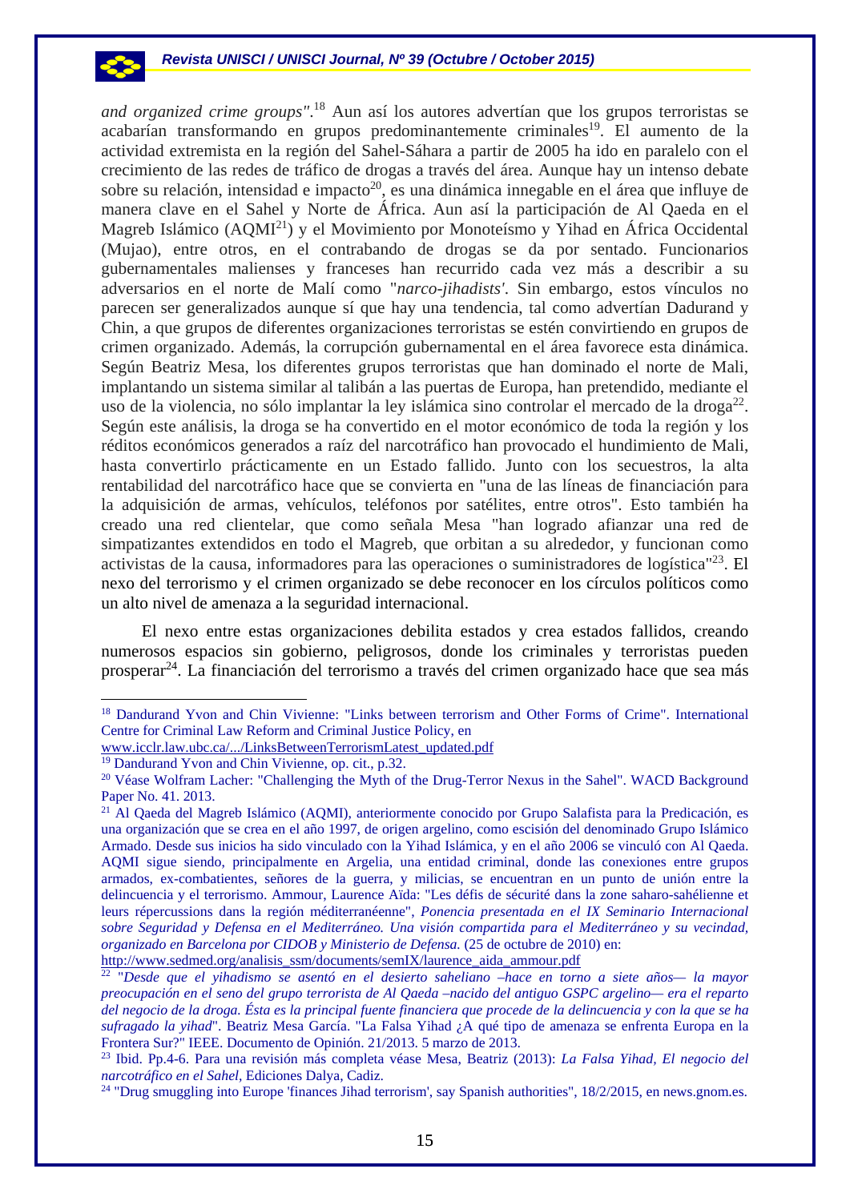*and organized crime groups"*.[18] Aun así los autores advertían que los grupos terroristas se acabarían transformando en grupos predominantemente criminales[19]. El aumento de la actividad extremista en la región del Sahel-Sáhara a partir de 2005 ha ido en paralelo con el crecimiento de las redes de tráfico de drogas a través del área. Aunque hay un intenso debate sobre su relación, intensidad e impacto[20], es una dinámica innegable en el área que influye de manera clave en el Sahel y Norte de África. Aun así la participación de Al Qaeda en el Magreb Islámico (AQMI[21]) y el Movimiento por Monoteísmo y Yihad en África Occidental (Mujao), entre otros, en el contrabando de drogas se da por sentado. Funcionarios gubernamentales malienses y franceses han recurrido cada vez más a describir a su adversarios en el norte de Malí como "*narco-jihadists'*. Sin embargo, estos vínculos no parecen ser generalizados aunque sí que hay una tendencia, tal como advertían Dadurand y Chin, a que grupos de diferentes organizaciones terroristas se estén convirtiendo en grupos de crimen organizado. Además, la corrupción gubernamental en el área favorece esta dinámica. Según Beatriz Mesa, los diferentes grupos terroristas que han dominado el norte de Mali, implantando un sistema similar al talibán a las puertas de Europa, han pretendido, mediante el uso de la violencia, no sólo implantar la ley islámica sino controlar el mercado de la droga[22]. Según este análisis, la droga se ha convertido en el motor económico de toda la región y los réditos económicos generados a raíz del narcotráfico han provocado el hundimiento de Mali, hasta convertirlo prácticamente en un Estado fallido. Junto con los secuestros, la alta rentabilidad del narcotráfico hace que se convierta en "una de las líneas de financiación para la adquisición de armas, vehículos, teléfonos por satélites, entre otros". Esto también ha creado una red clientelar, que como señala Mesa "han logrado afianzar una red de simpatizantes extendidos en todo el Magreb, que orbitan a su alrededor, y funcionan como activistas de la causa, informadores para las operaciones o suministradores de logística"[23]. El nexo del terrorismo y el crimen organizado se debe reconocer en los círculos políticos como un alto nivel de amenaza a la seguridad internacional.

El nexo entre estas organizaciones debilita estados y crea estados fallidos, creando numerosos espacios sin gobierno, peligrosos, donde los criminales y terroristas pueden prosperar[24]. La financiación del terrorismo a través del crimen organizado hace que sea más

---

[18] Dandurand Yvon and Chin Vivienne: "Links between terrorism and Other Forms of Crime". International Centre for Criminal Law Reform and Criminal Justice Policy, en www.icclr.law.ubc.ca/.../LinksBetweenTerrorismLatest_updated.pdf

[19] Dandurand Yvon and Chin Vivienne, op. cit., p.32.

[20] Véase Wolfram Lacher: "Challenging the Myth of the Drug-Terror Nexus in the Sahel". WACD Background Paper No. 41. 2013.

[21] Al Qaeda del Magreb Islámico (AQMI), anteriormente conocido por Grupo Salafista para la Predicación, es una organización que se crea en el año 1997, de origen argelino, como escisión del denominado Grupo Islámico Armado. Desde sus inicios ha sido vinculado con la Yihad Islámica, y en el año 2006 se vinculó con Al Qaeda. AQMI sigue siendo, principalmente en Argelia, una entidad criminal, donde las conexiones entre grupos armados, ex-combatientes, señores de la guerra, y milicias, se encuentran en un punto de unión entre la delincuencia y el terrorismo. Ammour, Laurence Aïda: "Les défis de sécurité dans la zone saharo-sahélienne et leurs répercussions dans la région méditerranéenne", *Ponencia presentada en el IX Seminario Internacional sobre Seguridad y Defensa en el Mediterráneo. Una visión compartida para el Mediterráneo y su vecindad, organizado en Barcelona por CIDOB y Ministerio de Defensa.* (25 de octubre de 2010) en: http://www.sedmed.org/analisis_ssm/documents/semIX/laurence_aida_ammour.pdf

[22] "*Desde que el yihadismo se asentó en el desierto saheliano –hace en torno a siete años— la mayor preocupación en el seno del grupo terrorista de Al Qaeda –nacido del antiguo GSPC argelino— era el reparto del negocio de la droga. Ésta es la principal fuente financiera que procede de la delincuencia y con la que se ha sufragado la yihad*". Beatriz Mesa García. "La Falsa Yihad ¿A qué tipo de amenaza se enfrenta Europa en la Frontera Sur?" IEEE. Documento de Opinión. 21/2013. 5 marzo de 2013.

[23] Ibid. Pp.4-6. Para una revisión más completa véase Mesa, Beatriz (2013): *La Falsa Yihad, El negocio del narcotráfico en el Sahel*, Ediciones Dalya, Cadiz.

[24] "Drug smuggling into Europe 'finances Jihad terrorism', say Spanish authorities", 18/2/2015, en news.gnom.es.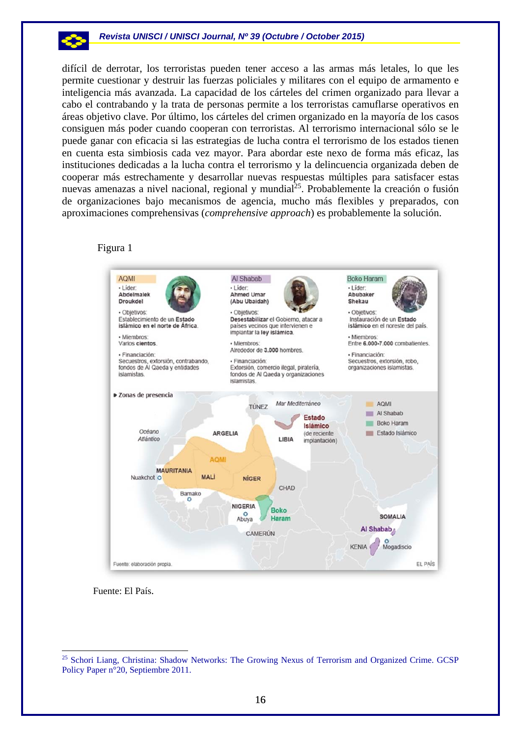difícil de derrotar, los terroristas pueden tener acceso a las armas más letales, lo que les permite cuestionar y destruir las fuerzas policiales y militares con el equipo de armamento e inteligencia más avanzada. La capacidad de los cárteles del crimen organizado para llevar a cabo el contrabando y la trata de personas permite a los terroristas camuflarse operativos en áreas objetivo clave. Por último, los cárteles del crimen organizado en la mayoría de los casos consiguen más poder cuando cooperan con terroristas. Al terrorismo internacional sólo se le puede ganar con eficacia si las estrategias de lucha contra el terrorismo de los estados tienen en cuenta esta simbiosis cada vez mayor. Para abordar este nexo de forma más eficaz, las instituciones dedicadas a la lucha contra el terrorismo y la delincuencia organizada deben de cooperar más estrechamente y desarrollar nuevas respuestas múltiples para satisfacer estas nuevas amenazas a nivel nacional, regional y mundial[25]. Probablemente la creación o fusión de organizaciones bajo mecanismos de agencia, mucho más flexibles y preparados, con aproximaciones comprehensivas (*comprehensive approach*) es probablemente la solución.

Figura 1

AQMI
• Líder: **Abdelmalek Droukdel**
• Objetivos: Establecimiento de un **Estado islámico en el norte de África**.
• Miembros: Varios **cientos**.
• Financiación: Secuestros, extorsión, contrabando, fondos de Al Qaeda y entidades islamistas.

Al Shabab
• Líder: **Ahmed Umar (Abu Ubaidah)**
• Objetivos: **Desestabilizar** el Gobierno, atacar a países vecinos que intervienen e implantar la **ley islámica**.
• Miembros: Alrededor de **3.000** hombres.
• Financiación: Extorsión, comercio ilegal, piratería, fondos de Al Qaeda y organizaciones islamistas.

Boko Haram
• Líder: **Abubaker Shekau**
• Objetivos: Instauración de un **Estado islámico** en el noreste del país.
• Miembros: Entre **6.000-7.000** combatientes.
• Financiación: Secuestros, extorsión, robo, organizaciones islamistas.

Zonas de presencia

AQMI
Al Shabab
Boko Haram
Estado Islámico

Mar Mediterráneo
TÚNEZ
Estado Islámico (de reciente implantación)
Océano Atlántico
ARGELIA
LIBIA
AQMI
MAURITANIA
Nuakchot
MALÍ
NÍGER
CHAD
Bamako
NIGERIA
Abuya
Boko Haram
CAMERÚN
SOMALIA
Al Shabab
KENIA
Mogadiscio

Fuente: elaboración propia.
EL PAÍS

Fuente: El País.

---

[25] Schori Liang, Christina: Shadow Networks: The Growing Nexus of Terrorism and Organized Crime. GCSP Policy Paper n°20, Septiembre 2011.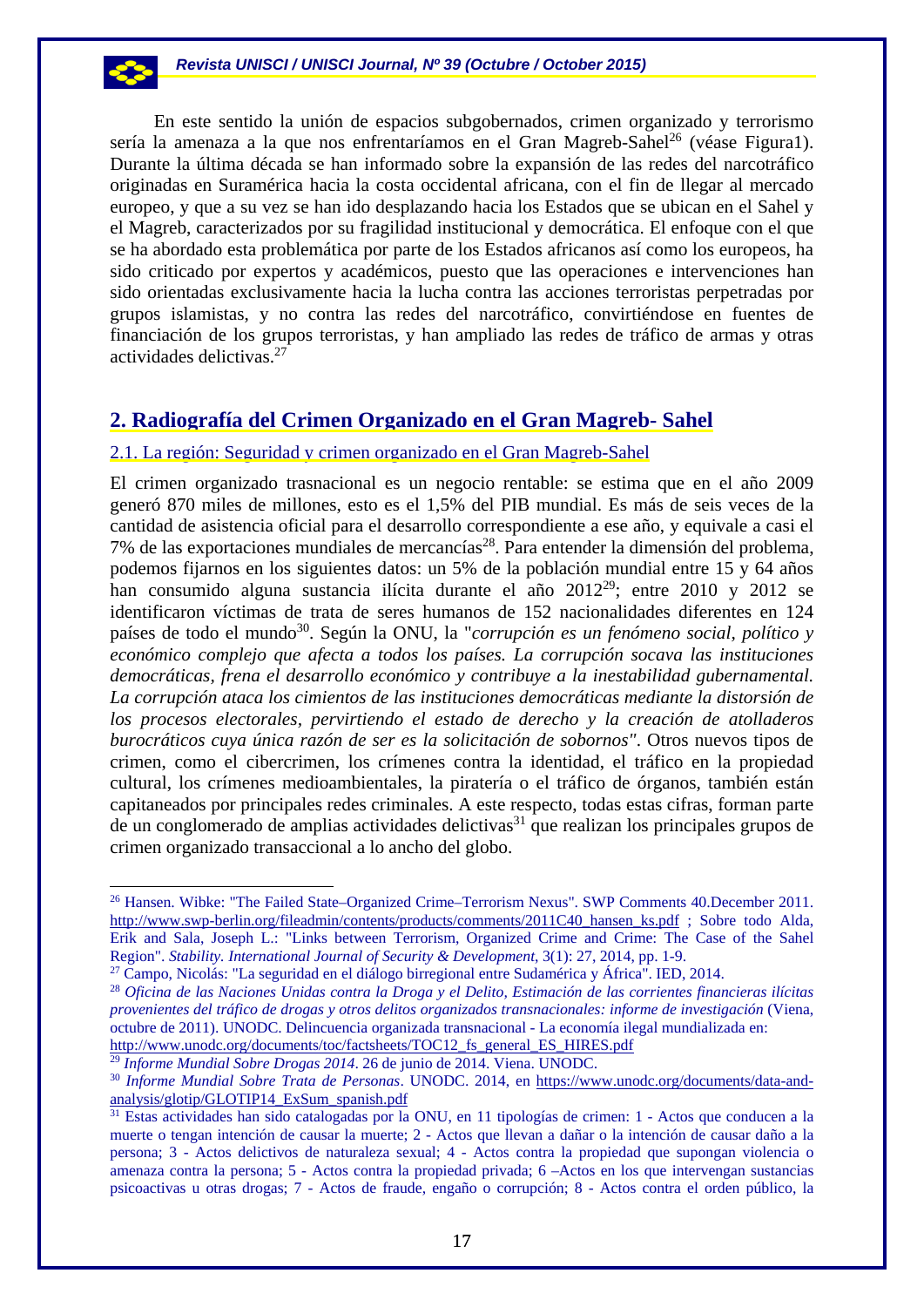En este sentido la unión de espacios subgobernados, crimen organizado y terrorismo sería la amenaza a la que nos enfrentaríamos en el Gran Magreb-Sahel[26] (véase Figura1). Durante la última década se han informado sobre la expansión de las redes del narcotráfico originadas en Suramérica hacia la costa occidental africana, con el fin de llegar al mercado europeo, y que a su vez se han ido desplazando hacia los Estados que se ubican en el Sahel y el Magreb, caracterizados por su fragilidad institucional y democrática. El enfoque con el que se ha abordado esta problemática por parte de los Estados africanos así como los europeos, ha sido criticado por expertos y académicos, puesto que las operaciones e intervenciones han sido orientadas exclusivamente hacia la lucha contra las acciones terroristas perpetradas por grupos islamistas, y no contra las redes del narcotráfico, convirtiéndose en fuentes de financiación de los grupos terroristas, y han ampliado las redes de tráfico de armas y otras actividades delictivas.[27]

## 2. Radiografía del Crimen Organizado en el Gran Magreb- Sahel

### 2.1. La región: Seguridad y crimen organizado en el Gran Magreb-Sahel

El crimen organizado trasnacional es un negocio rentable: se estima que en el año 2009 generó 870 miles de millones, esto es el 1,5% del PIB mundial. Es más de seis veces de la cantidad de asistencia oficial para el desarrollo correspondiente a ese año, y equivale a casi el 7% de las exportaciones mundiales de mercancías[28]. Para entender la dimensión del problema, podemos fijarnos en los siguientes datos: un 5% de la población mundial entre 15 y 64 años han consumido alguna sustancia ilícita durante el año 2012[29]; entre 2010 y 2012 se identificaron víctimas de trata de seres humanos de 152 nacionalidades diferentes en 124 países de todo el mundo[30]. Según la ONU, la "*corrupción es un fenómeno social, político y económico complejo que afecta a todos los países. La corrupción socava las instituciones democráticas, frena el desarrollo económico y contribuye a la inestabilidad gubernamental. La corrupción ataca los cimientos de las instituciones democráticas mediante la distorsión de los procesos electorales, pervirtiendo el estado de derecho y la creación de atolladeros burocráticos cuya única razón de ser es la solicitación de sobornos"*. Otros nuevos tipos de crimen, como el cibercrimen, los crímenes contra la identidad, el tráfico en la propiedad cultural, los crímenes medioambientales, la piratería o el tráfico de órganos, también están capitaneados por principales redes criminales. A este respecto, todas estas cifras, forman parte de un conglomerado de amplias actividades delictivas[31] que realizan los principales grupos de crimen organizado transaccional a lo ancho del globo.

---

[26] Hansen. Wibke: "The Failed State–Organized Crime–Terrorism Nexus". SWP Comments 40.December 2011. http://www.swp-berlin.org/fileadmin/contents/products/comments/2011C40_hansen_ks.pdf ; Sobre todo Alda, Erik and Sala, Joseph L.: "Links between Terrorism, Organized Crime and Crime: The Case of the Sahel Region". *Stability. International Journal of Security & Development*, 3(1): 27, 2014, pp. 1-9.

[27] Campo, Nicolás: "La seguridad en el diálogo birregional entre Sudamérica y África". IED, 2014.

[28] *Oficina de las Naciones Unidas contra la Droga y el Delito, Estimación de las corrientes financieras ilícitas provenientes del tráfico de drogas y otros delitos organizados transnacionales: informe de investigación* (Viena, octubre de 2011). UNODC. Delincuencia organizada transnacional - La economía ilegal mundializada en: http://www.unodc.org/documents/toc/factsheets/TOC12_fs_general_ES_HIRES.pdf

[29] *Informe Mundial Sobre Drogas 2014*. 26 de junio de 2014. Viena. UNODC.

[30] *Informe Mundial Sobre Trata de Personas*. UNODC. 2014, en https://www.unodc.org/documents/data-and-analysis/glotip/GLOTIP14_ExSum_spanish.pdf

[31] Estas actividades han sido catalogadas por la ONU, en 11 tipologías de crimen: 1 - Actos que conducen a la muerte o tengan intención de causar la muerte; 2 - Actos que llevan a dañar o la intención de causar daño a la persona; 3 - Actos delictivos de naturaleza sexual; 4 - Actos contra la propiedad que supongan violencia o amenaza contra la persona; 5 - Actos contra la propiedad privada; 6 –Actos en los que intervengan sustancias psicoactivas u otras drogas; 7 - Actos de fraude, engaño o corrupción; 8 - Actos contra el orden público, la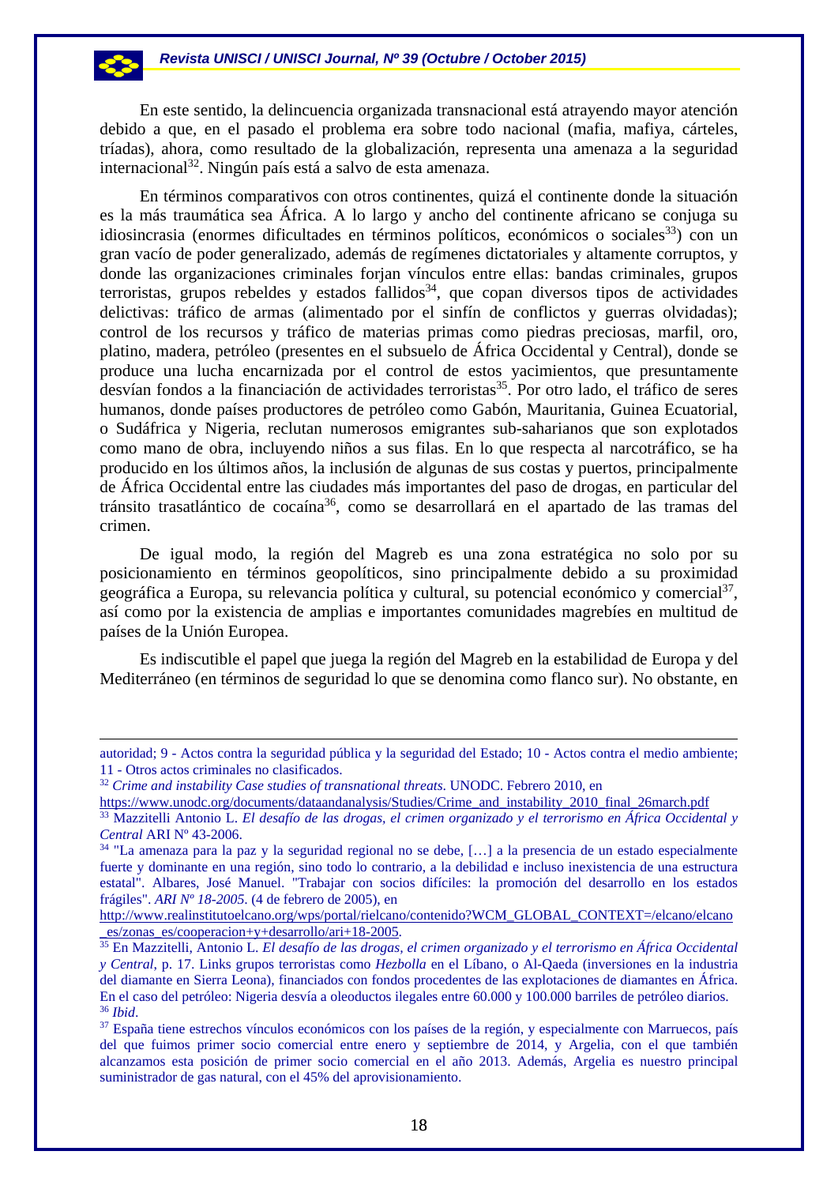En este sentido, la delincuencia organizada transnacional está atrayendo mayor atención debido a que, en el pasado el problema era sobre todo nacional (mafia, mafiya, cárteles, tríadas), ahora, como resultado de la globalización, representa una amenaza a la seguridad internacional[32]. Ningún país está a salvo de esta amenaza.

En términos comparativos con otros continentes, quizá el continente donde la situación es la más traumática sea África. A lo largo y ancho del continente africano se conjuga su idiosincrasia (enormes dificultades en términos políticos, económicos o sociales[33]) con un gran vacío de poder generalizado, además de regímenes dictatoriales y altamente corruptos, y donde las organizaciones criminales forjan vínculos entre ellas: bandas criminales, grupos terroristas, grupos rebeldes y estados fallidos[34], que copan diversos tipos de actividades delictivas: tráfico de armas (alimentado por el sinfín de conflictos y guerras olvidadas); control de los recursos y tráfico de materias primas como piedras preciosas, marfil, oro, platino, madera, petróleo (presentes en el subsuelo de África Occidental y Central), donde se produce una lucha encarnizada por el control de estos yacimientos, que presuntamente desvían fondos a la financiación de actividades terroristas[35]. Por otro lado, el tráfico de seres humanos, donde países productores de petróleo como Gabón, Mauritania, Guinea Ecuatorial, o Sudáfrica y Nigeria, reclutan numerosos emigrantes sub-saharianos que son explotados como mano de obra, incluyendo niños a sus filas. En lo que respecta al narcotráfico, se ha producido en los últimos años, la inclusión de algunas de sus costas y puertos, principalmente de África Occidental entre las ciudades más importantes del paso de drogas, en particular del tránsito trasatlántico de cocaína[36], como se desarrollará en el apartado de las tramas del crimen.

De igual modo, la región del Magreb es una zona estratégica no solo por su posicionamiento en términos geopolíticos, sino principalmente debido a su proximidad geográfica a Europa, su relevancia política y cultural, su potencial económico y comercial[37], así como por la existencia de amplias e importantes comunidades magrebíes en multitud de países de la Unión Europea.

Es indiscutible el papel que juega la región del Magreb en la estabilidad de Europa y del Mediterráneo (en términos de seguridad lo que se denomina como flanco sur). No obstante, en

---

autoridad; 9 - Actos contra la seguridad pública y la seguridad del Estado; 10 - Actos contra el medio ambiente; 11 - Otros actos criminales no clasificados.

[32] *Crime and instability Case studies of transnational threats.* UNODC. Febrero 2010, en https://www.unodc.org/documents/dataandanalysis/Studies/Crime_and_instability_2010_final_26march.pdf

[33] Mazzitelli Antonio L. *El desafío de las drogas, el crimen organizado y el terrorismo en África Occidental y Central* ARI Nº 43-2006.

[34] "La amenaza para la paz y la seguridad regional no se debe, […] a la presencia de un estado especialmente fuerte y dominante en una región, sino todo lo contrario, a la debilidad e incluso inexistencia de una estructura estatal". Albares, José Manuel. "Trabajar con socios difíciles: la promoción del desarrollo en los estados frágiles". *ARI Nº 18-2005.* (4 de febrero de 2005), en http://www.realinstitutoelcano.org/wps/portal/rielcano/contenido?WCM_GLOBAL_CONTEXT=/elcano/elcano_es/zonas_es/cooperacion+y+desarrollo/ari+18-2005.

[35] En Mazzitelli, Antonio L. *El desafío de las drogas, el crimen organizado y el terrorismo en África Occidental y Central*, p. 17. Links grupos terroristas como *Hezbolla* en el Líbano, o Al-Qaeda (inversiones en la industria del diamante en Sierra Leona), financiados con fondos procedentes de las explotaciones de diamantes en África. En el caso del petróleo: Nigeria desvía a oleoductos ilegales entre 60.000 y 100.000 barriles de petróleo diarios.

[36] *Ibid.*

[37] España tiene estrechos vínculos económicos con los países de la región, y especialmente con Marruecos, país del que fuimos primer socio comercial entre enero y septiembre de 2014, y Argelia, con el que también alcanzamos esta posición de primer socio comercial en el año 2013. Además, Argelia es nuestro principal suministrador de gas natural, con el 45% del aprovisionamiento.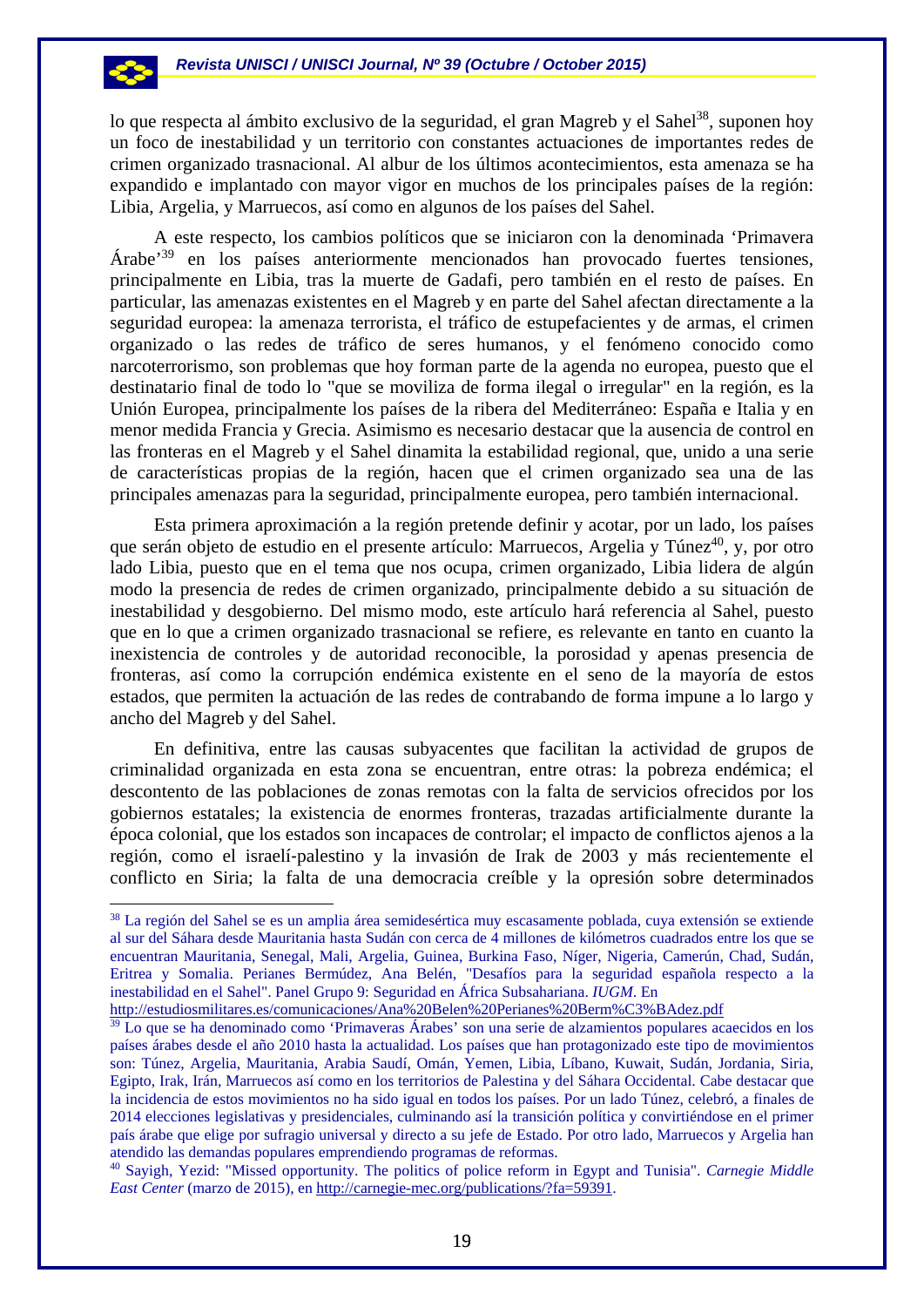lo que respecta al ámbito exclusivo de la seguridad, el gran Magreb y el Sahel[38], suponen hoy un foco de inestabilidad y un territorio con constantes actuaciones de importantes redes de crimen organizado trasnacional. Al albur de los últimos acontecimientos, esta amenaza se ha expandido e implantado con mayor vigor en muchos de los principales países de la región: Libia, Argelia, y Marruecos, así como en algunos de los países del Sahel.

A este respecto, los cambios políticos que se iniciaron con la denominada 'Primavera Árabe'[39] en los países anteriormente mencionados han provocado fuertes tensiones, principalmente en Libia, tras la muerte de Gadafi, pero también en el resto de países. En particular, las amenazas existentes en el Magreb y en parte del Sahel afectan directamente a la seguridad europea: la amenaza terrorista, el tráfico de estupefacientes y de armas, el crimen organizado o las redes de tráfico de seres humanos, y el fenómeno conocido como narcoterrorismo, son problemas que hoy forman parte de la agenda no europea, puesto que el destinatario final de todo lo "que se moviliza de forma ilegal o irregular" en la región, es la Unión Europea, principalmente los países de la ribera del Mediterráneo: España e Italia y en menor medida Francia y Grecia. Asimismo es necesario destacar que la ausencia de control en las fronteras en el Magreb y el Sahel dinamita la estabilidad regional, que, unido a una serie de características propias de la región, hacen que el crimen organizado sea una de las principales amenazas para la seguridad, principalmente europea, pero también internacional.

Esta primera aproximación a la región pretende definir y acotar, por un lado, los países que serán objeto de estudio en el presente artículo: Marruecos, Argelia y Túnez[40], y, por otro lado Libia, puesto que en el tema que nos ocupa, crimen organizado, Libia lidera de algún modo la presencia de redes de crimen organizado, principalmente debido a su situación de inestabilidad y desgobierno. Del mismo modo, este artículo hará referencia al Sahel, puesto que en lo que a crimen organizado trasnacional se refiere, es relevante en tanto en cuanto la inexistencia de controles y de autoridad reconocible, la porosidad y apenas presencia de fronteras, así como la corrupción endémica existente en el seno de la mayoría de estos estados, que permiten la actuación de las redes de contrabando de forma impune a lo largo y ancho del Magreb y del Sahel.

En definitiva, entre las causas subyacentes que facilitan la actividad de grupos de criminalidad organizada en esta zona se encuentran, entre otras: la pobreza endémica; el descontento de las poblaciones de zonas remotas con la falta de servicios ofrecidos por los gobiernos estatales; la existencia de enormes fronteras, trazadas artificialmente durante la época colonial, que los estados son incapaces de controlar; el impacto de conflictos ajenos a la región, como el israelí-palestino y la invasión de Irak de 2003 y más recientemente el conflicto en Siria; la falta de una democracia creíble y la opresión sobre determinados

---

[38] La región del Sahel se es un amplia área semidesértica muy escasamente poblada, cuya extensión se extiende al sur del Sáhara desde Mauritania hasta Sudán con cerca de 4 millones de kilómetros cuadrados entre los que se encuentran Mauritania, Senegal, Mali, Argelia, Guinea, Burkina Faso, Níger, Nigeria, Camerún, Chad, Sudán, Eritrea y Somalia. Perianes Bermúdez, Ana Belén, "Desafíos para la seguridad española respecto a la inestabilidad en el Sahel". Panel Grupo 9: Seguridad en África Subsahariana. *IUGM*. En http://estudiosmilitares.es/comunicaciones/Ana%20Belen%20Perianes%20Berm%C3%BAdez.pdf

[39] Lo que se ha denominado como 'Primaveras Árabes' son una serie de alzamientos populares acaecidos en los países árabes desde el 2010 hasta la actualidad. Los países que han protagonizado este tipo de movimientos son: Túnez, Argelia, Mauritania, Arabia Saudí, Omán, Yemen, Libia, Líbano, Kuwait, Sudán, Jordania, Siria, Egipto, Irak, Irán, Marruecos así como en los territorios de Palestina y del Sáhara Occidental. Cabe destacar que la incidencia de estos movimientos no ha sido igual en todos los países. Por un lado Túnez, celebró, a finales de 2014 elecciones legislativas y presidenciales, culminando así la transición política y convirtiéndose en el primer país árabe que elige por sufragio universal y directo a su jefe de Estado. Por otro lado, Marruecos y Argelia han atendido las demandas populares emprendiendo programas de reformas.

[40] Sayigh, Yezid: "Missed opportunity. The politics of police reform in Egypt and Tunisia". *Carnegie Middle East Center* (marzo de 2015), en http://carnegie-mec.org/publications/?fa=59391.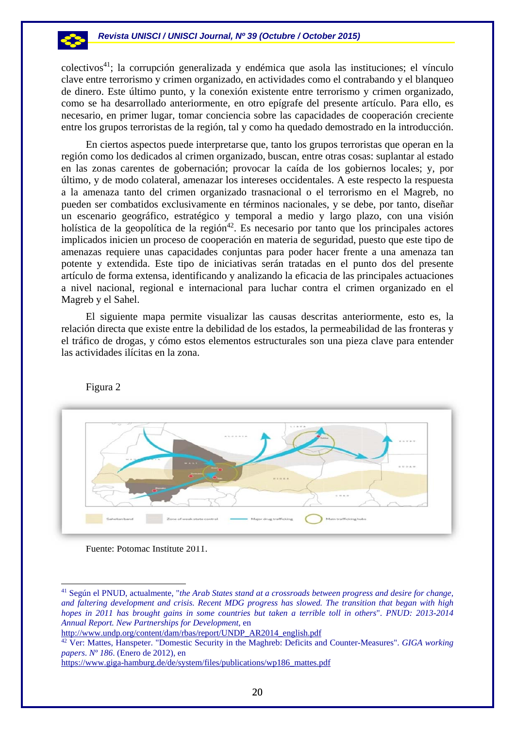colectivos[41]; la corrupción generalizada y endémica que asola las instituciones; el vínculo clave entre terrorismo y crimen organizado, en actividades como el contrabando y el blanqueo de dinero. Este último punto, y la conexión existente entre terrorismo y crimen organizado, como se ha desarrollado anteriormente, en otro epígrafe del presente artículo. Para ello, es necesario, en primer lugar, tomar conciencia sobre las capacidades de cooperación creciente entre los grupos terroristas de la región, tal y como ha quedado demostrado en la introducción.

En ciertos aspectos puede interpretarse que, tanto los grupos terroristas que operan en la región como los dedicados al crimen organizado, buscan, entre otras cosas: suplantar al estado en las zonas carentes de gobernación; provocar la caída de los gobiernos locales; y, por último, y de modo colateral, amenazar los intereses occidentales. A este respecto la respuesta a la amenaza tanto del crimen organizado trasnacional o el terrorismo en el Magreb, no pueden ser combatidos exclusivamente en términos nacionales, y se debe, por tanto, diseñar un escenario geográfico, estratégico y temporal a medio y largo plazo, con una visión holística de la geopolítica de la región[42]. Es necesario por tanto que los principales actores implicados inicien un proceso de cooperación en materia de seguridad, puesto que este tipo de amenazas requiere unas capacidades conjuntas para poder hacer frente a una amenaza tan potente y extendida. Este tipo de iniciativas serán tratadas en el punto dos del presente artículo de forma extensa, identificando y analizando la eficacia de las principales actuaciones a nivel nacional, regional e internacional para luchar contra el crimen organizado en el Magreb y el Sahel.

El siguiente mapa permite visualizar las causas descritas anteriormente, esto es, la relación directa que existe entre la debilidad de los estados, la permeabilidad de las fronteras y el tráfico de drogas, y cómo estos elementos estructurales son una pieza clave para entender las actividades ilícitas en la zona.

Figura 2

Sahelian band
Zone of weak state control
Major drug trafficking
Main trafficking hubs

Fuente: Potomac Institute 2011.

---

[41] Según el PNUD, actualmente, "*the Arab States stand at a crossroads between progress and desire for change, and faltering development and crisis. Recent MDG progress has slowed. The transition that began with high hopes in 2011 has brought gains in some countries but taken a terrible toll in others*". *PNUD: 2013-2014 Annual Report. New Partnerships for Development*, en http://www.undp.org/content/dam/rbas/report/UNDP_AR2014_english.pdf

[42] Ver: Mattes, Hanspeter. "Domestic Security in the Maghreb: Deficits and Counter-Measures". *GIGA working papers. Nº 186*. (Enero de 2012), en https://www.giga-hamburg.de/de/system/files/publications/wp186_mattes.pdf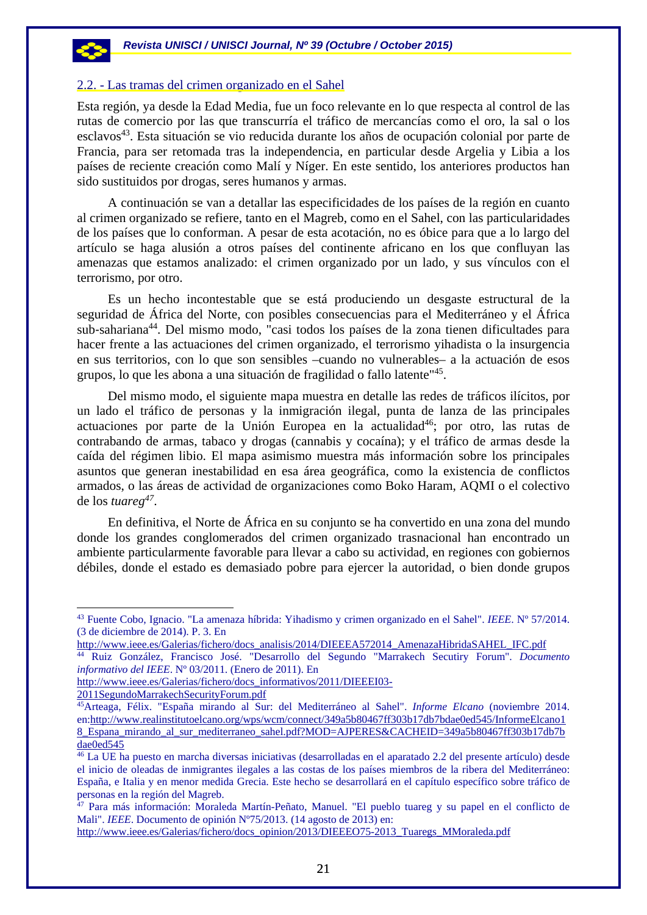## 2.2. - Las tramas del crimen organizado en el Sahel

Esta región, ya desde la Edad Media, fue un foco relevante en lo que respecta al control de las rutas de comercio por las que transcurría el tráfico de mercancías como el oro, la sal o los esclavos[43]. Esta situación se vio reducida durante los años de ocupación colonial por parte de Francia, para ser retomada tras la independencia, en particular desde Argelia y Libia a los países de reciente creación como Malí y Níger. En este sentido, los anteriores productos han sido sustituidos por drogas, seres humanos y armas.

A continuación se van a detallar las especificidades de los países de la región en cuanto al crimen organizado se refiere, tanto en el Magreb, como en el Sahel, con las particularidades de los países que lo conforman. A pesar de esta acotación, no es óbice para que a lo largo del artículo se haga alusión a otros países del continente africano en los que confluyan las amenazas que estamos analizado: el crimen organizado por un lado, y sus vínculos con el terrorismo, por otro.

Es un hecho incontestable que se está produciendo un desgaste estructural de la seguridad de África del Norte, con posibles consecuencias para el Mediterráneo y el África sub-sahariana[44]. Del mismo modo, "casi todos los países de la zona tienen dificultades para hacer frente a las actuaciones del crimen organizado, el terrorismo yihadista o la insurgencia en sus territorios, con lo que son sensibles –cuando no vulnerables– a la actuación de esos grupos, lo que les abona a una situación de fragilidad o fallo latente"[45].

Del mismo modo, el siguiente mapa muestra en detalle las redes de tráficos ilícitos, por un lado el tráfico de personas y la inmigración ilegal, punta de lanza de las principales actuaciones por parte de la Unión Europea en la actualidad[46]; por otro, las rutas de contrabando de armas, tabaco y drogas (cannabis y cocaína); y el tráfico de armas desde la caída del régimen libio. El mapa asimismo muestra más información sobre los principales asuntos que generan inestabilidad en esa área geográfica, como la existencia de conflictos armados, o las áreas de actividad de organizaciones como Boko Haram, AQMI o el colectivo de los *tuareg*[47].

En definitiva, el Norte de África en su conjunto se ha convertido en una zona del mundo donde los grandes conglomerados del crimen organizado trasnacional han encontrado un ambiente particularmente favorable para llevar a cabo su actividad, en regiones con gobiernos débiles, donde el estado es demasiado pobre para ejercer la autoridad, o bien donde grupos

---

[43] Fuente Cobo, Ignacio. "La amenaza híbrida: Yihadismo y crimen organizado en el Sahel". *IEEE*. Nº 57/2014. (3 de diciembre de 2014). P. 3. En http://www.ieee.es/Galerias/fichero/docs_analisis/2014/DIEEEA572014_AmenazaHibridaSAHEL_IFC.pdf

[44] Ruiz González, Francisco José. "Desarrollo del Segundo "Marrakech Secutiry Forum". *Documento informativo del IEEE*. Nº 03/2011. (Enero de 2011). En http://www.ieee.es/Galerias/fichero/docs_informativos/2011/DIEEEI03-2011SegundoMarrakechSecurityForum.pdf

[45] Arteaga, Félix. "España mirando al Sur: del Mediterráneo al Sahel". *Informe Elcano* (noviembre 2014. en:http://www.realinstitutoelcano.org/wps/wcm/connect/349a5b80467ff303b17db7bdae0ed545/InformeElcano18_Espana_mirando_al_sur_mediterraneo_sahel.pdf?MOD=AJPERES&CACHEID=349a5b80467ff303b17db7bdae0ed545

[46] La UE ha puesto en marcha diversas iniciativas (desarrolladas en el aparatado 2.2 del presente artículo) desde el inicio de oleadas de inmigrantes ilegales a las costas de los países miembros de la ribera del Mediterráneo: España, e Italia y en menor medida Grecia. Este hecho se desarrollará en el capítulo específico sobre tráfico de personas en la región del Magreb.

[47] Para más información: Moraleda Martín-Peñato, Manuel. "El pueblo tuareg y su papel en el conflicto de Mali". *IEEE*. Documento de opinión Nº75/2013. (14 agosto de 2013) en: http://www.ieee.es/Galerias/fichero/docs_opinion/2013/DIEEEO75-2013_Tuaregs_MMoraleda.pdf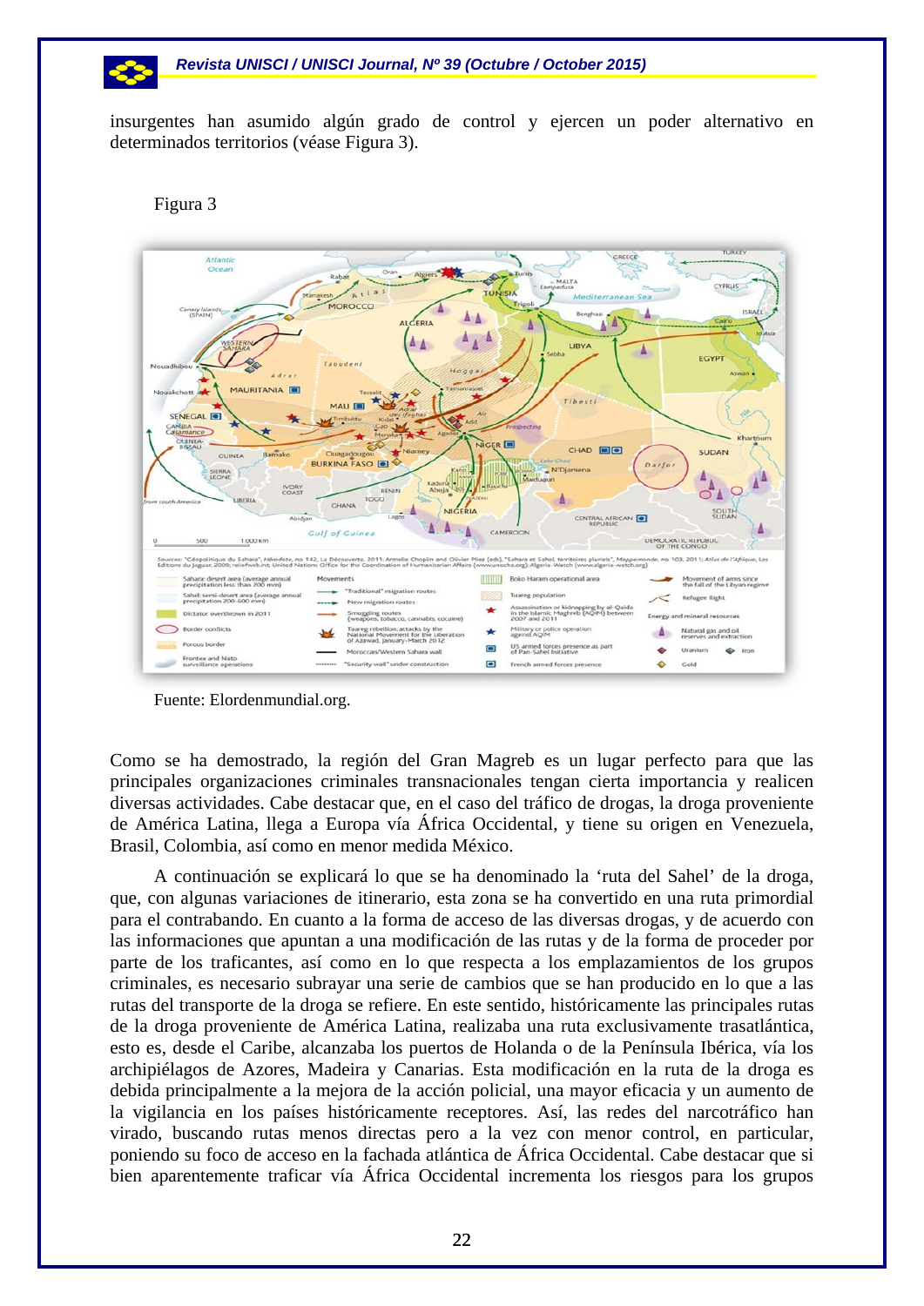insurgentes han asumido algún grado de control y ejercen un poder alternativo en determinados territorios (véase Figura 3).

Figura 3

Fuente: Elordenmundial.org.

Como se ha demostrado, la región del Gran Magreb es un lugar perfecto para que las principales organizaciones criminales transnacionales tengan cierta importancia y realicen diversas actividades. Cabe destacar que, en el caso del tráfico de drogas, la droga proveniente de América Latina, llega a Europa vía África Occidental, y tiene su origen en Venezuela, Brasil, Colombia, así como en menor medida México.

A continuación se explicará lo que se ha denominado la 'ruta del Sahel' de la droga, que, con algunas variaciones de itinerario, esta zona se ha convertido en una ruta primordial para el contrabando. En cuanto a la forma de acceso de las diversas drogas, y de acuerdo con las informaciones que apuntan a una modificación de las rutas y de la forma de proceder por parte de los traficantes, así como en lo que respecta a los emplazamientos de los grupos criminales, es necesario subrayar una serie de cambios que se han producido en lo que a las rutas del transporte de la droga se refiere. En este sentido, históricamente las principales rutas de la droga proveniente de América Latina, realizaba una ruta exclusivamente transatlántica, esto es, desde el Caribe, alcanzaba los puertos de Holanda o de la Península Ibérica, vía los archipiélagos de Azores, Madeira y Canarias. Esta modificación en la ruta de la droga es debida principalmente a la mejora de la acción policial, una mayor eficacia y un aumento de la vigilancia en los países históricamente receptores. Así, las redes del narcotráfico han virado, buscando rutas menos directas pero a la vez con menor control, en particular, poniendo su foco de acceso en la fachada atlántica de África Occidental. Cabe destacar que si bien aparentemente traficar vía África Occidental incrementa los riesgos para los grupos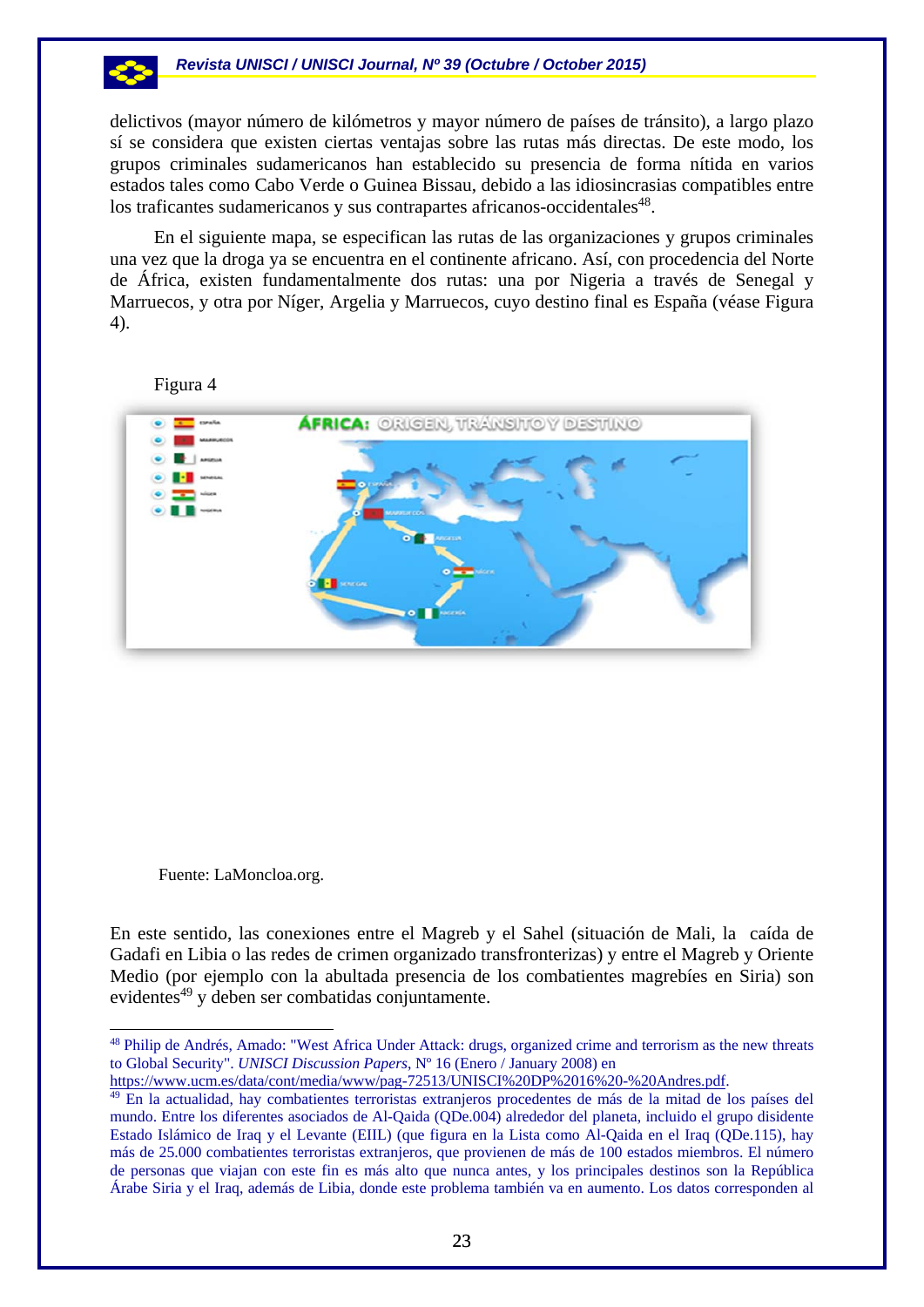delictivos (mayor número de kilómetros y mayor número de países de tránsito), a largo plazo sí se considera que existen ciertas ventajas sobre las rutas más directas. De este modo, los grupos criminales sudamericanos han establecido su presencia de forma nítida en varios estados tales como Cabo Verde o Guinea Bissau, debido a las idiosincrasias compatibles entre los traficantes sudamericanos y sus contrapartes africanos-occidentales[48].

En el siguiente mapa, se especifican las rutas de las organizaciones y grupos criminales una vez que la droga ya se encuentra en el continente africano. Así, con procedencia del Norte de África, existen fundamentalmente dos rutas: una por Nigeria a través de Senegal y Marruecos, y otra por Níger, Argelia y Marruecos, cuyo destino final es España (véase Figura 4).

Figura 4

ÁFRICA: ORIGEN, TRÁNSITO Y DESTINO

ESPAÑA

MARRUECOS

ARGELIA

SENEGAL

NÍGER

NIGERIA

Fuente: LaMoncloa.org.

En este sentido, las conexiones entre el Magreb y el Sahel (situación de Mali, la caída de Gadafi en Libia o las redes de crimen organizado transfronterizas) y entre el Magreb y Oriente Medio (por ejemplo con la abultada presencia de los combatientes magrebíes en Siria) son evidentes[49] y deben ser combatidas conjuntamente.

---

[48] Philip de Andrés, Amado: "West Africa Under Attack: drugs, organized crime and terrorism as the new threats to Global Security". *UNISCI Discussion Papers*, Nº 16 (Enero / January 2008) en https://www.ucm.es/data/cont/media/www/pag-72513/UNISCI%20DP%2016%20-%20Andres.pdf.

[49] En la actualidad, hay combatientes terroristas extranjeros procedentes de más de la mitad de los países del mundo. Entre los diferentes asociados de Al-Qaida (QDe.004) alrededor del planeta, incluido el grupo disidente Estado Islámico de Iraq y el Levante (EIIL) (que figura en la Lista como Al-Qaida en el Iraq (QDe.115), hay más de 25.000 combatientes terroristas extranjeros, que provienen de más de 100 estados miembros. El número de personas que viajan con este fin es más alto que nunca antes, y los principales destinos son la República Árabe Siria y el Iraq, además de Libia, donde este problema también va en aumento. Los datos corresponden al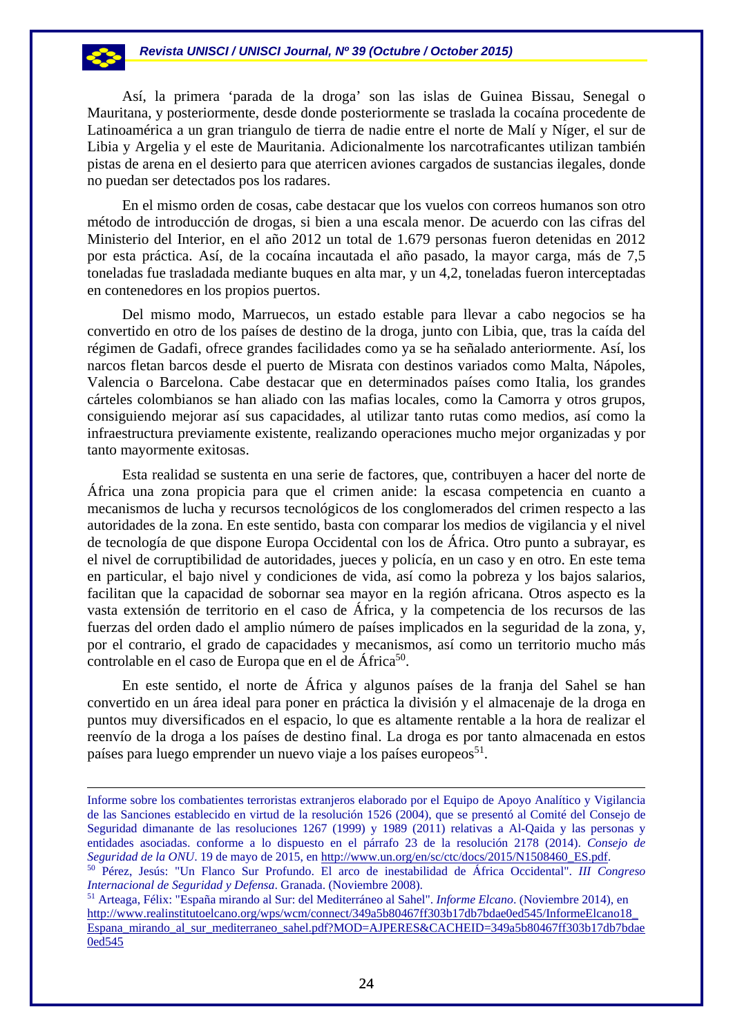Así, la primera 'parada de la droga' son las islas de Guinea Bissau, Senegal o Mauritana, y posteriormente, desde donde posteriormente se traslada la cocaína procedente de Latinoamérica a un gran triangulo de tierra de nadie entre el norte de Malí y Níger, el sur de Libia y Argelia y el este de Mauritania. Adicionalmente los narcotraficantes utilizan también pistas de arena en el desierto para que aterricen aviones cargados de sustancias ilegales, donde no puedan ser detectados pos los radares.

En el mismo orden de cosas, cabe destacar que los vuelos con correos humanos son otro método de introducción de drogas, si bien a una escala menor. De acuerdo con las cifras del Ministerio del Interior, en el año 2012 un total de 1.679 personas fueron detenidas en 2012 por esta práctica. Así, de la cocaína incautada el año pasado, la mayor carga, más de 7,5 toneladas fue trasladada mediante buques en alta mar, y un 4,2, toneladas fueron interceptadas en contenedores en los propios puertos.

Del mismo modo, Marruecos, un estado estable para llevar a cabo negocios se ha convertido en otro de los países de destino de la droga, junto con Libia, que, tras la caída del régimen de Gadafi, ofrece grandes facilidades como ya se ha señalado anteriormente. Así, los narcos fletan barcos desde el puerto de Misrata con destinos variados como Malta, Nápoles, Valencia o Barcelona. Cabe destacar que en determinados países como Italia, los grandes cárteles colombianos se han aliado con las mafias locales, como la Camorra y otros grupos, consiguiendo mejorar así sus capacidades, al utilizar tanto rutas como medios, así como la infraestructura previamente existente, realizando operaciones mucho mejor organizadas y por tanto mayormente exitosas.

Esta realidad se sustenta en una serie de factores, que, contribuyen a hacer del norte de África una zona propicia para que el crimen anide: la escasa competencia en cuanto a mecanismos de lucha y recursos tecnológicos de los conglomerados del crimen respecto a las autoridades de la zona. En este sentido, basta con comparar los medios de vigilancia y el nivel de tecnología de que dispone Europa Occidental con los de África. Otro punto a subrayar, es el nivel de corruptibilidad de autoridades, jueces y policía, en un caso y en otro. En este tema en particular, el bajo nivel y condiciones de vida, así como la pobreza y los bajos salarios, facilitan que la capacidad de sobornar sea mayor en la región africana. Otros aspecto es la vasta extensión de territorio en el caso de África, y la competencia de los recursos de las fuerzas del orden dado el amplio número de países implicados en la seguridad de la zona, y, por el contrario, el grado de capacidades y mecanismos, así como un territorio mucho más controlable en el caso de Europa que en el de África[50].

En este sentido, el norte de África y algunos países de la franja del Sahel se han convertido en un área ideal para poner en práctica la división y el almacenaje de la droga en puntos muy diversificados en el espacio, lo que es altamente rentable a la hora de realizar el reenvío de la droga a los países de destino final. La droga es por tanto almacenada en estos países para luego emprender un nuevo viaje a los países europeos[51].

---

Informe sobre los combatientes terroristas extranjeros elaborado por el Equipo de Apoyo Analítico y Vigilancia de las Sanciones establecido en virtud de la resolución 1526 (2004), que se presentó al Comité del Consejo de Seguridad dimanante de las resoluciones 1267 (1999) y 1989 (2011) relativas a Al-Qaida y las personas y entidades asociadas. conforme a lo dispuesto en el párrafo 23 de la resolución 2178 (2014). *Consejo de Seguridad de la ONU*. 19 de mayo de 2015, en http://www.un.org/en/sc/ctc/docs/2015/N1508460_ES.pdf.

[50] Pérez, Jesús: "Un Flanco Sur Profundo. El arco de inestabilidad de África Occidental". *III Congreso Internacional de Seguridad y Defensa*. Granada. (Noviembre 2008).

[51] Arteaga, Félix: "España mirando al Sur: del Mediterráneo al Sahel". *Informe Elcano*. (Noviembre 2014), en http://www.realinstitutoelcano.org/wps/wcm/connect/349a5b80467ff303b17db7bdae0ed545/InformeElcano18_Espana_mirando_al_sur_mediterraneo_sahel.pdf?MOD=AJPERES&CACHEID=349a5b80467ff303b17db7bdae0ed545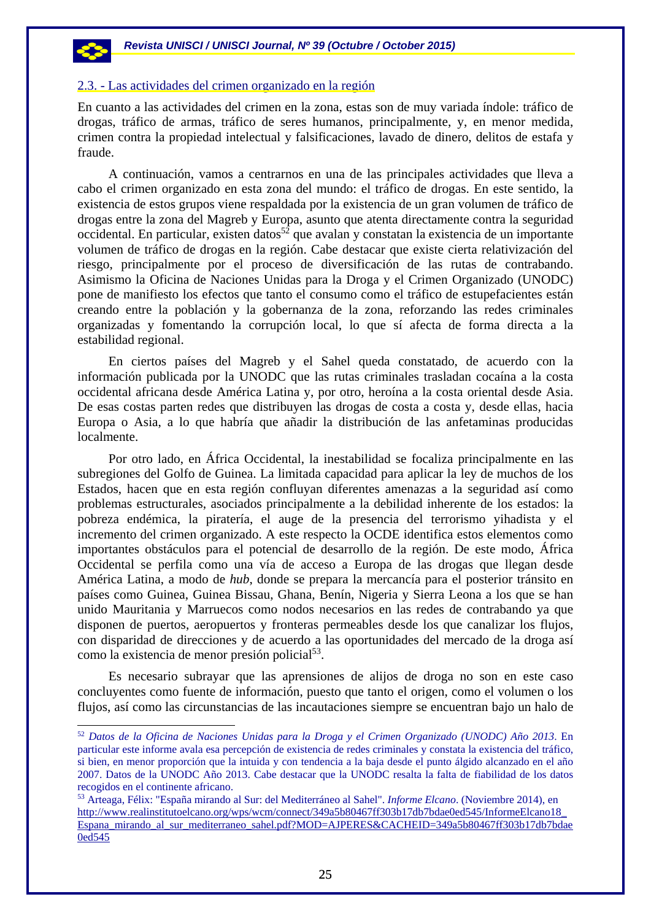### 2.3. - Las actividades del crimen organizado en la región

En cuanto a las actividades del crimen en la zona, estas son de muy variada índole: tráfico de drogas, tráfico de armas, tráfico de seres humanos, principalmente, y, en menor medida, crimen contra la propiedad intelectual y falsificaciones, lavado de dinero, delitos de estafa y fraude.

A continuación, vamos a centrarnos en una de las principales actividades que lleva a cabo el crimen organizado en esta zona del mundo: el tráfico de drogas. En este sentido, la existencia de estos grupos viene respaldada por la existencia de un gran volumen de tráfico de drogas entre la zona del Magreb y Europa, asunto que atenta directamente contra la seguridad occidental. En particular, existen datos[52] que avalan y constatan la existencia de un importante volumen de tráfico de drogas en la región. Cabe destacar que existe cierta relativización del riesgo, principalmente por el proceso de diversificación de las rutas de contrabando. Asimismo la Oficina de Naciones Unidas para la Droga y el Crimen Organizado (UNODC) pone de manifiesto los efectos que tanto el consumo como el tráfico de estupefacientes están creando entre la población y la gobernanza de la zona, reforzando las redes criminales organizadas y fomentando la corrupción local, lo que sí afecta de forma directa a la estabilidad regional.

En ciertos países del Magreb y el Sahel queda constatado, de acuerdo con la información publicada por la UNODC que las rutas criminales trasladan cocaína a la costa occidental africana desde América Latina y, por otro, heroína a la costa oriental desde Asia. De esas costas parten redes que distribuyen las drogas de costa a costa y, desde ellas, hacia Europa o Asia, a lo que habría que añadir la distribución de las anfetaminas producidas localmente.

Por otro lado, en África Occidental, la inestabilidad se focaliza principalmente en las subregiones del Golfo de Guinea. La limitada capacidad para aplicar la ley de muchos de los Estados, hacen que en esta región confluyan diferentes amenazas a la seguridad así como problemas estructurales, asociados principalmente a la debilidad inherente de los estados: la pobreza endémica, la piratería, el auge de la presencia del terrorismo yihadista y el incremento del crimen organizado. A este respecto la OCDE identifica estos elementos como importantes obstáculos para el potencial de desarrollo de la región. De este modo, África Occidental se perfila como una vía de acceso a Europa de las drogas que llegan desde América Latina, a modo de *hub*, donde se prepara la mercancía para el posterior tránsito en países como Guinea, Guinea Bissau, Ghana, Benín, Nigeria y Sierra Leona a los que se han unido Mauritania y Marruecos como nodos necesarios en las redes de contrabando ya que disponen de puertos, aeropuertos y fronteras permeables desde los que canalizar los flujos, con disparidad de direcciones y de acuerdo a las oportunidades del mercado de la droga así como la existencia de menor presión policial[53].

Es necesario subrayar que las aprensiones de alijos de droga no son en este caso concluyentes como fuente de información, puesto que tanto el origen, como el volumen o los flujos, así como las circunstancias de las incautaciones siempre se encuentran bajo un halo de

---

[52] *Datos de la Oficina de Naciones Unidas para la Droga y el Crimen Organizado (UNODC) Año 2013*. En particular este informe avala esa percepción de existencia de redes criminales y constata la existencia del tráfico, si bien, en menor proporción que la intuida y con tendencia a la baja desde el punto álgido alcanzado en el año 2007. Datos de la UNODC Año 2013. Cabe destacar que la UNODC resalta la falta de fiabilidad de los datos recogidos en el continente africano.

[53] Arteaga, Félix: "España mirando al Sur: del Mediterráneo al Sahel". *Informe Elcano*. (Noviembre 2014), en http://www.realinstitutoelcano.org/wps/wcm/connect/349a5b80467ff303b17db7bdae0ed545/InformeElcano18_Espana_mirando_al_sur_mediterraneo_sahel.pdf?MOD=AJPERES&CACHEID=349a5b80467ff303b17db7bdae0ed545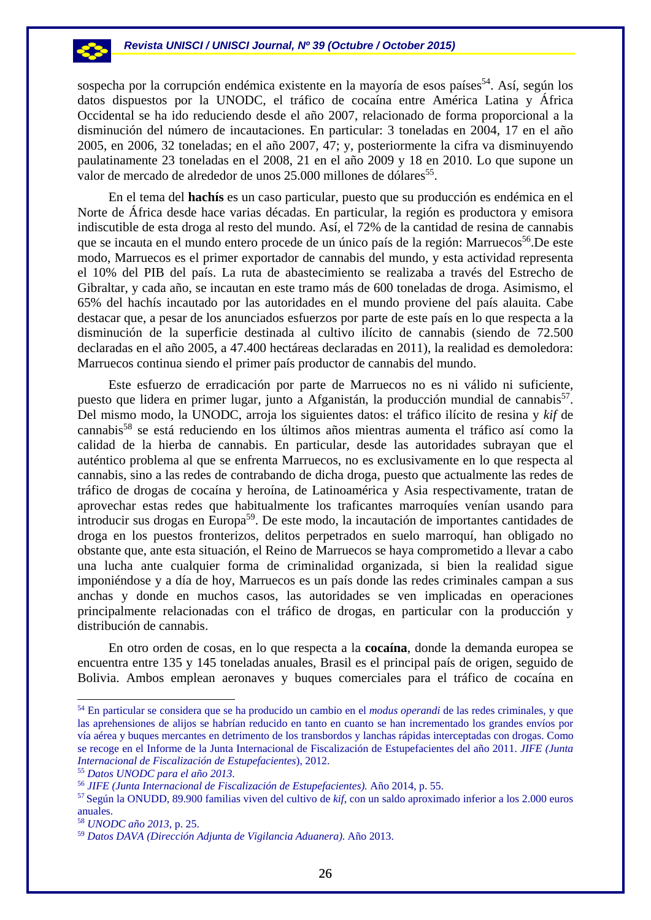sospecha por la corrupción endémica existente en la mayoría de esos países[54]. Así, según los datos dispuestos por la UNODC, el tráfico de cocaína entre América Latina y África Occidental se ha ido reduciendo desde el año 2007, relacionado de forma proporcional a la disminución del número de incautaciones. En particular: 3 toneladas en 2004, 17 en el año 2005, en 2006, 32 toneladas; en el año 2007, 47; y, posteriormente la cifra va disminuyendo paulatinamente 23 toneladas en el 2008, 21 en el año 2009 y 18 en 2010. Lo que supone un valor de mercado de alrededor de unos 25.000 millones de dólares[55].

En el tema del **hachís** es un caso particular, puesto que su producción es endémica en el Norte de África desde hace varias décadas. En particular, la región es productora y emisora indiscutible de esta droga al resto del mundo. Así, el 72% de la cantidad de resina de cannabis que se incauta en el mundo entero procede de un único país de la región: Marruecos[56].De este modo, Marruecos es el primer exportador de cannabis del mundo, y esta actividad representa el 10% del PIB del país. La ruta de abastecimiento se realizaba a través del Estrecho de Gibraltar, y cada año, se incautan en este tramo más de 600 toneladas de droga. Asimismo, el 65% del hachís incautado por las autoridades en el mundo proviene del país alauita. Cabe destacar que, a pesar de los anunciados esfuerzos por parte de este país en lo que respecta a la disminución de la superficie destinada al cultivo ilícito de cannabis (siendo de 72.500 declaradas en el año 2005, a 47.400 hectáreas declaradas en 2011), la realidad es demoledora: Marruecos continua siendo el primer país productor de cannabis del mundo.

Este esfuerzo de erradicación por parte de Marruecos no es ni válido ni suficiente, puesto que lidera en primer lugar, junto a Afganistán, la producción mundial de cannabis[57]. Del mismo modo, la UNODC, arroja los siguientes datos: el tráfico ilícito de resina y *kif* de cannabis[58] se está reduciendo en los últimos años mientras aumenta el tráfico así como la calidad de la hierba de cannabis. En particular, desde las autoridades subrayan que el auténtico problema al que se enfrenta Marruecos, no es exclusivamente en lo que respecta al cannabis, sino a las redes de contrabando de dicha droga, puesto que actualmente las redes de tráfico de drogas de cocaína y heroína, de Latinoamérica y Asia respectivamente, tratan de aprovechar estas redes que habitualmente los traficantes marroquíes venían usando para introducir sus drogas en Europa[59]. De este modo, la incautación de importantes cantidades de droga en los puestos fronterizos, delitos perpetrados en suelo marroquí, han obligado no obstante que, ante esta situación, el Reino de Marruecos se haya comprometido a llevar a cabo una lucha ante cualquier forma de criminalidad organizada, si bien la realidad sigue imponiéndose y a día de hoy, Marruecos es un país donde las redes criminales campan a sus anchas y donde en muchos casos, las autoridades se ven implicadas en operaciones principalmente relacionadas con el tráfico de drogas, en particular con la producción y distribución de cannabis.

En otro orden de cosas, en lo que respecta a la **cocaína**, donde la demanda europea se encuentra entre 135 y 145 toneladas anuales, Brasil es el principal país de origen, seguido de Bolivia. Ambos emplean aeronaves y buques comerciales para el tráfico de cocaína en

---

[54] En particular se considera que se ha producido un cambio en el *modus operandi* de las redes criminales, y que las aprehensiones de alijos se habrían reducido en tanto en cuanto se han incrementado los grandes envíos por vía aérea y buques mercantes en detrimento de los transbordos y lanchas rápidas interceptadas con drogas. Como se recoge en el Informe de la Junta Internacional de Fiscalización de Estupefacientes del año 2011. *JIFE (Junta Internacional de Fiscalización de Estupefacientes*), 2012.

[55] *Datos UNODC para el año 2013*.

[56] *JIFE (Junta Internacional de Fiscalización de Estupefacientes).* Año 2014, p. 55.

[57] Según la ONUDD, 89.900 familias viven del cultivo de *kif*, con un saldo aproximado inferior a los 2.000 euros anuales.

[58] *UNODC año 2013*, p. 25.

[59] *Datos DAVA (Dirección Adjunta de Vigilancia Aduanera).* Año 2013.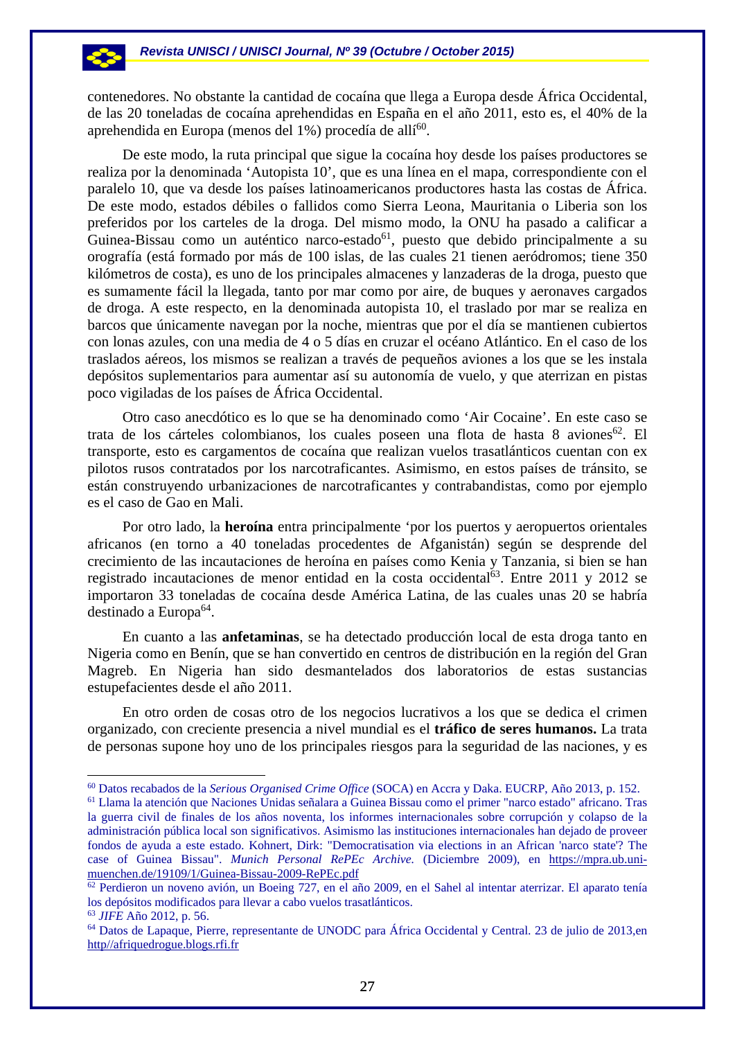contenedores. No obstante la cantidad de cocaína que llega a Europa desde África Occidental, de las 20 toneladas de cocaína aprehendidas en España en el año 2011, esto es, el 40% de la aprehendida en Europa (menos del 1%) procedía de allí[60].

De este modo, la ruta principal que sigue la cocaína hoy desde los países productores se realiza por la denominada 'Autopista 10', que es una línea en el mapa, correspondiente con el paralelo 10, que va desde los países latinoamericanos productores hasta las costas de África. De este modo, estados débiles o fallidos como Sierra Leona, Mauritania o Liberia son los preferidos por los carteles de la droga. Del mismo modo, la ONU ha pasado a calificar a Guinea-Bissau como un auténtico narco-estado[61], puesto que debido principalmente a su orografía (está formado por más de 100 islas, de las cuales 21 tienen aeródromos; tiene 350 kilómetros de costa), es uno de los principales almacenes y lanzaderas de la droga, puesto que es sumamente fácil la llegada, tanto por mar como por aire, de buques y aeronaves cargados de droga. A este respecto, en la denominada autopista 10, el traslado por mar se realiza en barcos que únicamente navegan por la noche, mientras que por el día se mantienen cubiertos con lonas azules, con una media de 4 o 5 días en cruzar el océano Atlántico. En el caso de los traslados aéreos, los mismos se realizan a través de pequeños aviones a los que se les instala depósitos suplementarios para aumentar así su autonomía de vuelo, y que aterrizan en pistas poco vigiladas de los países de África Occidental.

Otro caso anecdótico es lo que se ha denominado como 'Air Cocaine'. En este caso se trata de los cárteles colombianos, los cuales poseen una flota de hasta 8 aviones[62]. El transporte, esto es cargamentos de cocaína que realizan vuelos trasatlánticos cuentan con ex pilotos rusos contratados por los narcotraficantes. Asimismo, en estos países de tránsito, se están construyendo urbanizaciones de narcotraficantes y contrabandistas, como por ejemplo es el caso de Gao en Mali.

Por otro lado, la **heroína** entra principalmente 'por los puertos y aeropuertos orientales africanos (en torno a 40 toneladas procedentes de Afganistán) según se desprende del crecimiento de las incautaciones de heroína en países como Kenia y Tanzania, si bien se han registrado incautaciones de menor entidad en la costa occidental[63]. Entre 2011 y 2012 se importaron 33 toneladas de cocaína desde América Latina, de las cuales unas 20 se habría destinado a Europa[64].

En cuanto a las **anfetaminas**, se ha detectado producción local de esta droga tanto en Nigeria como en Benín, que se han convertido en centros de distribución en la región del Gran Magreb. En Nigeria han sido desmantelados dos laboratorios de estas sustancias estupefacientes desde el año 2011.

En otro orden de cosas otro de los negocios lucrativos a los que se dedica el crimen organizado, con creciente presencia a nivel mundial es el **tráfico de seres humanos.** La trata de personas supone hoy uno de los principales riesgos para la seguridad de las naciones, y es

---

[60] Datos recabados de la *Serious Organised Crime Office* (SOCA) en Accra y Daka. EUCRP, Año 2013, p. 152.

[61] Llama la atención que Naciones Unidas señalara a Guinea Bissau como el primer "narco estado" africano. Tras la guerra civil de finales de los años noventa, los informes internacionales sobre corrupción y colapso de la administración pública local son significativos. Asimismo las instituciones internacionales han dejado de proveer fondos de ayuda a este estado. Kohnert, Dirk: "Democratisation via elections in an African 'narco state'? The case of Guinea Bissau". *Munich Personal RePEc Archive.* (Diciembre 2009), en https://mpra.ub.uni-muenchen.de/19109/1/Guinea-Bissau-2009-RePEc.pdf

[62] Perdieron un noveno avión, un Boeing 727, en el año 2009, en el Sahel al intentar aterrizar. El aparato tenía los depósitos modificados para llevar a cabo vuelos trasatlánticos.

[63] *JIFE* Año 2012, p. 56.

[64] Datos de Lapaque, Pierre, representante de UNODC para África Occidental y Central. 23 de julio de 2013,en http//afriquedrogue.blogs.rfi.fr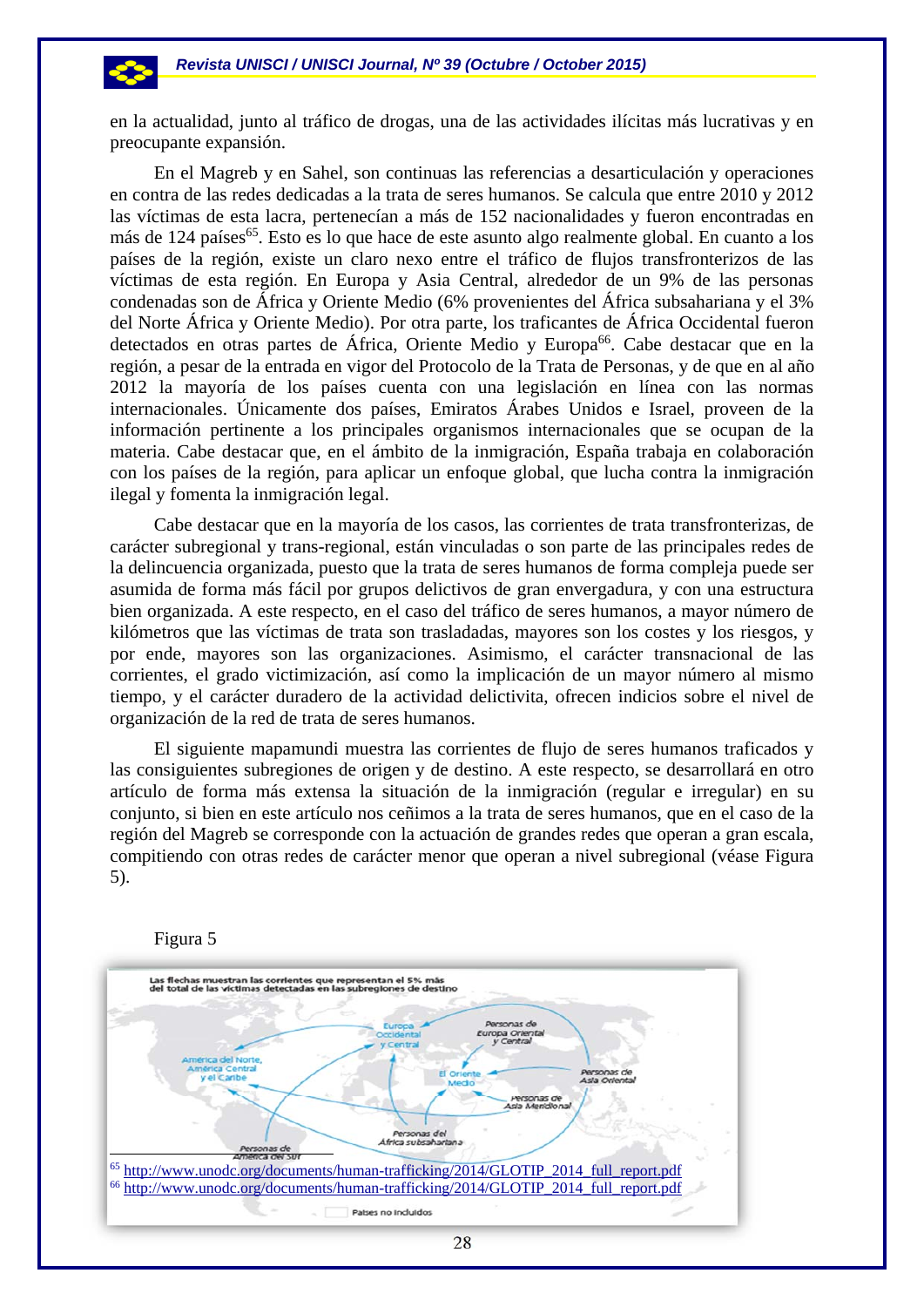en la actualidad, junto al tráfico de drogas, una de las actividades ilícitas más lucrativas y en preocupante expansión.

En el Magreb y en Sahel, son continuas las referencias a desarticulación y operaciones en contra de las redes dedicadas a la trata de seres humanos. Se calcula que entre 2010 y 2012 las víctimas de esta lacra, pertenecían a más de 152 nacionalidades y fueron encontradas en más de 124 países[65]. Esto es lo que hace de este asunto algo realmente global. En cuanto a los países de la región, existe un claro nexo entre el tráfico de flujos transfronterizos de las víctimas de esta región. En Europa y Asia Central, alrededor de un 9% de las personas condenadas son de África y Oriente Medio (6% provenientes del África subsahariana y el 3% del Norte África y Oriente Medio). Por otra parte, los traficantes de África Occidental fueron detectados en otras partes de África, Oriente Medio y Europa[66]. Cabe destacar que en la región, a pesar de la entrada en vigor del Protocolo de la Trata de Personas, y de que en al año 2012 la mayoría de los países cuenta con una legislación en línea con las normas internacionales. Únicamente dos países, Emiratos Árabes Unidos e Israel, proveen de la información pertinente a los principales organismos internacionales que se ocupan de la materia. Cabe destacar que, en el ámbito de la inmigración, España trabaja en colaboración con los países de la región, para aplicar un enfoque global, que lucha contra la inmigración ilegal y fomenta la inmigración legal.

Cabe destacar que en la mayoría de los casos, las corrientes de trata transfronterizas, de carácter subregional y trans-regional, están vinculadas o son parte de las principales redes de la delincuencia organizada, puesto que la trata de seres humanos de forma compleja puede ser asumida de forma más fácil por grupos delictivos de gran envergadura, y con una estructura bien organizada. A este respecto, en el caso del tráfico de seres humanos, a mayor número de kilómetros que las víctimas de trata son trasladadas, mayores son los costes y los riesgos, y por ende, mayores son las organizaciones. Asimismo, el carácter transnacional de las corrientes, el grado victimización, así como la implicación de un mayor número al mismo tiempo, y el carácter duradero de la actividad delictivita, ofrecen indicios sobre el nivel de organización de la red de trata de seres humanos.

El siguiente mapamundi muestra las corrientes de flujo de seres humanos traficados y las consiguientes subregiones de origen y de destino. A este respecto, se desarrollará en otro artículo de forma más extensa la situación de la inmigración (regular e irregular) en su conjunto, si bien en este artículo nos ceñimos a la trata de seres humanos, que en el caso de la región del Magreb se corresponde con la actuación de grandes redes que operan a gran escala, compitiendo con otras redes de carácter menor que operan a nivel subregional (véase Figura 5).

Figura 5

Las flechas muestran las corrientes que representan el 5% más del total de las víctimas detectadas en las subregiones de destino

Europa Occidental y Central

Personas de Europa Oriental y Central

América del Norte, América Central y el Caribe

El Oriente Medio

Personas de Asia Oriental

Personas de Asia Meridional

Personas del África subsahariana

Personas de América del Sur

Países no incluidos

[65] http://www.unodc.org/documents/human-trafficking/2014/GLOTIP_2014_full_report.pdf

[66] http://www.unodc.org/documents/human-trafficking/2014/GLOTIP_2014_full_report.pdf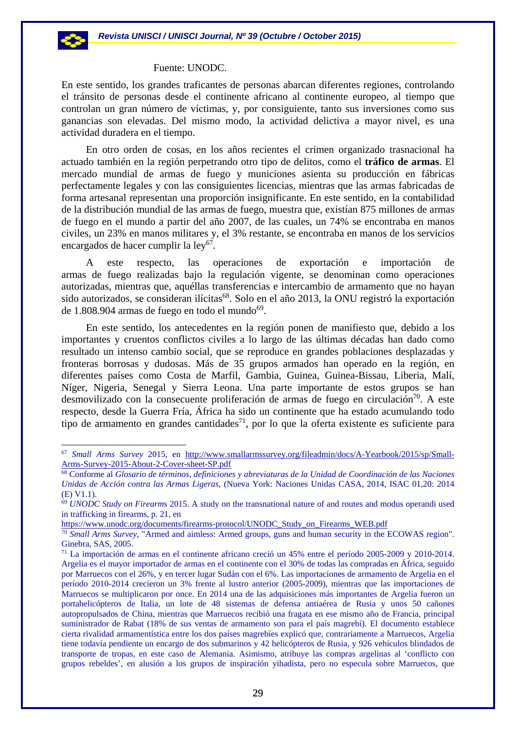Fuente: UNODC.

En este sentido, los grandes traficantes de personas abarcan diferentes regiones, controlando el tránsito de personas desde el continente africano al continente europeo, al tiempo que controlan un gran número de víctimas, y, por consiguiente, tanto sus inversiones como sus ganancias son elevadas. Del mismo modo, la actividad delictiva a mayor nivel, es una actividad duradera en el tiempo.

En otro orden de cosas, en los años recientes el crimen organizado trasnacional ha actuado también en la región perpetrando otro tipo de delitos, como el **tráfico de armas**. El mercado mundial de armas de fuego y municiones asienta su producción en fábricas perfectamente legales y con las consiguientes licencias, mientras que las armas fabricadas de forma artesanal representan una proporción insignificante. En este sentido, en la contabilidad de la distribución mundial de las armas de fuego, muestra que, existían 875 millones de armas de fuego en el mundo a partir del año 2007, de las cuales, un 74% se encontraba en manos civiles, un 23% en manos militares y, el 3% restante, se encontraba en manos de los servicios encargados de hacer cumplir la ley[67].

A este respecto, las operaciones de exportación e importación de armas de fuego realizadas bajo la regulación vigente, se denominan como operaciones autorizadas, mientras que, aquéllas transferencias e intercambio de armamento que no hayan sido autorizados, se consideran ilícitas[68]. Solo en el año 2013, la ONU registró la exportación de 1.808.904 armas de fuego en todo el mundo[69].

En este sentido, los antecedentes en la región ponen de manifiesto que, debido a los importantes y cruentos conflictos civiles a lo largo de las últimas décadas han dado como resultado un intenso cambio social, que se reproduce en grandes poblaciones desplazadas y fronteras borrosas y dudosas. Más de 35 grupos armados han operado en la región, en diferentes países como Costa de Marfil, Gambia, Guinea, Guinea-Bissau, Liberia, Malí, Níger, Nigeria, Senegal y Sierra Leona. Una parte importante de estos grupos se han desmovilizado con la consecuente proliferación de armas de fuego en circulación[70]. A este respecto, desde la Guerra Fría, África ha sido un continente que ha estado acumulando todo tipo de armamento en grandes cantidades[71], por lo que la oferta existente es suficiente para

---

[67] *Small Arms Survey* 2015, en http://www.smallarmssurvey.org/fileadmin/docs/A-Yearbook/2015/sp/Small-Arms-Survey-2015-About-2-Cover-sheet-SP.pdf

[68] Conforme al *Glosario de términos, definiciones y abreviaturas de la Unidad de Coordinación de las Naciones Unidas de Acción contra las Armas Ligeras,* (Nueva York: Naciones Unidas CASA, 2014, ISAC 01,20: 2014 (E) V1.1).

[69] *UNODC Study on Firearms* 2015. A study on the transnational nature of and routes and modus operandi used in trafficking in firearms, p. 21, en https://www.unodc.org/documents/firearms-protocol/UNODC_Study_on_Firearms_WEB.pdf

[70] *Small Arms Survey*, "Armed and aimless: Armed groups, guns and human security in the ECOWAS region". Ginebra, SAS, 2005.

[71] La importación de armas en el continente africano creció un 45% entre el período 2005-2009 y 2010-2014. Argelia es el mayor importador de armas en el continente con el 30% de todas las compradas en África, seguido por Marruecos con el 26%, y en tercer lugar Sudán con el 6%. Las importaciones de armamento de Argelia en el período 2010-2014 crecieron un 3% frente al lustro anterior (2005-2009), mientras que las importaciones de Marruecos se multiplicaron por once. En 2014 una de las adquisiciones más importantes de Argelia fueron un portahelicópteros de Italia, un lote de 48 sistemas de defensa antiaérea de Rusia y unos 50 cañones autopropulsados de China, mientras que Marruecos recibió una fragata en ese mismo año de Francia, principal suministrador de Rabat (18% de sus ventas de armamento son para el país magrebí). El documento establece cierta rivalidad armamentística entre los dos países magrebíes explicó que, contrariamente a Marruecos, Argelia tiene todavía pendiente un encargo de dos submarinos y 42 helicópteros de Rusia, y 926 vehículos blindados de transporte de tropas, en este caso de Alemania. Asimismo, atribuye las compras argelinas al 'conflicto con grupos rebeldes', en alusión a los grupos de inspiración yihadista, pero no especula sobre Marruecos, que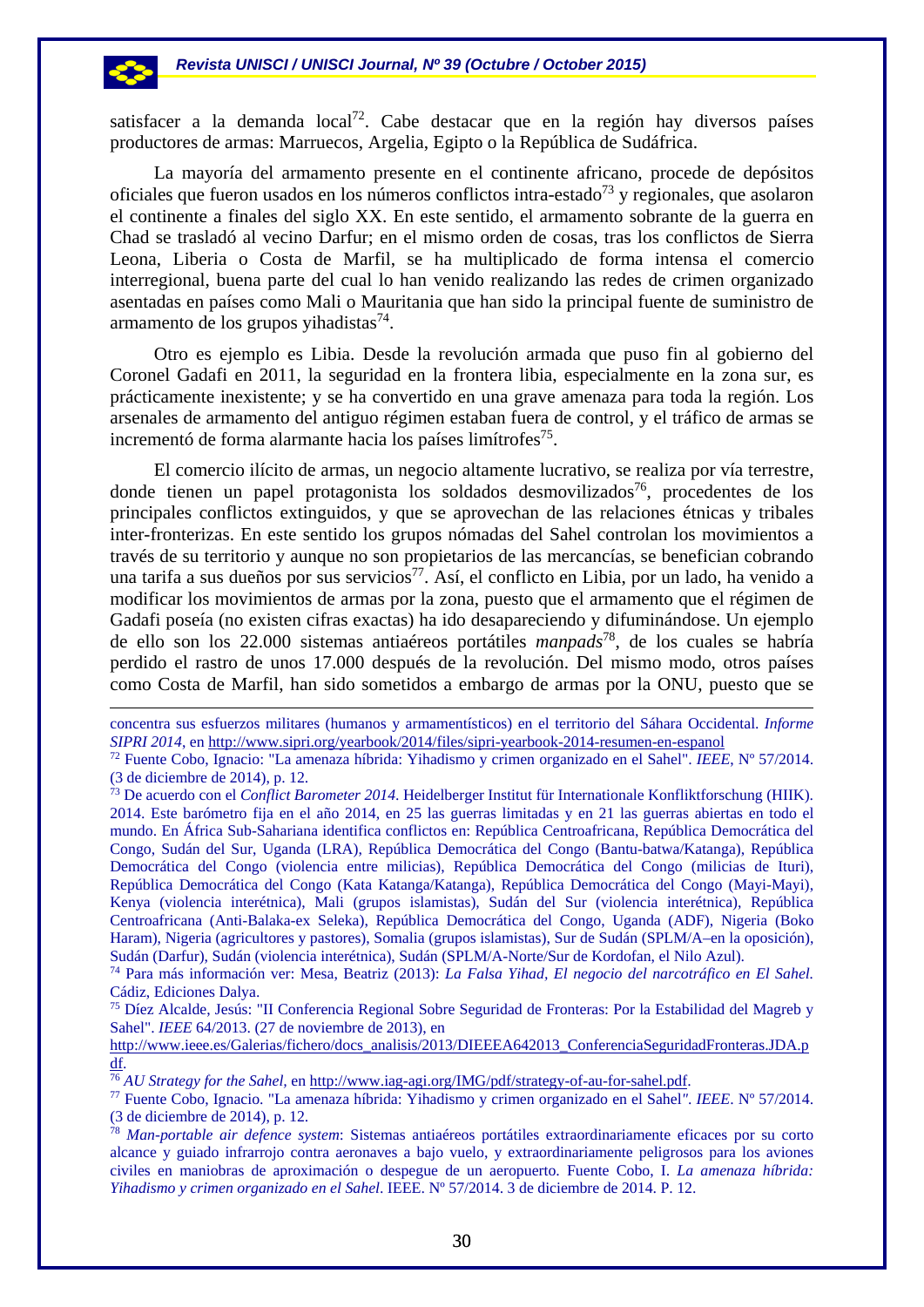satisfacer a la demanda local[72]. Cabe destacar que en la región hay diversos países productores de armas: Marruecos, Argelia, Egipto o la República de Sudáfrica.

La mayoría del armamento presente en el continente africano, procede de depósitos oficiales que fueron usados en los números conflictos intra-estado[73] y regionales, que asolaron el continente a finales del siglo XX. En este sentido, el armamento sobrante de la guerra en Chad se trasladó al vecino Darfur; en el mismo orden de cosas, tras los conflictos de Sierra Leona, Liberia o Costa de Marfil, se ha multiplicado de forma intensa el comercio interregional, buena parte del cual lo han venido realizando las redes de crimen organizado asentadas en países como Mali o Mauritania que han sido la principal fuente de suministro de armamento de los grupos yihadistas[74].

Otro es ejemplo es Libia. Desde la revolución armada que puso fin al gobierno del Coronel Gadafi en 2011, la seguridad en la frontera libia, especialmente en la zona sur, es prácticamente inexistente; y se ha convertido en una grave amenaza para toda la región. Los arsenales de armamento del antiguo régimen estaban fuera de control, y el tráfico de armas se incrementó de forma alarmante hacia los países limítrofes[75].

El comercio ilícito de armas, un negocio altamente lucrativo, se realiza por vía terrestre, donde tienen un papel protagonista los soldados desmovilizados[76], procedentes de los principales conflictos extinguidos, y que se aprovechan de las relaciones étnicas y tribales inter-fronterizas. En este sentido los grupos nómadas del Sahel controlan los movimientos a través de su territorio y aunque no son propietarios de las mercancías, se benefician cobrando una tarifa a sus dueños por sus servicios[77]. Así, el conflicto en Libia, por un lado, ha venido a modificar los movimientos de armas por la zona, puesto que el armamento que el régimen de Gadafi poseía (no existen cifras exactas) ha ido desapareciendo y difuminándose. Un ejemplo de ello son los 22.000 sistemas antiaéreos portátiles *manpads*[78], de los cuales se habría perdido el rastro de unos 17.000 después de la revolución. Del mismo modo, otros países como Costa de Marfil, han sido sometidos a embargo de armas por la ONU, puesto que se

---

concentra sus esfuerzos militares (humanos y armamentísticos) en el territorio del Sáhara Occidental. *Informe SIPRI 2014*, en http://www.sipri.org/yearbook/2014/files/sipri-yearbook-2014-resumen-en-espanol

[72] Fuente Cobo, Ignacio: "La amenaza híbrida: Yihadismo y crimen organizado en el Sahel". *IEEE*, Nº 57/2014. (3 de diciembre de 2014), p. 12.

[73] De acuerdo con el *Conflict Barometer 2014*. Heidelberger Institut für Internationale Konfliktforschung (HIIK). 2014. Este barómetro fija en el año 2014, en 25 las guerras limitadas y en 21 las guerras abiertas en todo el mundo. En África Sub-Sahariana identifica conflictos en: República Centroafricana, República Democrática del Congo, Sudán del Sur, Uganda (LRA), República Democrática del Congo (Bantu-batwa/Katanga), República Democrática del Congo (violencia entre milicias), República Democrática del Congo (milicias de Ituri), República Democrática del Congo (Kata Katanga/Katanga), República Democrática del Congo (Mayi-Mayi), Kenya (violencia interétnica), Mali (grupos islamistas), Sudán del Sur (violencia interétnica), República Centroafricana (Anti-Balaka-ex Seleka), República Democrática del Congo, Uganda (ADF), Nigeria (Boko Haram), Nigeria (agricultores y pastores), Somalia (grupos islamistas), Sur de Sudán (SPLM/A–en la oposición), Sudán (Darfur), Sudán (violencia interétnica), Sudán (SPLM/A-Norte/Sur de Kordofan, el Nilo Azul).

[74] Para más información ver: Mesa, Beatriz (2013): *La Falsa Yihad, El negocio del narcotráfico en El Sahel.* Cádiz, Ediciones Dalya.

[75] Díez Alcalde, Jesús: "II Conferencia Regional Sobre Seguridad de Fronteras: Por la Estabilidad del Magreb y Sahel". *IEEE* 64/2013. (27 de noviembre de 2013), en http://www.ieee.es/Galerias/fichero/docs_analisis/2013/DIEEEA642013_ConferenciaSeguridadFronteras.JDA.pdf.

[76] *AU Strategy for the Sahel*, en http://www.iag-agi.org/IMG/pdf/strategy-of-au-for-sahel.pdf.

[77] Fuente Cobo, Ignacio. "La amenaza híbrida: Yihadismo y crimen organizado en el Sahel". *IEEE*. Nº 57/2014. (3 de diciembre de 2014), p. 12.

[78] *Man-portable air defence system*: Sistemas antiaéreos portátiles extraordinariamente eficaces por su corto alcance y guiado infrarrojo contra aeronaves a bajo vuelo, y extraordinariamente peligrosos para los aviones civiles en maniobras de aproximación o despegue de un aeropuerto. Fuente Cobo, I. *La amenaza híbrida: Yihadismo y crimen organizado en el Sahel*. IEEE. Nº 57/2014. 3 de diciembre de 2014. P. 12.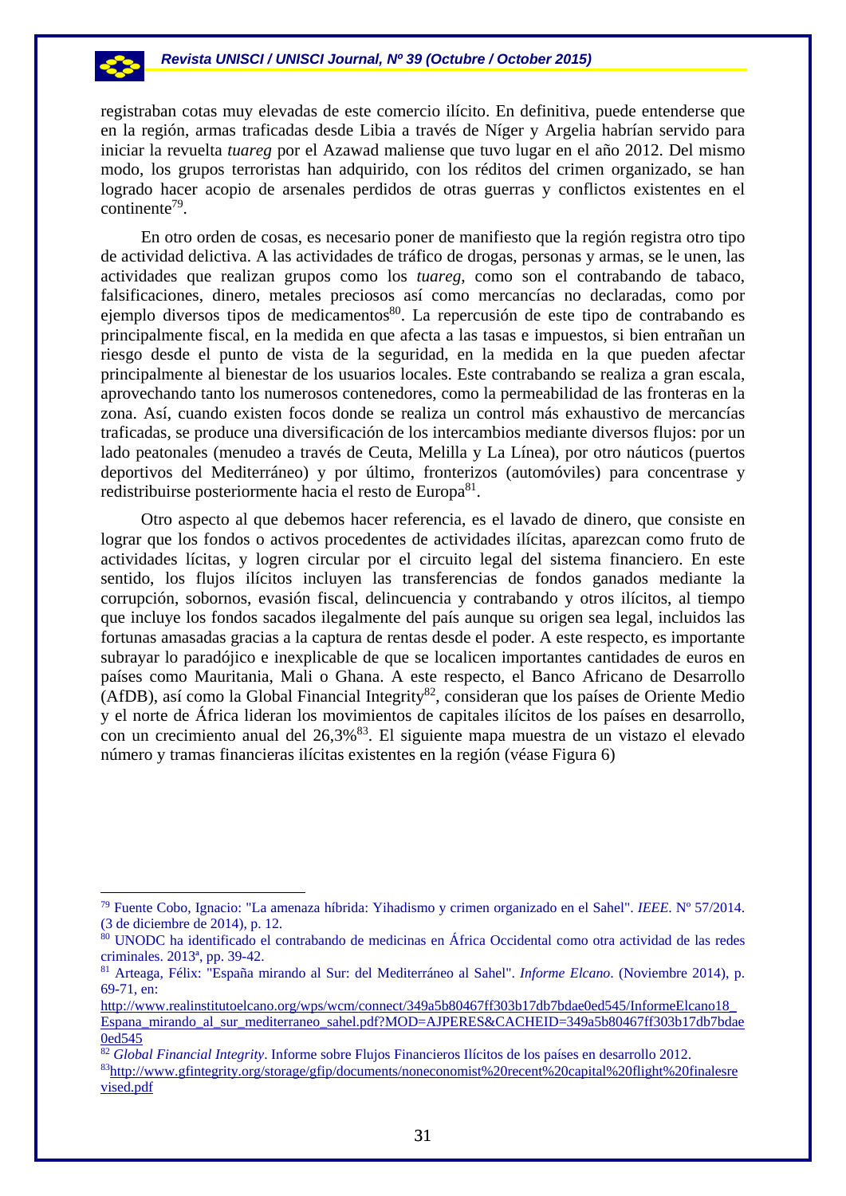registraban cotas muy elevadas de este comercio ilícito. En definitiva, puede entenderse que en la región, armas traficadas desde Libia a través de Níger y Argelia habrían servido para iniciar la revuelta *tuareg* por el Azawad maliense que tuvo lugar en el año 2012. Del mismo modo, los grupos terroristas han adquirido, con los réditos del crimen organizado, se han logrado hacer acopio de arsenales perdidos de otras guerras y conflictos existentes en el continente[79].

En otro orden de cosas, es necesario poner de manifiesto que la región registra otro tipo de actividad delictiva. A las actividades de tráfico de drogas, personas y armas, se le unen, las actividades que realizan grupos como los *tuareg*, como son el contrabando de tabaco, falsificaciones, dinero, metales preciosos así como mercancías no declaradas, como por ejemplo diversos tipos de medicamentos[80]. La repercusión de este tipo de contrabando es principalmente fiscal, en la medida en que afecta a las tasas e impuestos, si bien entrañan un riesgo desde el punto de vista de la seguridad, en la medida en la que pueden afectar principalmente al bienestar de los usuarios locales. Este contrabando se realiza a gran escala, aprovechando tanto los numerosos contenedores, como la permeabilidad de las fronteras en la zona. Así, cuando existen focos donde se realiza un control más exhaustivo de mercancías traficadas, se produce una diversificación de los intercambios mediante diversos flujos: por un lado peatonales (menudeo a través de Ceuta, Melilla y La Línea), por otro náuticos (puertos deportivos del Mediterráneo) y por último, fronterizos (automóviles) para concentrase y redistribuirse posteriormente hacia el resto de Europa[81].

Otro aspecto al que debemos hacer referencia, es el lavado de dinero, que consiste en lograr que los fondos o activos procedentes de actividades ilícitas, aparezcan como fruto de actividades lícitas, y logren circular por el circuito legal del sistema financiero. En este sentido, los flujos ilícitos incluyen las transferencias de fondos ganados mediante la corrupción, sobornos, evasión fiscal, delincuencia y contrabando y otros ilícitos, al tiempo que incluye los fondos sacados ilegalmente del país aunque su origen sea legal, incluidos las fortunas amasadas gracias a la captura de rentas desde el poder. A este respecto, es importante subrayar lo paradójico e inexplicable de que se localicen importantes cantidades de euros en países como Mauritania, Mali o Ghana. A este respecto, el Banco Africano de Desarrollo (AfDB), así como la Global Financial Integrity[82], consideran que los países de Oriente Medio y el norte de África lideran los movimientos de capitales ilícitos de los países en desarrollo, con un crecimiento anual del 26,3%[83]. El siguiente mapa muestra de un vistazo el elevado número y tramas financieras ilícitas existentes en la región (véase Figura 6)

---

[79] Fuente Cobo, Ignacio: "La amenaza híbrida: Yihadismo y crimen organizado en el Sahel". *IEEE*. Nº 57/2014. (3 de diciembre de 2014), p. 12.

[80] UNODC ha identificado el contrabando de medicinas en África Occidental como otra actividad de las redes criminales. 2013ª, pp. 39-42.

[81] Arteaga, Félix: "España mirando al Sur: del Mediterráneo al Sahel". *Informe Elcano*. (Noviembre 2014), p. 69-71, en: http://www.realinstitutoelcano.org/wps/wcm/connect/349a5b80467ff303b17db7bdae0ed545/InformeElcano18_Espana_mirando_al_sur_mediterraneo_sahel.pdf?MOD=AJPERES&CACHEID=349a5b80467ff303b17db7bdae0ed545

[82] *Global Financial Integrity*. Informe sobre Flujos Financieros Ilícitos de los países en desarrollo 2012.

[83] http://www.gfintegrity.org/storage/gfip/documents/noneconomist%20recent%20capital%20flight%20finalesrevised.pdf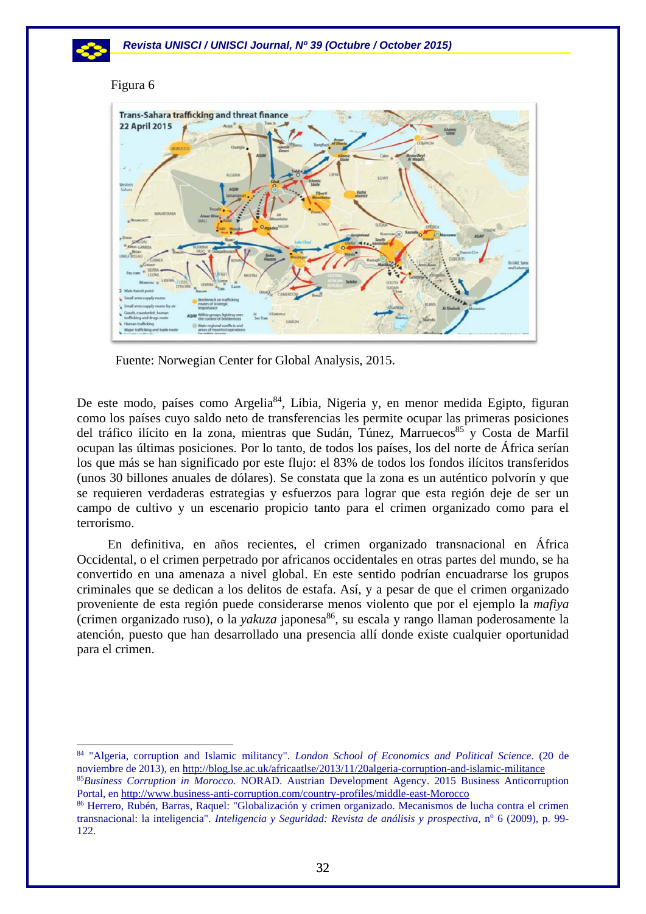Figura 6

Trans-Sahara trafficking and threat finance
22 April 2015

Fuente: Norwegian Center for Global Analysis, 2015.

De este modo, países como Argelia[84], Libia, Nigeria y, en menor medida Egipto, figuran como los países cuyo saldo neto de transferencias les permite ocupar las primeras posiciones del tráfico ilícito en la zona, mientras que Sudán, Túnez, Marruecos[85] y Costa de Marfil ocupan las últimas posiciones. Por lo tanto, de todos los países, los del norte de África serían los que más se han significado por este flujo: el 83% de todos los fondos ilícitos transferidos (unos 30 billones anuales de dólares). Se constata que la zona es un auténtico polvorín y que se requieren verdaderas estrategias y esfuerzos para lograr que esta región deje de ser un campo de cultivo y un escenario propicio tanto para el crimen organizado como para el terrorismo.

En definitiva, en años recientes, el crimen organizado transnacional en África Occidental, o el crimen perpetrado por africanos occidentales en otras partes del mundo, se ha convertido en una amenaza a nivel global. En este sentido podrían encuadrarse los grupos criminales que se dedican a los delitos de estafa. Así, y a pesar de que el crimen organizado proveniente de esta región puede considerarse menos violento que por el ejemplo la *mafiya* (crimen organizado ruso), o la *yakuza* japonesa[86], su escala y rango llaman poderosamente la atención, puesto que han desarrollado una presencia allí donde existe cualquier oportunidad para el crimen.

---

[84] "Algeria, corruption and Islamic militancy". *London School of Economics and Political Science*. (20 de noviembre de 2013), en http://blog.lse.ac.uk/africaatlse/2013/11/20algeria-corruption-and-islamic-militance

[85] *Business Corruption in Morocco.* NORAD. Austrian Development Agency. 2015 Business Anticorruption Portal, en http://www.business-anti-corruption.com/country-profiles/middle-east-Morocco

[86] Herrero, Rubén, Barras, Raquel: "Globalización y crimen organizado. Mecanismos de lucha contra el crimen transnacional: la inteligencia". *Inteligencia y Seguridad: Revista de análisis y prospectiva*, nº 6 (2009), p. 99-122.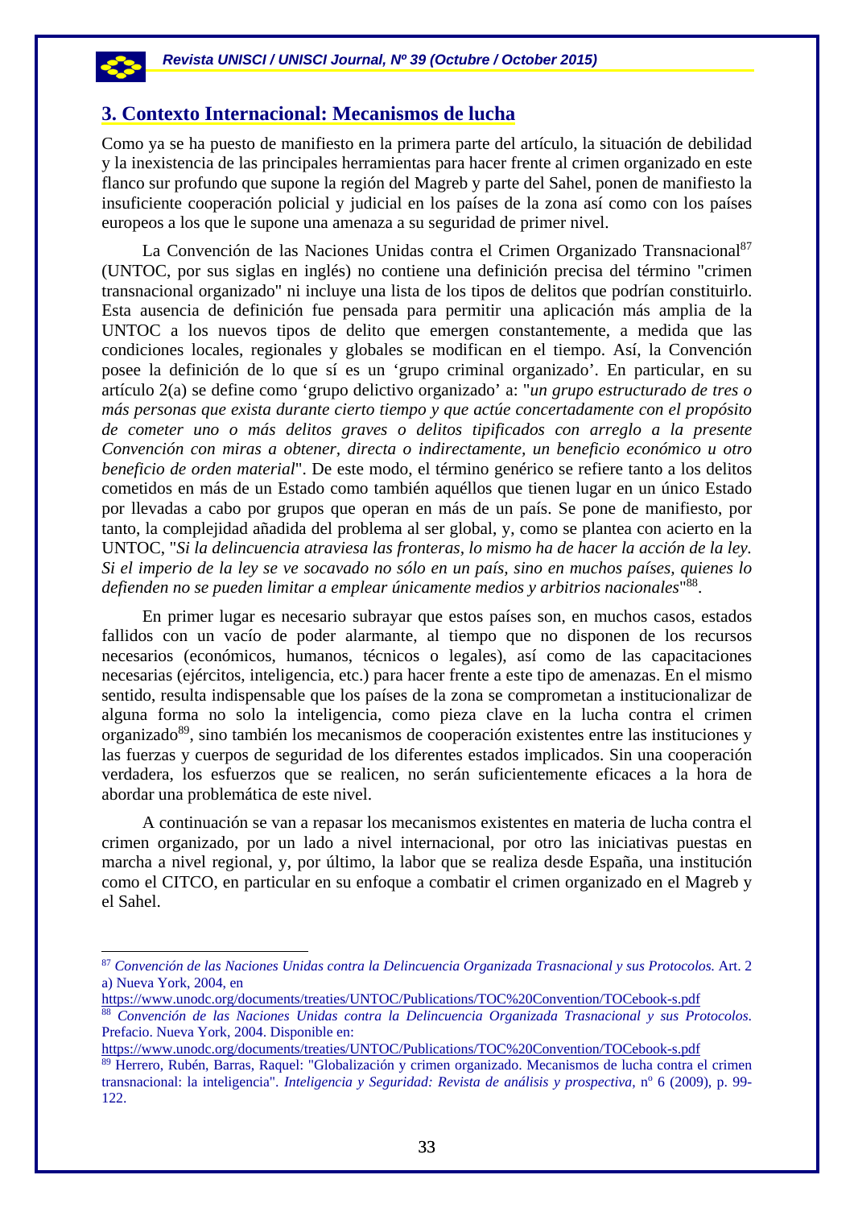## 3. Contexto Internacional: Mecanismos de lucha

Como ya se ha puesto de manifiesto en la primera parte del artículo, la situación de debilidad y la inexistencia de las principales herramientas para hacer frente al crimen organizado en este flanco sur profundo que supone la región del Magreb y parte del Sahel, ponen de manifiesto la insuficiente cooperación policial y judicial en los países de la zona así como con los países europeos a los que le supone una amenaza a su seguridad de primer nivel.

La Convención de las Naciones Unidas contra el Crimen Organizado Transnacional[87] (UNTOC, por sus siglas en inglés) no contiene una definición precisa del término "crimen transnacional organizado" ni incluye una lista de los tipos de delitos que podrían constituirlo. Esta ausencia de definición fue pensada para permitir una aplicación más amplia de la UNTOC a los nuevos tipos de delito que emergen constantemente, a medida que las condiciones locales, regionales y globales se modifican en el tiempo. Así, la Convención posee la definición de lo que sí es un 'grupo criminal organizado'. En particular, en su artículo 2(a) se define como 'grupo delictivo organizado' a: "*un grupo estructurado de tres o más personas que exista durante cierto tiempo y que actúe concertadamente con el propósito de cometer uno o más delitos graves o delitos tipificados con arreglo a la presente Convención con miras a obtener, directa o indirectamente, un beneficio económico u otro beneficio de orden material*". De este modo, el término genérico se refiere tanto a los delitos cometidos en más de un Estado como también aquéllos que tienen lugar en un único Estado por llevadas a cabo por grupos que operan en más de un país. Se pone de manifiesto, por tanto, la complejidad añadida del problema al ser global, y, como se plantea con acierto en la UNTOC, "*Si la delincuencia atraviesa las fronteras, lo mismo ha de hacer la acción de la ley. Si el imperio de la ley se ve socavado no sólo en un país, sino en muchos países, quienes lo defienden no se pueden limitar a emplear únicamente medios y arbitrios nacionales*"[88].

En primer lugar es necesario subrayar que estos países son, en muchos casos, estados fallidos con un vacío de poder alarmante, al tiempo que no disponen de los recursos necesarios (económicos, humanos, técnicos o legales), así como de las capacitaciones necesarias (ejércitos, inteligencia, etc.) para hacer frente a este tipo de amenazas. En el mismo sentido, resulta indispensable que los países de la zona se comprometan a institucionalizar de alguna forma no solo la inteligencia, como pieza clave en la lucha contra el crimen organizado[89], sino también los mecanismos de cooperación existentes entre las instituciones y las fuerzas y cuerpos de seguridad de los diferentes estados implicados. Sin una cooperación verdadera, los esfuerzos que se realicen, no serán suficientemente eficaces a la hora de abordar una problemática de este nivel.

A continuación se van a repasar los mecanismos existentes en materia de lucha contra el crimen organizado, por un lado a nivel internacional, por otro las iniciativas puestas en marcha a nivel regional, y, por último, la labor que se realiza desde España, una institución como el CITCO, en particular en su enfoque a combatir el crimen organizado en el Magreb y el Sahel.

---

[87] *Convención de las Naciones Unidas contra la Delincuencia Organizada Trasnacional y sus Protocolos*. Art. 2 a) Nueva York, 2004, en https://www.unodc.org/documents/treaties/UNTOC/Publications/TOC%20Convention/TOCebook-s.pdf

[88] *Convención de las Naciones Unidas contra la Delincuencia Organizada Trasnacional y sus Protocolos*. Prefacio. Nueva York, 2004. Disponible en: https://www.unodc.org/documents/treaties/UNTOC/Publications/TOC%20Convention/TOCebook-s.pdf

[89] Herrero, Rubén, Barras, Raquel: "Globalización y crimen organizado. Mecanismos de lucha contra el crimen transnacional: la inteligencia". *Inteligencia y Seguridad: Revista de análisis y prospectiva*, nº 6 (2009), p. 99-122.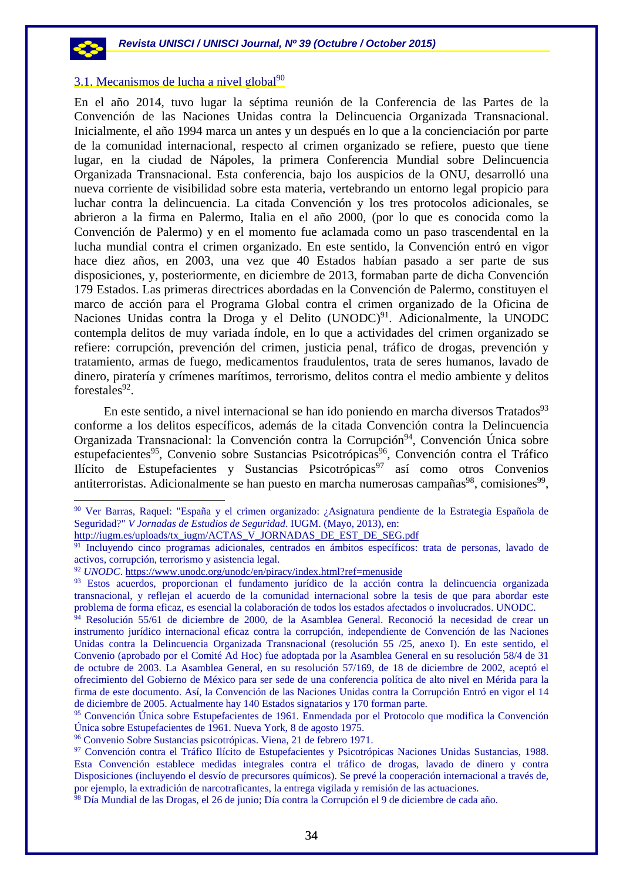### 3.1. Mecanismos de lucha a nivel global[90]

En el año 2014, tuvo lugar la séptima reunión de la Conferencia de las Partes de la Convención de las Naciones Unidas contra la Delincuencia Organizada Transnacional. Inicialmente, el año 1994 marca un antes y un después en lo que a la concienciación por parte de la comunidad internacional, respecto al crimen organizado se refiere, puesto que tiene lugar, en la ciudad de Nápoles, la primera Conferencia Mundial sobre Delincuencia Organizada Transnacional. Esta conferencia, bajo los auspicios de la ONU, desarrolló una nueva corriente de visibilidad sobre esta materia, vertebrando un entorno legal propicio para luchar contra la delincuencia. La citada Convención y los tres protocolos adicionales, se abrieron a la firma en Palermo, Italia en el año 2000, (por lo que es conocida como la Convención de Palermo) y en el momento fue aclamada como un paso trascendental en la lucha mundial contra el crimen organizado. En este sentido, la Convención entró en vigor hace diez años, en 2003, una vez que 40 Estados habían pasado a ser parte de sus disposiciones, y, posteriormente, en diciembre de 2013, formaban parte de dicha Convención 179 Estados. Las primeras directrices abordadas en la Convención de Palermo, constituyen el marco de acción para el Programa Global contra el crimen organizado de la Oficina de Naciones Unidas contra la Droga y el Delito (UNODC)[91]. Adicionalmente, la UNODC contempla delitos de muy variada índole, en lo que a actividades del crimen organizado se refiere: corrupción, prevención del crimen, justicia penal, tráfico de drogas, prevención y tratamiento, armas de fuego, medicamentos fraudulentos, trata de seres humanos, lavado de dinero, piratería y crímenes marítimos, terrorismo, delitos contra el medio ambiente y delitos forestales[92].

En este sentido, a nivel internacional se han ido poniendo en marcha diversos Tratados[93] conforme a los delitos específicos, además de la citada Convención contra la Delincuencia Organizada Transnacional: la Convención contra la Corrupción[94], Convención Única sobre estupefacientes[95], Convenio sobre Sustancias Psicotrópicas[96], Convención contra el Tráfico Ilícito de Estupefacientes y Sustancias Psicotrópicas[97] así como otros Convenios antiterroristas. Adicionalmente se han puesto en marcha numerosas campañas[98], comisiones[99],

---

[90] Ver Barras, Raquel: "España y el crimen organizado: ¿Asignatura pendiente de la Estrategia Española de Seguridad?" *V Jornadas de Estudios de Seguridad*. IUGM. (Mayo, 2013), en: http://iugm.es/uploads/tx_iugm/ACTAS_V_JORNADAS_DE_EST_DE_SEG.pdf

[91] Incluyendo cinco programas adicionales, centrados en ámbitos específicos: trata de personas, lavado de activos, corrupción, terrorismo y asistencia legal.

[92] *UNODC*. https://www.unodc.org/unodc/en/piracy/index.html?ref=menuside

[93] Estos acuerdos, proporcionan el fundamento jurídico de la acción contra la delincuencia organizada transnacional, y reflejan el acuerdo de la comunidad internacional sobre la tesis de que para abordar este problema de forma eficaz, es esencial la colaboración de todos los estados afectados o involucrados. UNODC.

[94] Resolución 55/61 de diciembre de 2000, de la Asamblea General. Reconoció la necesidad de crear un instrumento jurídico internacional eficaz contra la corrupción, independiente de Convención de las Naciones Unidas contra la Delincuencia Organizada Transnacional (resolución 55 /25, anexo I). En este sentido, el Convenio (aprobado por el Comité Ad Hoc) fue adoptada por la Asamblea General en su resolución 58/4 de 31 de octubre de 2003. La Asamblea General, en su resolución 57/169, de 18 de diciembre de 2002, aceptó el ofrecimiento del Gobierno de México para ser sede de una conferencia política de alto nivel en Mérida para la firma de este documento. Así, la Convención de las Naciones Unidas contra la Corrupción Entró en vigor el 14 de diciembre de 2005. Actualmente hay 140 Estados signatarios y 170 forman parte.

[95] Convención Única sobre Estupefacientes de 1961. Enmendada por el Protocolo que modifica la Convención Única sobre Estupefacientes de 1961. Nueva York, 8 de agosto 1975.

[96] Convenio Sobre Sustancias psicotrópicas. Viena, 21 de febrero 1971.

[97] Convención contra el Tráfico Ilícito de Estupefacientes y Psicotrópicas Naciones Unidas Sustancias, 1988. Esta Convención establece medidas integrales contra el tráfico de drogas, lavado de dinero y contra Disposiciones (incluyendo el desvío de precursores químicos). Se prevé la cooperación internacional a través de, por ejemplo, la extradición de narcotraficantes, la entrega vigilada y remisión de las actuaciones.

[98] Día Mundial de las Drogas, el 26 de junio; Día contra la Corrupción el 9 de diciembre de cada año.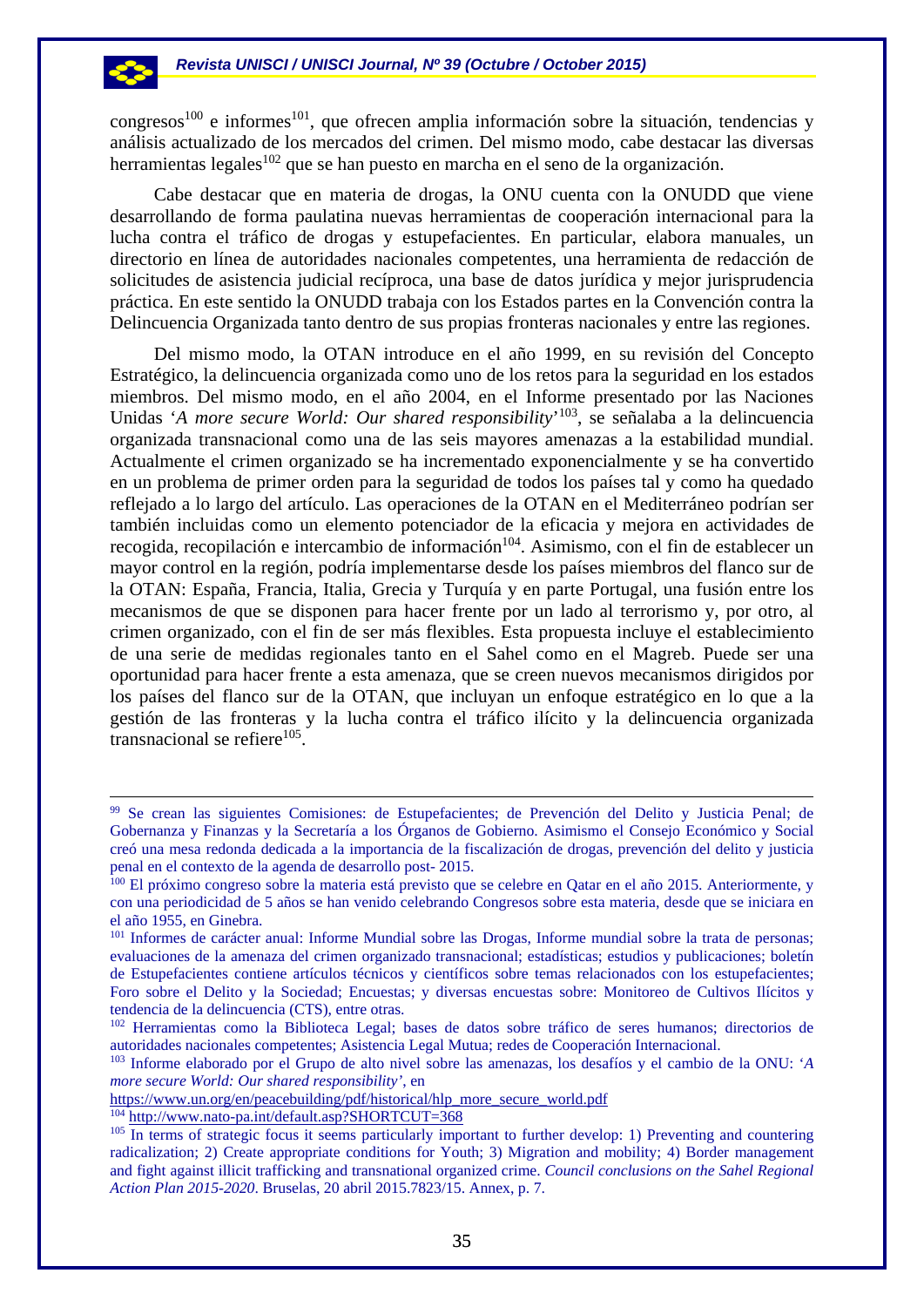congresos[100] e informes[101], que ofrecen amplia información sobre la situación, tendencias y análisis actualizado de los mercados del crimen. Del mismo modo, cabe destacar las diversas herramientas legales[102] que se han puesto en marcha en el seno de la organización.

Cabe destacar que en materia de drogas, la ONU cuenta con la ONUDD que viene desarrollando de forma paulatina nuevas herramientas de cooperación internacional para la lucha contra el tráfico de drogas y estupefacientes. En particular, elabora manuales, un directorio en línea de autoridades nacionales competentes, una herramienta de redacción de solicitudes de asistencia judicial recíproca, una base de datos jurídica y mejor jurisprudencia práctica. En este sentido la ONUDD trabaja con los Estados partes en la Convención contra la Delincuencia Organizada tanto dentro de sus propias fronteras nacionales y entre las regiones.

Del mismo modo, la OTAN introduce en el año 1999, en su revisión del Concepto Estratégico, la delincuencia organizada como uno de los retos para la seguridad en los estados miembros. Del mismo modo, en el año 2004, en el Informe presentado por las Naciones Unidas '*A more secure World: Our shared responsibility*'[103], se señalaba a la delincuencia organizada transnacional como una de las seis mayores amenazas a la estabilidad mundial. Actualmente el crimen organizado se ha incrementado exponencialmente y se ha convertido en un problema de primer orden para la seguridad de todos los países tal y como ha quedado reflejado a lo largo del artículo. Las operaciones de la OTAN en el Mediterráneo podrían ser también incluidas como un elemento potenciador de la eficacia y mejora en actividades de recogida, recopilación e intercambio de información[104]. Asimismo, con el fin de establecer un mayor control en la región, podría implementarse desde los países miembros del flanco sur de la OTAN: España, Francia, Italia, Grecia y Turquía y en parte Portugal, una fusión entre los mecanismos de que se disponen para hacer frente por un lado al terrorismo y, por otro, al crimen organizado, con el fin de ser más flexibles. Esta propuesta incluye el establecimiento de una serie de medidas regionales tanto en el Sahel como en el Magreb. Puede ser una oportunidad para hacer frente a esta amenaza, que se creen nuevos mecanismos dirigidos por los países del flanco sur de la OTAN, que incluyan un enfoque estratégico en lo que a la gestión de las fronteras y la lucha contra el tráfico ilícito y la delincuencia organizada transnacional se refiere[105].

---

[99] Se crean las siguientes Comisiones: de Estupefacientes; de Prevención del Delito y Justicia Penal; de Gobernanza y Finanzas y la Secretaría a los Órganos de Gobierno. Asimismo el Consejo Económico y Social creó una mesa redonda dedicada a la importancia de la fiscalización de drogas, prevención del delito y justicia penal en el contexto de la agenda de desarrollo post- 2015.

[100] El próximo congreso sobre la materia está previsto que se celebre en Qatar en el año 2015. Anteriormente, y con una periodicidad de 5 años se han venido celebrando Congresos sobre esta materia, desde que se iniciara en el año 1955, en Ginebra.

[101] Informes de carácter anual: Informe Mundial sobre las Drogas, Informe mundial sobre la trata de personas; evaluaciones de la amenaza del crimen organizado transnacional; estadísticas; estudios y publicaciones; boletín de Estupefacientes contiene artículos técnicos y científicos sobre temas relacionados con los estupefacientes; Foro sobre el Delito y la Sociedad; Encuestas; y diversas encuestas sobre: Monitoreo de Cultivos Ilícitos y tendencia de la delincuencia (CTS), entre otras.

[102] Herramientas como la Biblioteca Legal; bases de datos sobre tráfico de seres humanos; directorios de autoridades nacionales competentes; Asistencia Legal Mutua; redes de Cooperación Internacional.

[103] Informe elaborado por el Grupo de alto nivel sobre las amenazas, los desafíos y el cambio de la ONU: '*A more secure World: Our shared responsibility'*, en https://www.un.org/en/peacebuilding/pdf/historical/hlp_more_secure_world.pdf

[104] http://www.nato-pa.int/default.asp?SHORTCUT=368

[105] In terms of strategic focus it seems particularly important to further develop: 1) Preventing and countering radicalization; 2) Create appropriate conditions for Youth; 3) Migration and mobility; 4) Border management and fight against illicit trafficking and transnational organized crime. *Council conclusions on the Sahel Regional Action Plan 2015-2020*. Bruselas, 20 abril 2015.7823/15. Annex, p. 7.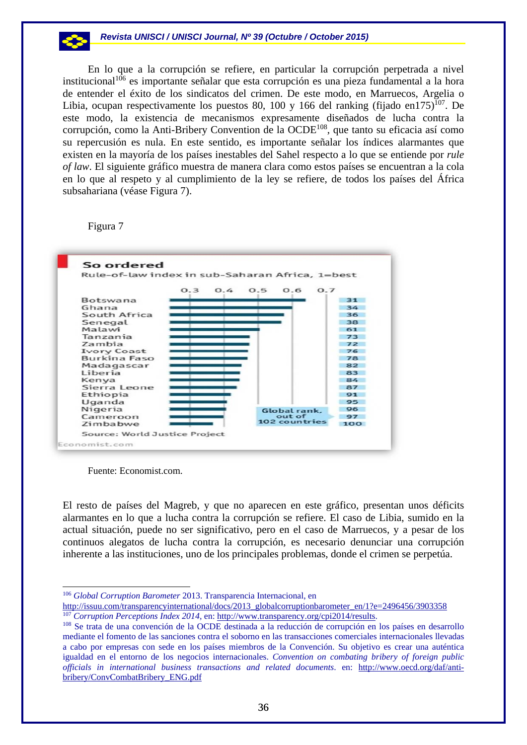En lo que a la corrupción se refiere, en particular la corrupción perpetrada a nivel institucional[106] es importante señalar que esta corrupción es una pieza fundamental a la hora de entender el éxito de los sindicatos del crimen. De este modo, en Marruecos, Argelia o Libia, ocupan respectivamente los puestos 80, 100 y 166 del ranking (fijado en175)[107]. De este modo, la existencia de mecanismos expresamente diseñados de lucha contra la corrupción, como la Anti-Bribery Convention de la OCDE[108], que tanto su eficacia así como su repercusión es nula. En este sentido, es importante señalar los índices alarmantes que existen en la mayoría de los países inestables del Sahel respecto a lo que se entiende por *rule of law*. El siguiente gráfico muestra de manera clara como estos países se encuentran a la cola en lo que al respeto y al cumplimiento de la ley se refiere, de todos los países del África subsahariana (véase Figura 7).

Figura 7

**So ordered**

Rule-of-law index in sub-Saharan Africa, 1=best

0.3 0.4 0.5 0.6 0.7

Botswana 31
Ghana 34
South Africa 36
Senegal 38
Malawi 61
Tanzania 73
Zambia 72
Ivory Coast 76
Burkina Faso 78
Madagascar 82
Liberia 83
Kenya 84
Sierra Leone 87
Ethiopia 91
Uganda 95
Nigeria 96
Cameroon 97
Zimbabwe 100

Global rank, out of 102 countries

Source: World Justice Project

Economist.com

Fuente: Economist.com.

El resto de países del Magreb, y que no aparecen en este gráfico, presentan unos déficits alarmantes en lo que a lucha contra la corrupción se refiere. El caso de Libia, sumido en la actual situación, puede no ser significativo, pero en el caso de Marruecos, y a pesar de los continuos alegatos de lucha contra la corrupción, es necesario denunciar una corrupción inherente a las instituciones, uno de los principales problemas, donde el crimen se perpetúa.

---

[106] *Global Corruption Barometer* 2013. Transparencia Internacional, en http://issuu.com/transparencyinternational/docs/2013_globalcorruptionbarometer_en/1?e=2496456/3903358

[107] *Corruption Perceptions Index 2014*, en: http://www.transparency.org/cpi2014/results.

[108] Se trata de una convención de la OCDE destinada a la reducción de corrupción en los países en desarrollo mediante el fomento de las sanciones contra el soborno en las transacciones comerciales internacionales llevadas a cabo por empresas con sede en los países miembros de la Convención. Su objetivo es crear una auténtica igualdad en el entorno de los negocios internacionales. *Convention on combating bribery of foreign public officials in international business transactions and related documents*. en: http://www.oecd.org/daf/anti-bribery/ConvCombatBribery_ENG.pdf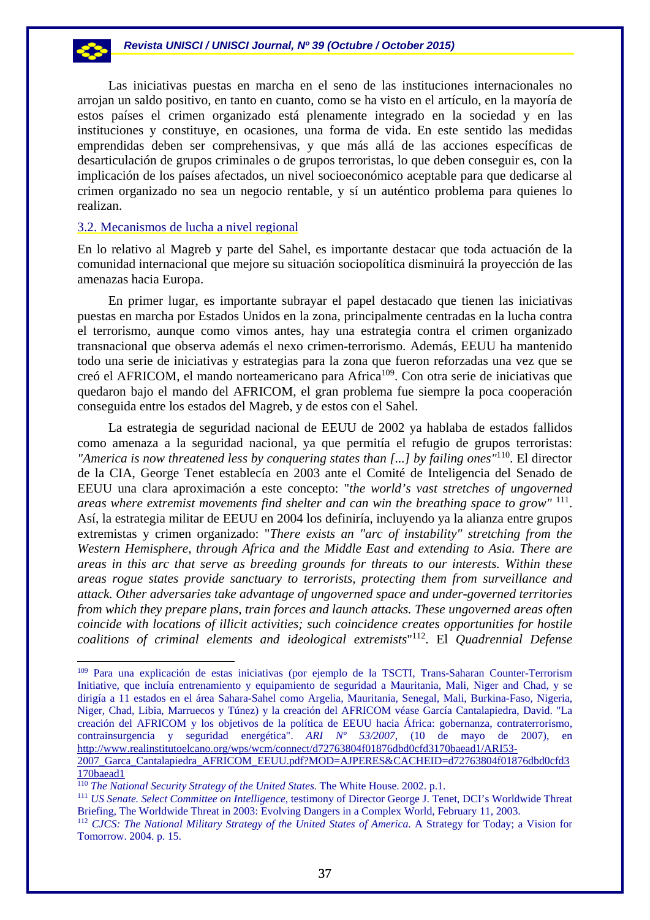Las iniciativas puestas en marcha en el seno de las instituciones internacionales no arrojan un saldo positivo, en tanto en cuanto, como se ha visto en el artículo, en la mayoría de estos países el crimen organizado está plenamente integrado en la sociedad y en las instituciones y constituye, en ocasiones, una forma de vida. En este sentido las medidas emprendidas deben ser comprehensivas, y que más allá de las acciones específicas de desarticulación de grupos criminales o de grupos terroristas, lo que deben conseguir es, con la implicación de los países afectados, un nivel socioeconómico aceptable para que dedicarse al crimen organizado no sea un negocio rentable, y sí un auténtico problema para quienes lo realizan.

### 3.2. Mecanismos de lucha a nivel regional

En lo relativo al Magreb y parte del Sahel, es importante destacar que toda actuación de la comunidad internacional que mejore su situación sociopolítica disminuirá la proyección de las amenazas hacia Europa.

En primer lugar, es importante subrayar el papel destacado que tienen las iniciativas puestas en marcha por Estados Unidos en la zona, principalmente centradas en la lucha contra el terrorismo, aunque como vimos antes, hay una estrategia contra el crimen organizado transnacional que observa además el nexo crimen-terrorismo. Además, EEUU ha mantenido todo una serie de iniciativas y estrategias para la zona que fueron reforzadas una vez que se creó el AFRICOM, el mando norteamericano para Africa[109]. Con otra serie de iniciativas que quedaron bajo el mando del AFRICOM, el gran problema fue siempre la poca cooperación conseguida entre los estados del Magreb, y de estos con el Sahel.

La estrategia de seguridad nacional de EEUU de 2002 ya hablaba de estados fallidos como amenaza a la seguridad nacional, ya que permitía el refugio de grupos terroristas: *"America is now threatened less by conquering states than [...] by failing ones"*[110]. El director de la CIA, George Tenet establecía en 2003 ante el Comité de Inteligencia del Senado de EEUU una clara aproximación a este concepto: "*the world's vast stretches of ungoverned areas where extremist movements find shelter and can win the breathing space to grow"* [111]. Así, la estrategia militar de EEUU en 2004 los definiría, incluyendo ya la alianza entre grupos extremistas y crimen organizado: "*There exists an "arc of instability" stretching from the Western Hemisphere, through Africa and the Middle East and extending to Asia. There are areas in this arc that serve as breeding grounds for threats to our interests. Within these areas rogue states provide sanctuary to terrorists, protecting them from surveillance and attack. Other adversaries take advantage of ungoverned space and under-governed territories from which they prepare plans, train forces and launch attacks. These ungoverned areas often coincide with locations of illicit activities; such coincidence creates opportunities for hostile coalitions of criminal elements and ideological extremists*"[112]. El *Quadrennial Defense*

---

[109] Para una explicación de estas iniciativas (por ejemplo de la TSCTI, Trans-Saharan Counter-Terrorism Initiative, que incluía entrenamiento y equipamiento de seguridad a Mauritania, Mali, Niger and Chad, y se dirigía a 11 estados en el área Sahara-Sahel como Argelia, Mauritania, Senegal, Mali, Burkina-Faso, Nigeria, Niger, Chad, Libia, Marruecos y Túnez) y la creación del AFRICOM véase García Cantalapiedra, David. "La creación del AFRICOM y los objetivos de la política de EEUU hacia África: gobernanza, contraterrorismo, contrainsurgencia y seguridad energética". *ARI Nº 53/2007*, (10 de mayo de 2007), en http://www.realinstitutoelcano.org/wps/wcm/connect/d72763804f01876dbd0cfd3170baead1/ARI53-2007_Garca_Cantalapiedra_AFRICOM_EEUU.pdf?MOD=AJPERES&CACHEID=d72763804f01876dbd0cfd3170baead1

[110] *The National Security Strategy of the United States*. The White House. 2002. p.1.

[111] *US Senate. Select Committee on Intelligence*, testimony of Director George J. Tenet, DCI's Worldwide Threat Briefing, The Worldwide Threat in 2003: Evolving Dangers in a Complex World, February 11, 2003.

[112] *CJCS: The National Military Strategy of the United States of America*. A Strategy for Today; a Vision for Tomorrow. 2004. p. 15.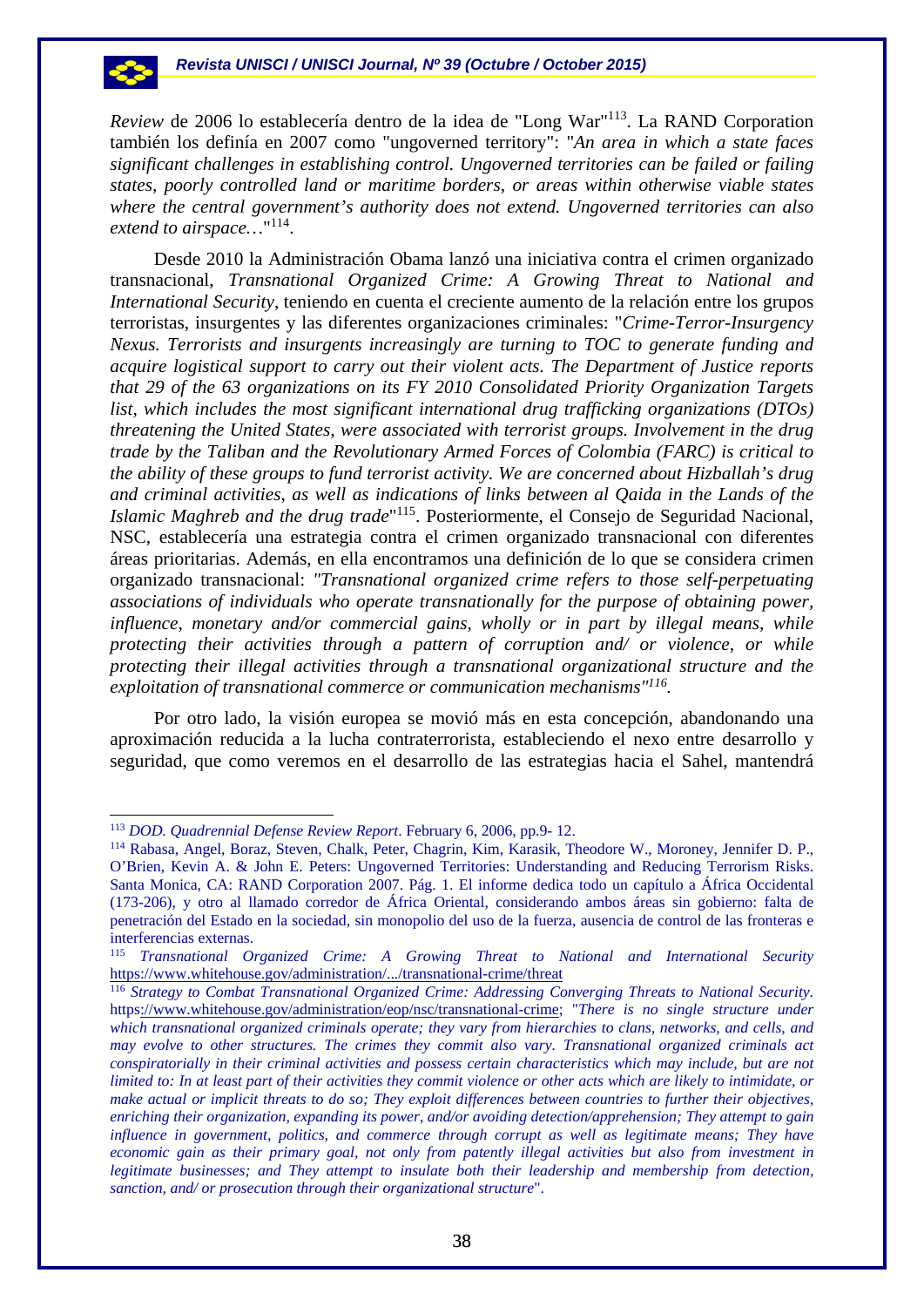*Review* de 2006 lo establecería dentro de la idea de "Long War"[113]. La RAND Corporation también los definía en 2007 como "ungoverned territory": "*An area in which a state faces significant challenges in establishing control. Ungoverned territories can be failed or failing states, poorly controlled land or maritime borders, or areas within otherwise viable states where the central government's authority does not extend. Ungoverned territories can also extend to airspace…*"[114].

Desde 2010 la Administración Obama lanzó una iniciativa contra el crimen organizado transnacional, *Transnational Organized Crime: A Growing Threat to National and International Security*, teniendo en cuenta el creciente aumento de la relación entre los grupos terroristas, insurgentes y las diferentes organizaciones criminales: "*Crime-Terror-Insurgency Nexus. Terrorists and insurgents increasingly are turning to TOC to generate funding and acquire logistical support to carry out their violent acts. The Department of Justice reports that 29 of the 63 organizations on its FY 2010 Consolidated Priority Organization Targets list, which includes the most significant international drug trafficking organizations (DTOs) threatening the United States, were associated with terrorist groups. Involvement in the drug trade by the Taliban and the Revolutionary Armed Forces of Colombia (FARC) is critical to the ability of these groups to fund terrorist activity. We are concerned about Hizballah's drug and criminal activities, as well as indications of links between al Qaida in the Lands of the Islamic Maghreb and the drug trade*"[115]. Posteriormente, el Consejo de Seguridad Nacional, NSC, establecería una estrategia contra el crimen organizado transnacional con diferentes áreas prioritarias. Además, en ella encontramos una definición de lo que se considera crimen organizado transnacional: *"Transnational organized crime refers to those self-perpetuating associations of individuals who operate transnationally for the purpose of obtaining power, influence, monetary and/or commercial gains, wholly or in part by illegal means, while protecting their activities through a pattern of corruption and/ or violence, or while protecting their illegal activities through a transnational organizational structure and the exploitation of transnational commerce or communication mechanisms"*[116].

Por otro lado, la visión europea se movió más en esta concepción, abandonando una aproximación reducida a la lucha contraterrorista, estableciendo el nexo entre desarrollo y seguridad, que como veremos en el desarrollo de las estrategias hacia el Sahel, mantendrá

---

[113] *DOD. Quadrennial Defense Review Report*. February 6, 2006, pp.9- 12.

[114] Rabasa, Angel, Boraz, Steven, Chalk, Peter, Chagrin, Kim, Karasik, Theodore W., Moroney, Jennifer D. P., O'Brien, Kevin A. & John E. Peters: Ungoverned Territories: Understanding and Reducing Terrorism Risks. Santa Monica, CA: RAND Corporation 2007. Pág. 1. El informe dedica todo un capítulo a África Occidental (173-206), y otro al llamado corredor de África Oriental, considerando ambos áreas sin gobierno: falta de penetración del Estado en la sociedad, sin monopolio del uso de la fuerza, ausencia de control de las fronteras e interferencias externas.

[115] *Transnational Organized Crime: A Growing Threat to National and International Security* https://www.whitehouse.gov/administration/.../transnational-crime/threat

[116] *Strategy to Combat Transnational Organized Crime: Addressing Converging Threats to National Security*. https://www.whitehouse.gov/administration/eop/nsc/transnational-crime; "*There is no single structure under which transnational organized criminals operate; they vary from hierarchies to clans, networks, and cells, and may evolve to other structures. The crimes they commit also vary. Transnational organized criminals act conspiratorially in their criminal activities and possess certain characteristics which may include, but are not limited to: In at least part of their activities they commit violence or other acts which are likely to intimidate, or make actual or implicit threats to do so; They exploit differences between countries to further their objectives, enriching their organization, expanding its power, and/or avoiding detection/apprehension; They attempt to gain influence in government, politics, and commerce through corrupt as well as legitimate means; They have economic gain as their primary goal, not only from patently illegal activities but also from investment in legitimate businesses; and They attempt to insulate both their leadership and membership from detection, sanction, and/ or prosecution through their organizational structure*".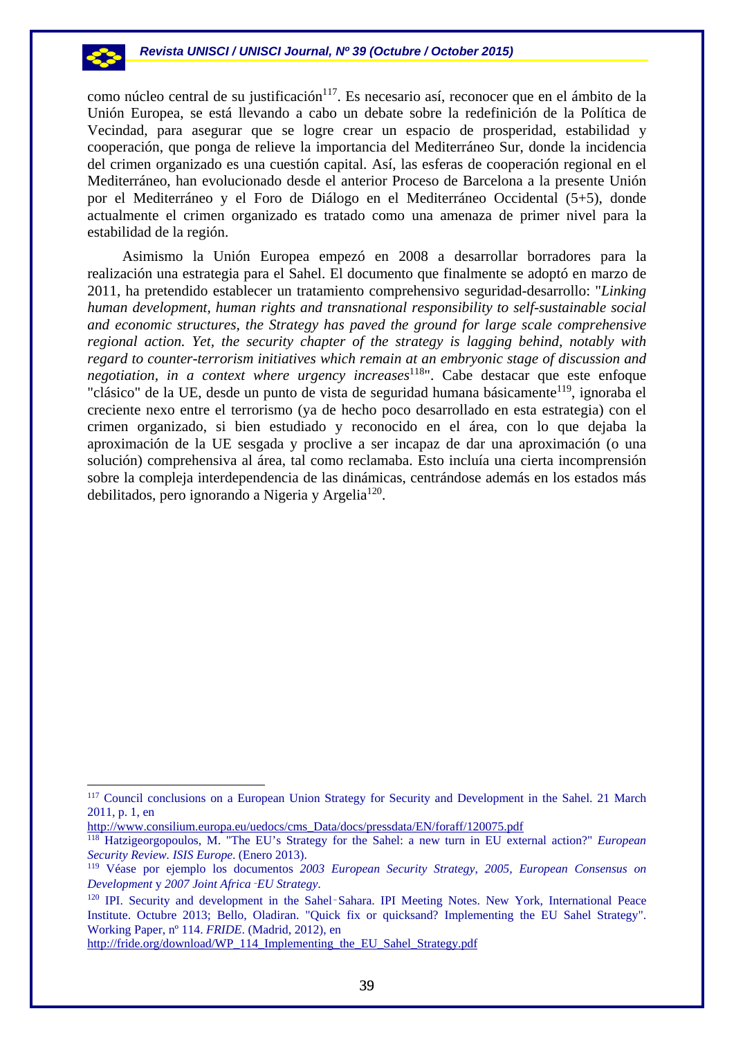como núcleo central de su justificación[117]. Es necesario así, reconocer que en el ámbito de la Unión Europea, se está llevando a cabo un debate sobre la redefinición de la Política de Vecindad, para asegurar que se logre crear un espacio de prosperidad, estabilidad y cooperación, que ponga de relieve la importancia del Mediterráneo Sur, donde la incidencia del crimen organizado es una cuestión capital. Así, las esferas de cooperación regional en el Mediterráneo, han evolucionado desde el anterior Proceso de Barcelona a la presente Unión por el Mediterráneo y el Foro de Diálogo en el Mediterráneo Occidental (5+5), donde actualmente el crimen organizado es tratado como una amenaza de primer nivel para la estabilidad de la región.

Asimismo la Unión Europea empezó en 2008 a desarrollar borradores para la realización una estrategia para el Sahel. El documento que finalmente se adoptó en marzo de 2011, ha pretendido establecer un tratamiento comprehensivo seguridad-desarrollo: "*Linking human development, human rights and transnational responsibility to self-sustainable social and economic structures, the Strategy has paved the ground for large scale comprehensive regional action. Yet, the security chapter of the strategy is lagging behind, notably with regard to counter-terrorism initiatives which remain at an embryonic stage of discussion and negotiation, in a context where urgency increases*[118]". Cabe destacar que este enfoque "clásico" de la UE, desde un punto de vista de seguridad humana básicamente[119], ignoraba el creciente nexo entre el terrorismo (ya de hecho poco desarrollado en esta estrategia) con el crimen organizado, si bien estudiado y reconocido en el área, con lo que dejaba la aproximación de la UE sesgada y proclive a ser incapaz de dar una aproximación (o una solución) comprehensiva al área, tal como reclamaba. Esto incluía una cierta incomprensión sobre la compleja interdependencia de las dinámicas, centrándose además en los estados más debilitados, pero ignorando a Nigeria y Argelia[120].

---

[117] Council conclusions on a European Union Strategy for Security and Development in the Sahel. 21 March 2011, p. 1, en http://www.consilium.europa.eu/uedocs/cms_Data/docs/pressdata/EN/foraff/120075.pdf

[118] Hatzigeorgopoulos, M. "The EU's Strategy for the Sahel: a new turn in EU external action?" *European Security Review. ISIS Europe*. (Enero 2013).

[119] Véase por ejemplo los documentos *2003 European Security Strategy*, *2005, European Consensus on Development* y *2007 Joint Africa‐EU Strategy*.

[120] IPI. Security and development in the Sahel‐Sahara. IPI Meeting Notes. New York, International Peace Institute. Octubre 2013; Bello, Oladiran. "Quick fix or quicksand? Implementing the EU Sahel Strategy". Working Paper, nº 114. *FRIDE*. (Madrid, 2012), en http://fride.org/download/WP_114_Implementing_the_EU_Sahel_Strategy.pdf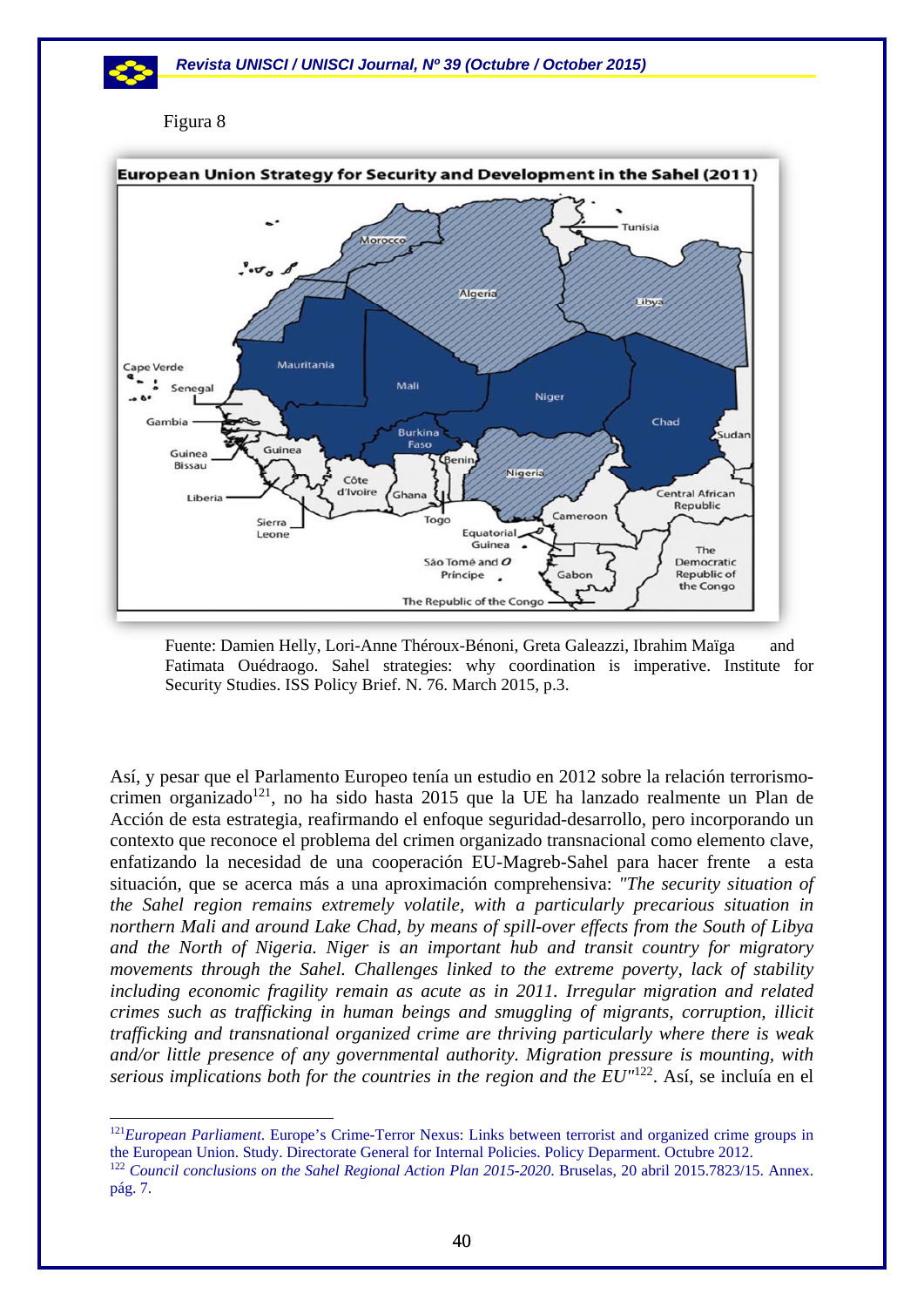Figura 8

European Union Strategy for Security and Development in the Sahel (2011)

Tunisia
Morocco
Algeria
Libya
Cape Verde
Senegal
Mauritania
Mali
Niger
Chad
Sudan
Gambia
Burkina Faso
Guinea Bissau
Guinea
Benin
Nigeria
Côte d'Ivoire
Ghana
Central African Republic
Liberia
Togo
Cameroon
Sierra Leone
Equatorial Guinea
São Tomé and Príncipe
Gabon
The Democratic Republic of the Congo
The Republic of the Congo

Fuente: Damien Helly, Lori-Anne Théroux-Bénoni, Greta Galeazzi, Ibrahim Maïga and Fatimata Ouédraogo. Sahel strategies: why coordination is imperative. Institute for Security Studies. ISS Policy Brief. N. 76. March 2015, p.3.

Así, y pesar que el Parlamento Europeo tenía un estudio en 2012 sobre la relación terrorismo-crimen organizado[121], no ha sido hasta 2015 que la UE ha lanzado realmente un Plan de Acción de esta estrategia, reafirmando el enfoque seguridad-desarrollo, pero incorporando un contexto que reconoce el problema del crimen organizado transnacional como elemento clave, enfatizando la necesidad de una cooperación EU-Magreb-Sahel para hacer frente a esta situación, que se acerca más a una aproximación comprehensiva: *"The security situation of the Sahel region remains extremely volatile, with a particularly precarious situation in northern Mali and around Lake Chad, by means of spill-over effects from the South of Libya and the North of Nigeria. Niger is an important hub and transit country for migratory movements through the Sahel. Challenges linked to the extreme poverty, lack of stability including economic fragility remain as acute as in 2011. Irregular migration and related crimes such as trafficking in human beings and smuggling of migrants, corruption, illicit trafficking and transnational organized crime are thriving particularly where there is weak and/or little presence of any governmental authority. Migration pressure is mounting, with serious implications both for the countries in the region and the EU"*[122]. Así, se incluía en el

---

[121] *European Parliament.* Europe's Crime-Terror Nexus: Links between terrorist and organized crime groups in the European Union. Study. Directorate General for Internal Policies. Policy Deparment. Octubre 2012.

[122] *Council conclusions on the Sahel Regional Action Plan 2015-2020.* Bruselas, 20 abril 2015.7823/15. Annex. pág. 7.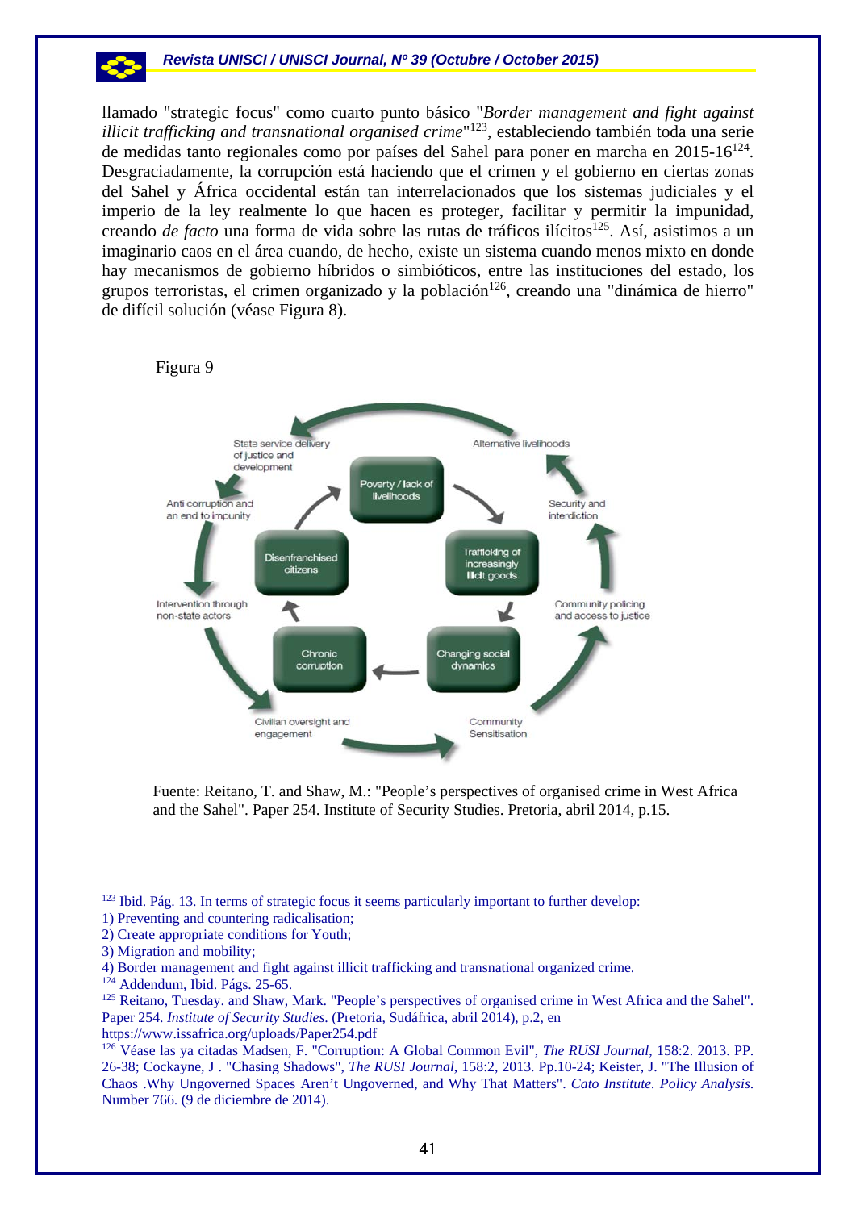llamado "strategic focus" como cuarto punto básico "*Border management and fight against illicit trafficking and transnational organised crime*"[123], estableciendo también toda una serie de medidas tanto regionales como por países del Sahel para poner en marcha en 2015-16[124]. Desgraciadamente, la corrupción está haciendo que el crimen y el gobierno en ciertas zonas del Sahel y África occidental están tan interrelacionados que los sistemas judiciales y el imperio de la ley realmente lo que hacen es proteger, facilitar y permitir la impunidad, creando *de facto* una forma de vida sobre las rutas de tráficos ilícitos[125]. Así, asistimos a un imaginario caos en el área cuando, de hecho, existe un sistema cuando menos mixto en donde hay mecanismos de gobierno híbridos o simbióticos, entre las instituciones del estado, los grupos terroristas, el crimen organizado y la población[126], creando una "dinámica de hierro" de difícil solución (véase Figura 8).

Figura 9

State service delivery of justice and development

Alternative livelihoods

Poverty / lack of livelihoods

Anti corruption and an end to impunity

Security and interdiction

Disenfranchised citizens

Trafficking of increasingly illicit goods

Intervention through non-state actors

Community policing and access to justice

Chronic corruption

Changing social dynamics

Civilian oversight and engagement

Community Sensitisation

Fuente: Reitano, T. and Shaw, M.: "People's perspectives of organised crime in West Africa and the Sahel". Paper 254. Institute of Security Studies. Pretoria, abril 2014, p.15.

---

[123] Ibid. Pág. 13. In terms of strategic focus it seems particularly important to further develop:
1) Preventing and countering radicalisation;
2) Create appropriate conditions for Youth;
3) Migration and mobility;
4) Border management and fight against illicit trafficking and transnational organized crime.

[124] Addendum, Ibid. Págs. 25-65.

[125] Reitano, Tuesday. and Shaw, Mark. "People's perspectives of organised crime in West Africa and the Sahel". Paper 254. *Institute of Security Studies.* (Pretoria, Sudáfrica, abril 2014), p.2, en https://www.issafrica.org/uploads/Paper254.pdf

[126] Véase las ya citadas Madsen, F. "Corruption: A Global Common Evil", *The RUSI Journal*, 158:2. 2013. PP. 26-38; Cockayne, J . "Chasing Shadows", *The RUSI Journal*, 158:2, 2013. Pp.10-24; Keister, J. "The Illusion of Chaos .Why Ungoverned Spaces Aren't Ungoverned, and Why That Matters". *Cato Institute. Policy Analysis.* Number 766. (9 de diciembre de 2014).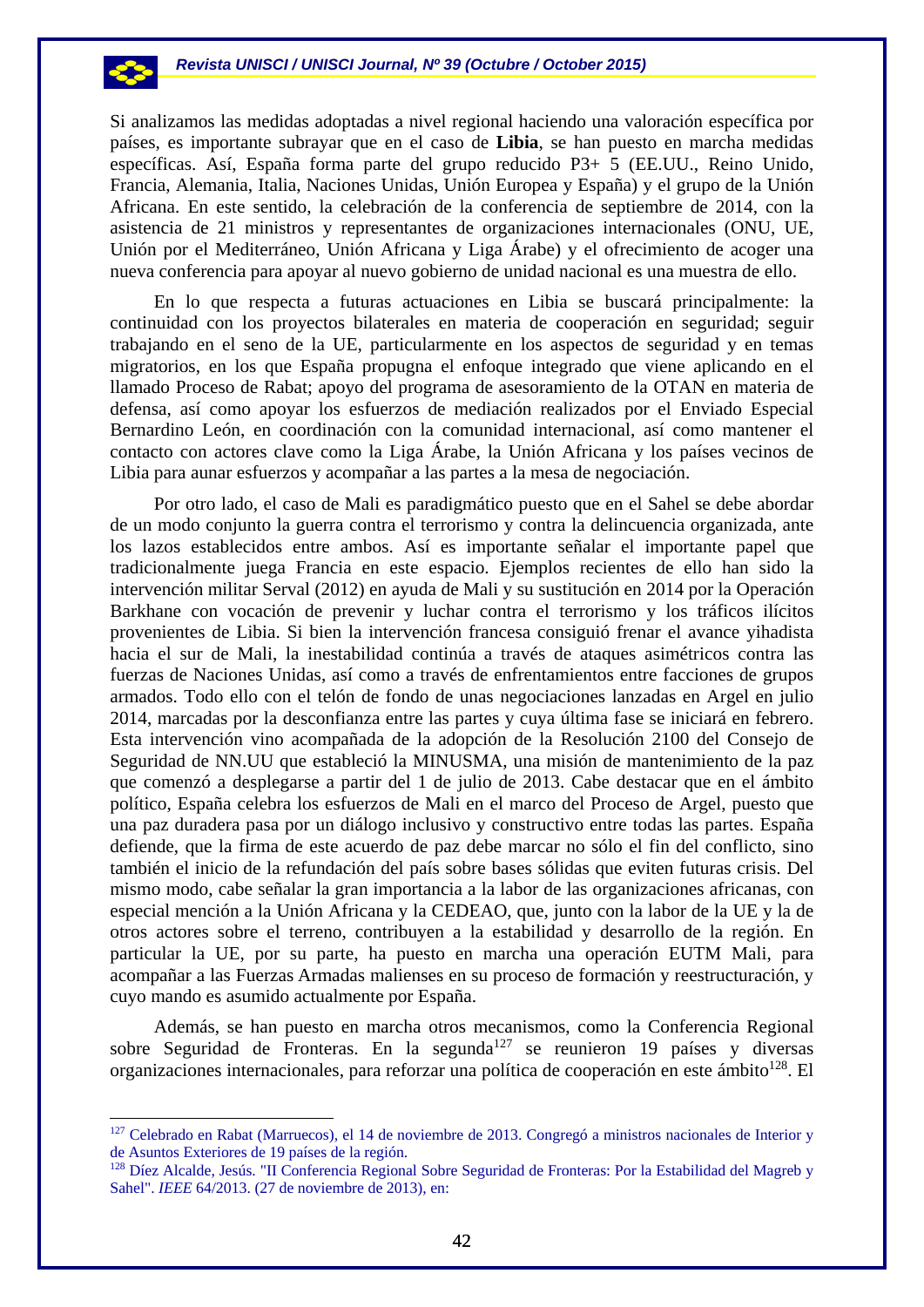Si analizamos las medidas adoptadas a nivel regional haciendo una valoración específica por países, es importante subrayar que en el caso de **Libia**, se han puesto en marcha medidas específicas. Así, España forma parte del grupo reducido P3+ 5 (EE.UU., Reino Unido, Francia, Alemania, Italia, Naciones Unidas, Unión Europea y España) y el grupo de la Unión Africana. En este sentido, la celebración de la conferencia de septiembre de 2014, con la asistencia de 21 ministros y representantes de organizaciones internacionales (ONU, UE, Unión por el Mediterráneo, Unión Africana y Liga Árabe) y el ofrecimiento de acoger una nueva conferencia para apoyar al nuevo gobierno de unidad nacional es una muestra de ello.

En lo que respecta a futuras actuaciones en Libia se buscará principalmente: la continuidad con los proyectos bilaterales en materia de cooperación en seguridad; seguir trabajando en el seno de la UE, particularmente en los aspectos de seguridad y en temas migratorios, en los que España propugna el enfoque integrado que viene aplicando en el llamado Proceso de Rabat; apoyo del programa de asesoramiento de la OTAN en materia de defensa, así como apoyar los esfuerzos de mediación realizados por el Enviado Especial Bernardino León, en coordinación con la comunidad internacional, así como mantener el contacto con actores clave como la Liga Árabe, la Unión Africana y los países vecinos de Libia para aunar esfuerzos y acompañar a las partes a la mesa de negociación.

Por otro lado, el caso de Mali es paradigmático puesto que en el Sahel se debe abordar de un modo conjunto la guerra contra el terrorismo y contra la delincuencia organizada, ante los lazos establecidos entre ambos. Así es importante señalar el importante papel que tradicionalmente juega Francia en este espacio. Ejemplos recientes de ello han sido la intervención militar Serval (2012) en ayuda de Mali y su sustitución en 2014 por la Operación Barkhane con vocación de prevenir y luchar contra el terrorismo y los tráficos ilícitos provenientes de Libia. Si bien la intervención francesa consiguió frenar el avance yihadista hacia el sur de Mali, la inestabilidad continúa a través de ataques asimétricos contra las fuerzas de Naciones Unidas, así como a través de enfrentamientos entre facciones de grupos armados. Todo ello con el telón de fondo de unas negociaciones lanzadas en Argel en julio 2014, marcadas por la desconfianza entre las partes y cuya última fase se iniciará en febrero. Esta intervención vino acompañada de la adopción de la Resolución 2100 del Consejo de Seguridad de NN.UU que estableció la MINUSMA, una misión de mantenimiento de la paz que comenzó a desplegarse a partir del 1 de julio de 2013. Cabe destacar que en el ámbito político, España celebra los esfuerzos de Mali en el marco del Proceso de Argel, puesto que una paz duradera pasa por un diálogo inclusivo y constructivo entre todas las partes. España defiende, que la firma de este acuerdo de paz debe marcar no sólo el fin del conflicto, sino también el inicio de la refundación del país sobre bases sólidas que eviten futuras crisis. Del mismo modo, cabe señalar la gran importancia a la labor de las organizaciones africanas, con especial mención a la Unión Africana y la CEDEAO, que, junto con la labor de la UE y la de otros actores sobre el terreno, contribuyen a la estabilidad y desarrollo de la región. En particular la UE, por su parte, ha puesto en marcha una operación EUTM Mali, para acompañar a las Fuerzas Armadas malienses en su proceso de formación y reestructuración, y cuyo mando es asumido actualmente por España.

Además, se han puesto en marcha otros mecanismos, como la Conferencia Regional sobre Seguridad de Fronteras. En la segunda[127] se reunieron 19 países y diversas organizaciones internacionales, para reforzar una política de cooperación en este ámbito[128]. El

---

[127] Celebrado en Rabat (Marruecos), el 14 de noviembre de 2013. Congregó a ministros nacionales de Interior y de Asuntos Exteriores de 19 países de la región.

[128] Díez Alcalde, Jesús. "II Conferencia Regional Sobre Seguridad de Fronteras: Por la Estabilidad del Magreb y Sahel". *IEEE* 64/2013. (27 de noviembre de 2013), en: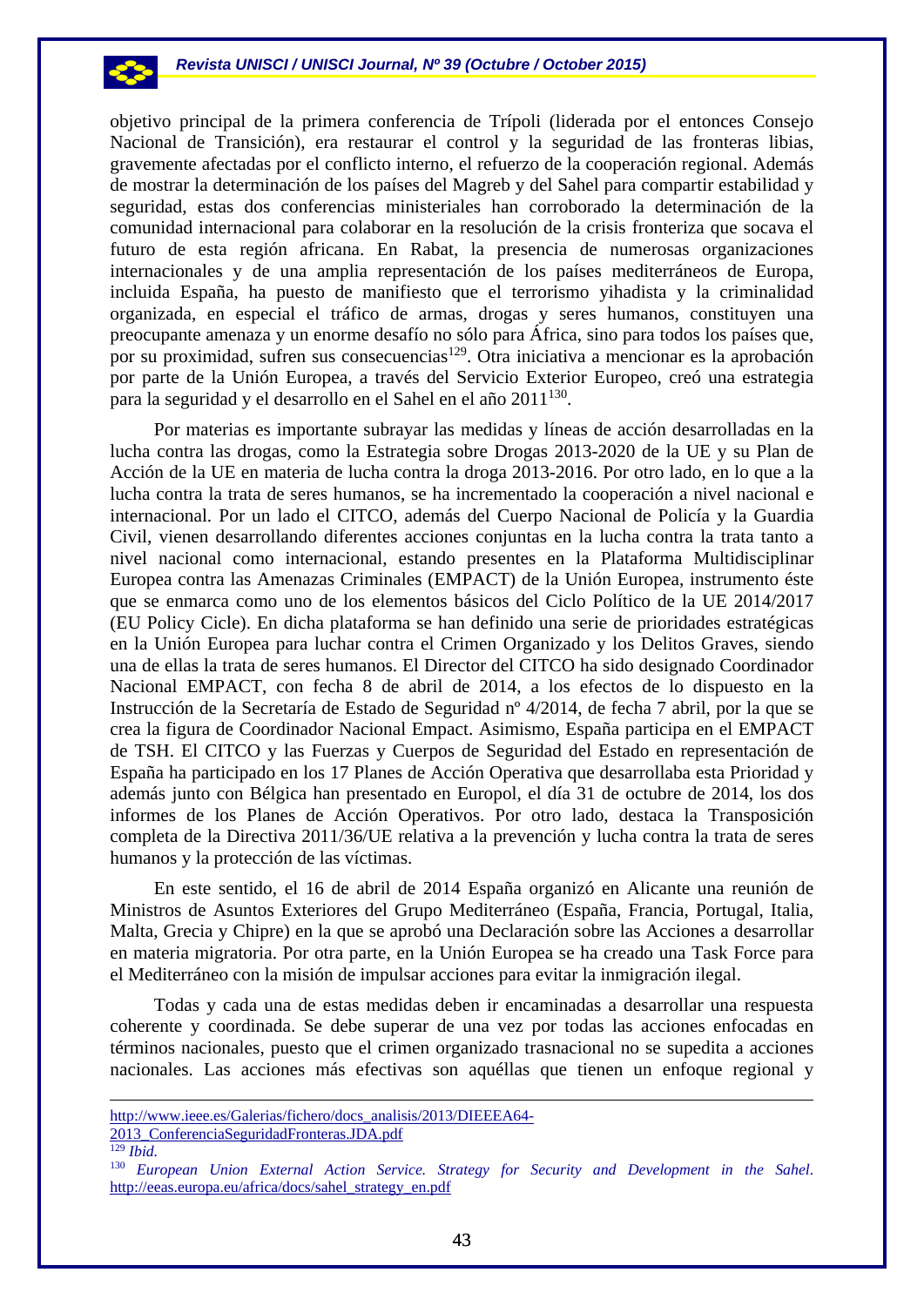objetivo principal de la primera conferencia de Trípoli (liderada por el entonces Consejo Nacional de Transición), era restaurar el control y la seguridad de las fronteras libias, gravemente afectadas por el conflicto interno, el refuerzo de la cooperación regional. Además de mostrar la determinación de los países del Magreb y del Sahel para compartir estabilidad y seguridad, estas dos conferencias ministeriales han corroborado la determinación de la comunidad internacional para colaborar en la resolución de la crisis fronteriza que socava el futuro de esta región africana. En Rabat, la presencia de numerosas organizaciones internacionales y de una amplia representación de los países mediterráneos de Europa, incluida España, ha puesto de manifiesto que el terrorismo yihadista y la criminalidad organizada, en especial el tráfico de armas, drogas y seres humanos, constituyen una preocupante amenaza y un enorme desafío no sólo para África, sino para todos los países que, por su proximidad, sufren sus consecuencias[129]. Otra iniciativa a mencionar es la aprobación por parte de la Unión Europea, a través del Servicio Exterior Europeo, creó una estrategia para la seguridad y el desarrollo en el Sahel en el año 2011[130].

Por materias es importante subrayar las medidas y líneas de acción desarrolladas en la lucha contra las drogas, como la Estrategia sobre Drogas 2013-2020 de la UE y su Plan de Acción de la UE en materia de lucha contra la droga 2013-2016. Por otro lado, en lo que a la lucha contra la trata de seres humanos, se ha incrementado la cooperación a nivel nacional e internacional. Por un lado el CITCO, además del Cuerpo Nacional de Policía y la Guardia Civil, vienen desarrollando diferentes acciones conjuntas en la lucha contra la trata tanto a nivel nacional como internacional, estando presentes en la Plataforma Multidisciplinar Europea contra las Amenazas Criminales (EMPACT) de la Unión Europea, instrumento éste que se enmarca como uno de los elementos básicos del Ciclo Político de la UE 2014/2017 (EU Policy Cicle). En dicha plataforma se han definido una serie de prioridades estratégicas en la Unión Europea para luchar contra el Crimen Organizado y los Delitos Graves, siendo una de ellas la trata de seres humanos. El Director del CITCO ha sido designado Coordinador Nacional EMPACT, con fecha 8 de abril de 2014, a los efectos de lo dispuesto en la Instrucción de la Secretaría de Estado de Seguridad nº 4/2014, de fecha 7 abril, por la que se crea la figura de Coordinador Nacional Empact. Asimismo, España participa en el EMPACT de TSH. El CITCO y las Fuerzas y Cuerpos de Seguridad del Estado en representación de España ha participado en los 17 Planes de Acción Operativa que desarrollaba esta Prioridad y además junto con Bélgica han presentado en Europol, el día 31 de octubre de 2014, los dos informes de los Planes de Acción Operativos. Por otro lado, destaca la Transposición completa de la Directiva 2011/36/UE relativa a la prevención y lucha contra la trata de seres humanos y la protección de las víctimas.

En este sentido, el 16 de abril de 2014 España organizó en Alicante una reunión de Ministros de Asuntos Exteriores del Grupo Mediterráneo (España, Francia, Portugal, Italia, Malta, Grecia y Chipre) en la que se aprobó una Declaración sobre las Acciones a desarrollar en materia migratoria. Por otra parte, en la Unión Europea se ha creado una Task Force para el Mediterráneo con la misión de impulsar acciones para evitar la inmigración ilegal.

Todas y cada una de estas medidas deben ir encaminadas a desarrollar una respuesta coherente y coordinada. Se debe superar de una vez por todas las acciones enfocadas en términos nacionales, puesto que el crimen organizado trasnacional no se supedita a acciones nacionales. Las acciones más efectivas son aquéllas que tienen un enfoque regional y

---

http://www.ieee.es/Galerias/fichero/docs_analisis/2013/DIEEEA64-2013_ConferenciaSeguridadFronteras.JDA.pdf

[129] *Ibid.*

[130] *European Union External Action Service. Strategy for Security and Development in the Sahel*. http://eeas.europa.eu/africa/docs/sahel_strategy_en.pdf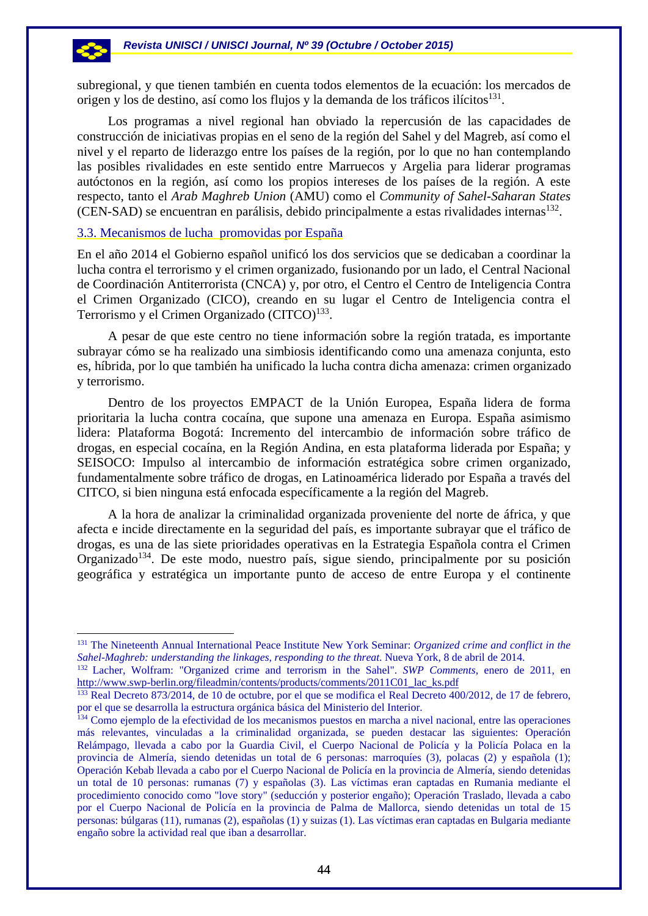subregional, y que tienen también en cuenta todos elementos de la ecuación: los mercados de origen y los de destino, así como los flujos y la demanda de los tráficos ilícitos[131].

Los programas a nivel regional han obviado la repercusión de las capacidades de construcción de iniciativas propias en el seno de la región del Sahel y del Magreb, así como el nivel y el reparto de liderazgo entre los países de la región, por lo que no han contemplando las posibles rivalidades en este sentido entre Marruecos y Argelia para liderar programas autóctonos en la región, así como los propios intereses de los países de la región. A este respecto, tanto el *Arab Maghreb Union* (AMU) como el *Community of Sahel-Saharan States* (CEN-SAD) se encuentran en parálisis, debido principalmente a estas rivalidades internas[132].

### 3.3. Mecanismos de lucha  promovidas por España

En el año 2014 el Gobierno español unificó los dos servicios que se dedicaban a coordinar la lucha contra el terrorismo y el crimen organizado, fusionando por un lado, el Central Nacional de Coordinación Antiterrorista (CNCA) y, por otro, el Centro el Centro de Inteligencia Contra el Crimen Organizado (CICO), creando en su lugar el Centro de Inteligencia contra el Terrorismo y el Crimen Organizado (CITCO)[133].

A pesar de que este centro no tiene información sobre la región tratada, es importante subrayar cómo se ha realizado una simbiosis identificando como una amenaza conjunta, esto es, híbrida, por lo que también ha unificado la lucha contra dicha amenaza: crimen organizado y terrorismo.

Dentro de los proyectos EMPACT de la Unión Europea, España lidera de forma prioritaria la lucha contra cocaína, que supone una amenaza en Europa. España asimismo lidera: Plataforma Bogotá: Incremento del intercambio de información sobre tráfico de drogas, en especial cocaína, en la Región Andina, en esta plataforma liderada por España; y SEISOCO: Impulso al intercambio de información estratégica sobre crimen organizado, fundamentalmente sobre tráfico de drogas, en Latinoamérica liderado por España a través del CITCO, si bien ninguna está enfocada específicamente a la región del Magreb.

A la hora de analizar la criminalidad organizada proveniente del norte de áfrica, y que afecta e incide directamente en la seguridad del país, es importante subrayar que el tráfico de drogas, es una de las siete prioridades operativas en la Estrategia Española contra el Crimen Organizado[134]. De este modo, nuestro país, sigue siendo, principalmente por su posición geográfica y estratégica un importante punto de acceso de entre Europa y el continente

---

[131] The Nineteenth Annual International Peace Institute New York Seminar: *Organized crime and conflict in the Sahel-Maghreb: understanding the linkages, responding to the threat*. Nueva York, 8 de abril de 2014.

[132] Lacher, Wolfram: "Organized crime and terrorism in the Sahel". *SWP Comments*, enero de 2011, en http://www.swp-berlin.org/fileadmin/contents/products/comments/2011C01_lac_ks.pdf

[133] Real Decreto 873/2014, de 10 de octubre, por el que se modifica el Real Decreto 400/2012, de 17 de febrero, por el que se desarrolla la estructura orgánica básica del Ministerio del Interior.

[134] Como ejemplo de la efectividad de los mecanismos puestos en marcha a nivel nacional, entre las operaciones más relevantes, vinculadas a la criminalidad organizada, se pueden destacar las siguientes: Operación Relámpago, llevada a cabo por la Guardia Civil, el Cuerpo Nacional de Policía y la Policía Polaca en la provincia de Almería, siendo detenidas un total de 6 personas: marroquíes (3), polacas (2) y española (1); Operación Kebab llevada a cabo por el Cuerpo Nacional de Policía en la provincia de Almería, siendo detenidas un total de 10 personas: rumanas (7) y españolas (3). Las víctimas eran captadas en Rumania mediante el procedimiento conocido como "love story" (seducción y posterior engaño); Operación Traslado, llevada a cabo por el Cuerpo Nacional de Policía en la provincia de Palma de Mallorca, siendo detenidas un total de 15 personas: búlgaras (11), rumanas (2), españolas (1) y suizas (1). Las víctimas eran captadas en Bulgaria mediante engaño sobre la actividad real que iban a desarrollar.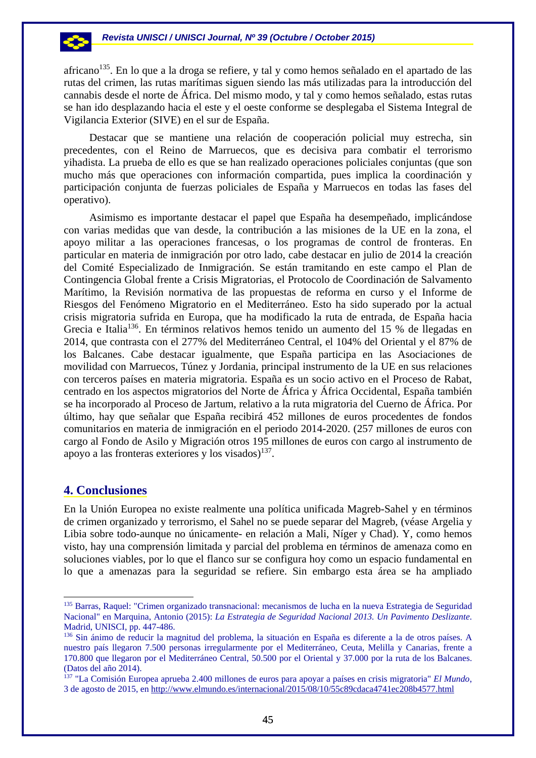africano[135]. En lo que a la droga se refiere, y tal y como hemos señalado en el apartado de las rutas del crimen, las rutas marítimas siguen siendo las más utilizadas para la introducción del cannabis desde el norte de África. Del mismo modo, y tal y como hemos señalado, estas rutas se han ido desplazando hacia el este y el oeste conforme se desplegaba el Sistema Integral de Vigilancia Exterior (SIVE) en el sur de España.

Destacar que se mantiene una relación de cooperación policial muy estrecha, sin precedentes, con el Reino de Marruecos, que es decisiva para combatir el terrorismo yihadista. La prueba de ello es que se han realizado operaciones policiales conjuntas (que son mucho más que operaciones con información compartida, pues implica la coordinación y participación conjunta de fuerzas policiales de España y Marruecos en todas las fases del operativo).

Asimismo es importante destacar el papel que España ha desempeñado, implicándose con varias medidas que van desde, la contribución a las misiones de la UE en la zona, el apoyo militar a las operaciones francesas, o los programas de control de fronteras. En particular en materia de inmigración por otro lado, cabe destacar en julio de 2014 la creación del Comité Especializado de Inmigración. Se están tramitando en este campo el Plan de Contingencia Global frente a Crisis Migratorias, el Protocolo de Coordinación de Salvamento Marítimo, la Revisión normativa de las propuestas de reforma en curso y el Informe de Riesgos del Fenómeno Migratorio en el Mediterráneo. Esto ha sido superado por la actual crisis migratoria sufrida en Europa, que ha modificado la ruta de entrada, de España hacia Grecia e Italia[136]. En términos relativos hemos tenido un aumento del 15 % de llegadas en 2014, que contrasta con el 277% del Mediterráneo Central, el 104% del Oriental y el 87% de los Balcanes. Cabe destacar igualmente, que España participa en las Asociaciones de movilidad con Marruecos, Túnez y Jordania, principal instrumento de la UE en sus relaciones con terceros países en materia migratoria. España es un socio activo en el Proceso de Rabat, centrado en los aspectos migratorios del Norte de África y África Occidental, España también se ha incorporado al Proceso de Jartum, relativo a la ruta migratoria del Cuerno de África. Por último, hay que señalar que España recibirá 452 millones de euros procedentes de fondos comunitarios en materia de inmigración en el periodo 2014-2020. (257 millones de euros con cargo al Fondo de Asilo y Migración otros 195 millones de euros con cargo al instrumento de apoyo a las fronteras exteriores y los visados)[137].

## 4. Conclusiones

En la Unión Europea no existe realmente una política unificada Magreb-Sahel y en términos de crimen organizado y terrorismo, el Sahel no se puede separar del Magreb, (véase Argelia y Libia sobre todo-aunque no únicamente- en relación a Mali, Níger y Chad). Y, como hemos visto, hay una comprensión limitada y parcial del problema en términos de amenaza como en soluciones viables, por lo que el flanco sur se configura hoy como un espacio fundamental en lo que a amenazas para la seguridad se refiere. Sin embargo esta área se ha ampliado

---

[135] Barras, Raquel: "Crimen organizado transnacional: mecanismos de lucha en la nueva Estrategia de Seguridad Nacional" en Marquina, Antonio (2015): *La Estrategia de Seguridad Nacional 2013. Un Pavimento Deslizante*. Madrid, UNISCI, pp. 447-486.

[136] Sin ánimo de reducir la magnitud del problema, la situación en España es diferente a la de otros países. A nuestro país llegaron 7.500 personas irregularmente por el Mediterráneo, Ceuta, Melilla y Canarias, frente a 170.800 que llegaron por el Mediterráneo Central, 50.500 por el Oriental y 37.000 por la ruta de los Balcanes. (Datos del año 2014).

[137] "La Comisión Europea aprueba 2.400 millones de euros para apoyar a países en crisis migratoria" *El Mundo*, 3 de agosto de 2015, en http://www.elmundo.es/internacional/2015/08/10/55c89cdaca4741ec208b4577.html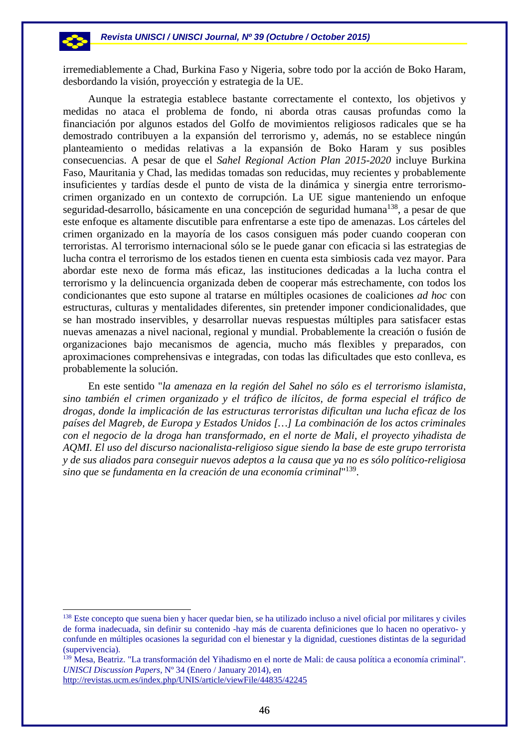irremediablemente a Chad, Burkina Faso y Nigeria, sobre todo por la acción de Boko Haram, desbordando la visión, proyección y estrategia de la UE.

Aunque la estrategia establece bastante correctamente el contexto, los objetivos y medidas no ataca el problema de fondo, ni aborda otras causas profundas como la financiación por algunos estados del Golfo de movimientos religiosos radicales que se ha demostrado contribuyen a la expansión del terrorismo y, además, no se establece ningún planteamiento o medidas relativas a la expansión de Boko Haram y sus posibles consecuencias. A pesar de que el *Sahel Regional Action Plan 2015-2020* incluye Burkina Faso, Mauritania y Chad, las medidas tomadas son reducidas, muy recientes y probablemente insuficientes y tardías desde el punto de vista de la dinámica y sinergia entre terrorismo-crimen organizado en un contexto de corrupción. La UE sigue manteniendo un enfoque seguridad-desarrollo, básicamente en una concepción de seguridad humana[138], a pesar de que este enfoque es altamente discutible para enfrentarse a este tipo de amenazas. Los cárteles del crimen organizado en la mayoría de los casos consiguen más poder cuando cooperan con terroristas. Al terrorismo internacional sólo se le puede ganar con eficacia si las estrategias de lucha contra el terrorismo de los estados tienen en cuenta esta simbiosis cada vez mayor. Para abordar este nexo de forma más eficaz, las instituciones dedicadas a la lucha contra el terrorismo y la delincuencia organizada deben de cooperar más estrechamente, con todos los condicionantes que esto supone al tratarse en múltiples ocasiones de coaliciones *ad hoc* con estructuras, culturas y mentalidades diferentes, sin pretender imponer condicionalidades, que se han mostrado inservibles, y desarrollar nuevas respuestas múltiples para satisfacer estas nuevas amenazas a nivel nacional, regional y mundial. Probablemente la creación o fusión de organizaciones bajo mecanismos de agencia, mucho más flexibles y preparados, con aproximaciones comprehensivas e integradas, con todas las dificultades que esto conlleva, es probablemente la solución.

En este sentido "*la amenaza en la región del Sahel no sólo es el terrorismo islamista, sino también el crimen organizado y el tráfico de ilícitos, de forma especial el tráfico de drogas, donde la implicación de las estructuras terroristas dificultan una lucha eficaz de los países del Magreb, de Europa y Estados Unidos […] La combinación de los actos criminales con el negocio de la droga han transformado, en el norte de Mali, el proyecto yihadista de AQMI. El uso del discurso nacionalista-religioso sigue siendo la base de este grupo terrorista y de sus aliados para conseguir nuevos adeptos a la causa que ya no es sólo político-religiosa sino que se fundamenta en la creación de una economía criminal*"[139].

---

[138] Este concepto que suena bien y hacer quedar bien, se ha utilizado incluso a nivel oficial por militares y civiles de forma inadecuada, sin definir su contenido -hay más de cuarenta definiciones que lo hacen no operativo- y confunde en múltiples ocasiones la seguridad con el bienestar y la dignidad, cuestiones distintas de la seguridad (supervivencia).

[139] Mesa, Beatriz. "La transformación del Yihadismo en el norte de Mali: de causa política a economía criminal". *UNISCI Discussion Papers*, Nº 34 (Enero / January 2014), en http://revistas.ucm.es/index.php/UNIS/article/viewFile/44835/42245